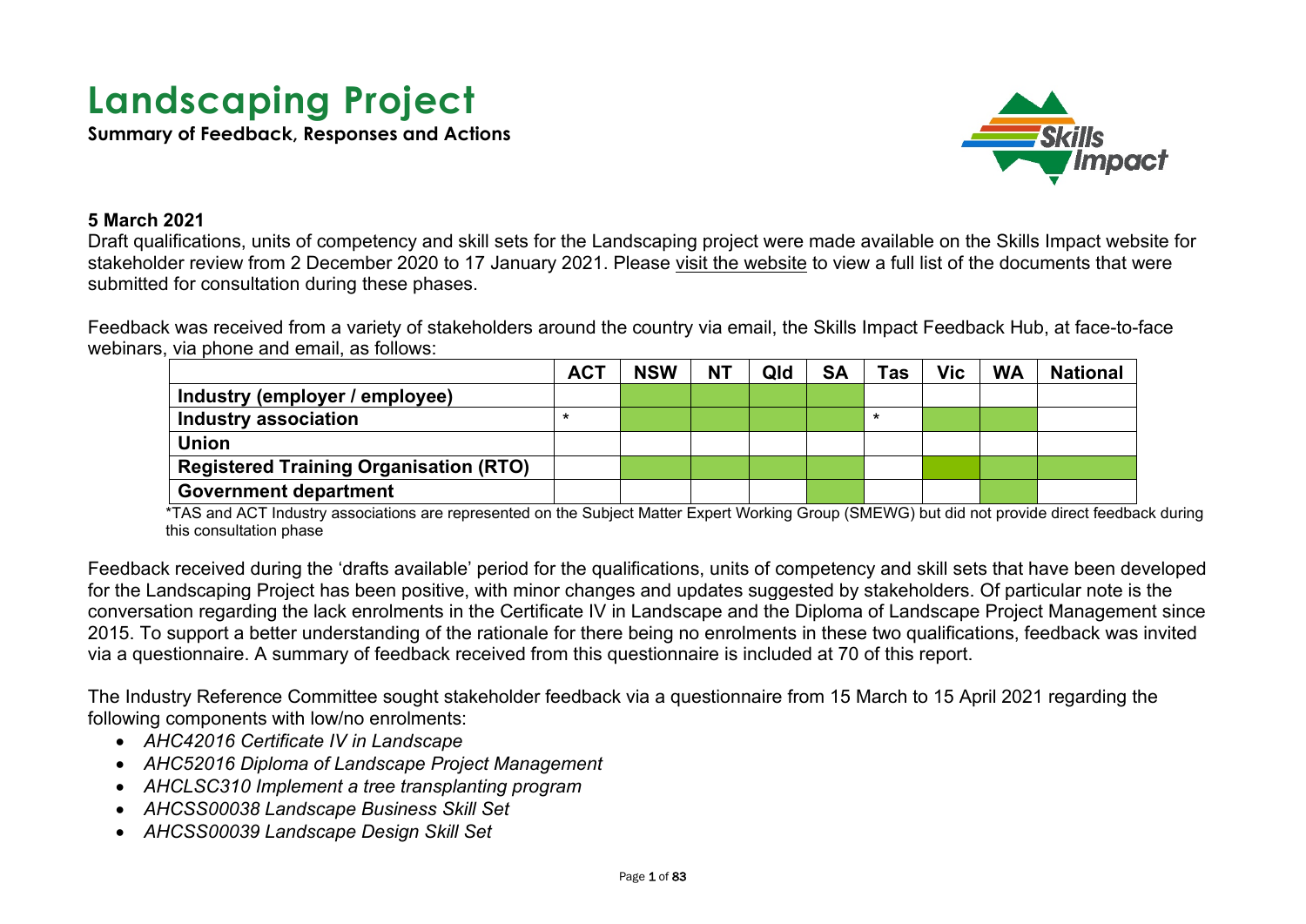# Landscaping Project

**Summary of Feedback, Responses and Actions**

**5 March 2021**

Draft qualifications, units of competency and skill sets for the Landscaping project were made available on the Skills Impact website for stakeholder review from 2 December 2020 to 17 January 2021. Please visit the website to view a full list of the documents that were submitted for consultation during these phases.

Feedback was received from a variety of stakeholders around the country via email, the Skills Impact Feedback Hub, at face-to-face webinars, via phone and email, as follows:

| | ACT | NSW | NT | Qld | SA | Tas | Vic | WA | National |
|---|---|---|---|---|---|---|---|---|---|
| **Industry (employer / employee)** | | ✓ | ✓ | ✓ | ✓ | | | | |
| **Industry association** | * | ✓ | ✓ | ✓ | ✓ | * | ✓ | ✓ | |
| **Union** | | | | | | | | | |
| **Registered Training Organisation (RTO)** | | ✓ | ✓ | ✓ | ✓ | | ✓ | ✓ | ✓ |
| **Government department** | | | | | ✓ | | | ✓ | |

*TAS and ACT Industry associations are represented on the Subject Matter Expert Working Group (SMEWG) but did not provide direct feedback during this consultation phase

Feedback received during the 'drafts available' period for the qualifications, units of competency and skill sets that have been developed for the Landscaping Project has been positive, with minor changes and updates suggested by stakeholders. Of particular note is the conversation regarding the lack enrolments in the Certificate IV in Landscape and the Diploma of Landscape Project Management since 2015. To support a better understanding of the rationale for there being no enrolments in these two qualifications, feedback was invited via a questionnaire. A summary of feedback received from this questionnaire is included at 70 of this report.

The Industry Reference Committee sought stakeholder feedback via a questionnaire from 15 March to 15 April 2021 regarding the following components with low/no enrolments:

- *AHC42016 Certificate IV in Landscape*
- *AHC52016 Diploma of Landscape Project Management*
- *AHCLSC310 Implement a tree transplanting program*
- *AHCSS00038 Landscape Business Skill Set*
- *AHCSS00039 Landscape Design Skill Set*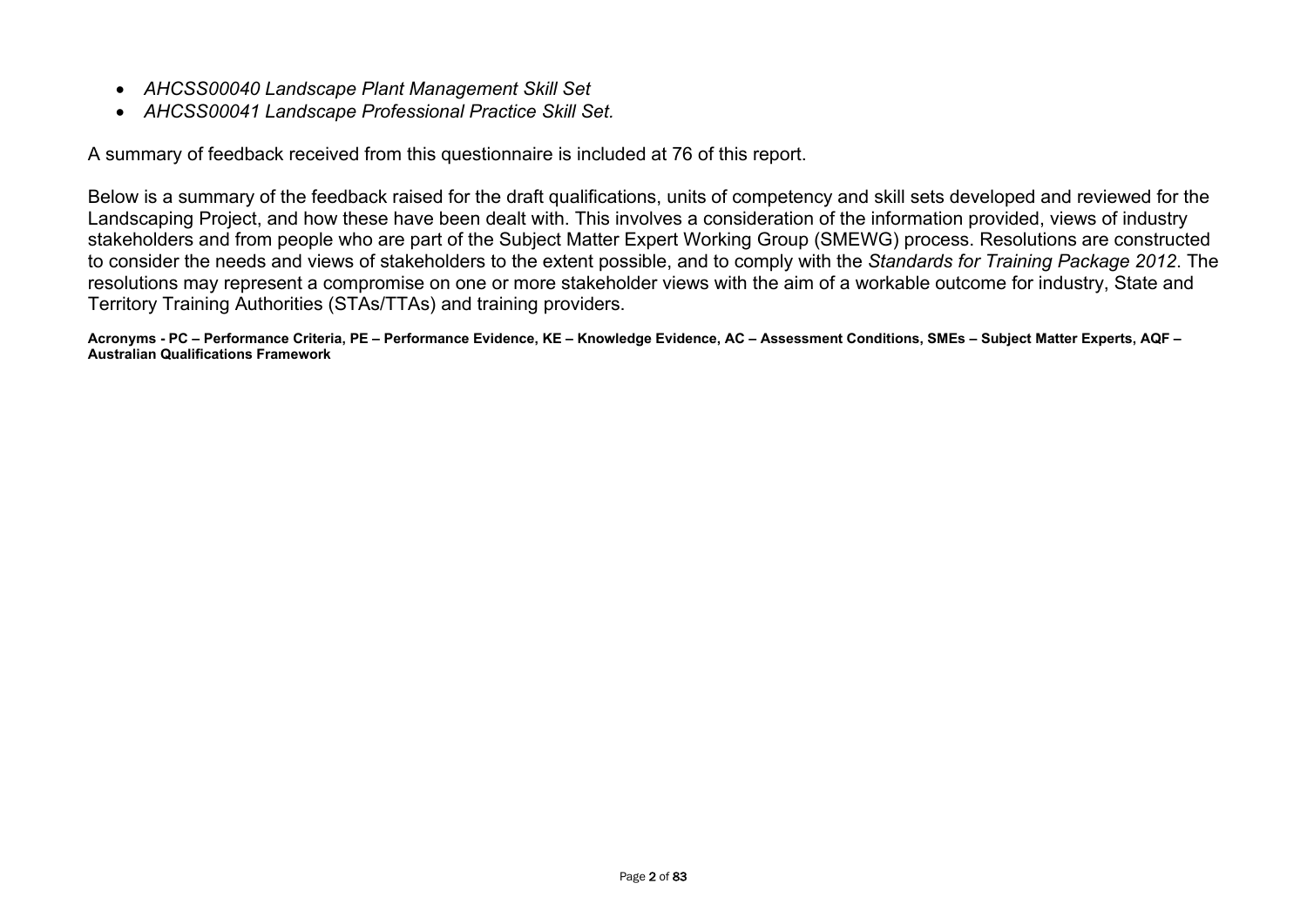- *AHCSS00040 Landscape Plant Management Skill Set*
- *AHCSS00041 Landscape Professional Practice Skill Set.*

A summary of feedback received from this questionnaire is included at 76 of this report.

Below is a summary of the feedback raised for the draft qualifications, units of competency and skill sets developed and reviewed for the Landscaping Project, and how these have been dealt with. This involves a consideration of the information provided, views of industry stakeholders and from people who are part of the Subject Matter Expert Working Group (SMEWG) process. Resolutions are constructed to consider the needs and views of stakeholders to the extent possible, and to comply with the *Standards for Training Package 2012*. The resolutions may represent a compromise on one or more stakeholder views with the aim of a workable outcome for industry, State and Territory Training Authorities (STAs/TTAs) and training providers.

**Acronyms - PC – Performance Criteria, PE – Performance Evidence, KE – Knowledge Evidence, AC – Assessment Conditions, SMEs – Subject Matter Experts, AQF – Australian Qualifications Framework**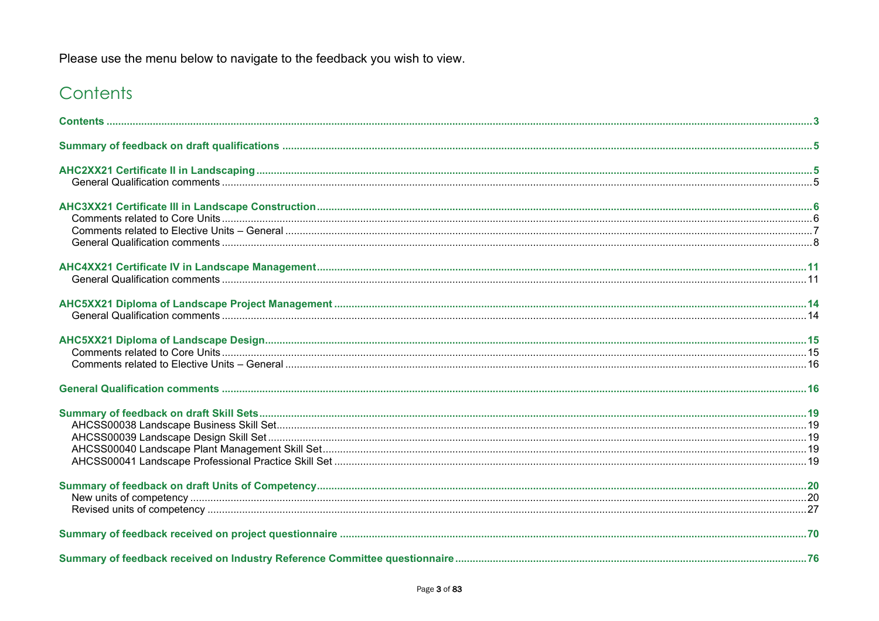Please use the menu below to navigate to the feedback you wish to view.

# Contents

**Contents** ... 3

**Summary of feedback on draft qualifications** ... 5

**AHC2XX21 Certificate II in Landscaping** ... 5
- General Qualification comments ... 5

**AHC3XX21 Certificate III in Landscape Construction** ... 6
- Comments related to Core Units ... 6
- Comments related to Elective Units – General ... 7
- General Qualification comments ... 8

**AHC4XX21 Certificate IV in Landscape Management** ... 11
- General Qualification comments ... 11

**AHC5XX21 Diploma of Landscape Project Management** ... 14
- General Qualification comments ... 14

**AHC5XX21 Diploma of Landscape Design** ... 15
- Comments related to Core Units ... 15
- Comments related to Elective Units – General ... 16

**General Qualification comments** ... 16

**Summary of feedback on draft Skill Sets** ... 19
- AHCSS00038 Landscape Business Skill Set ... 19
- AHCSS00039 Landscape Design Skill Set ... 19
- AHCSS00040 Landscape Plant Management Skill Set ... 19
- AHCSS00041 Landscape Professional Practice Skill Set ... 19

**Summary of feedback on draft Units of Competency** ... 20
- New units of competency ... 20
- Revised units of competency ... 27

**Summary of feedback received on project questionnaire** ... 70

**Summary of feedback received on Industry Reference Committee questionnaire** ... 76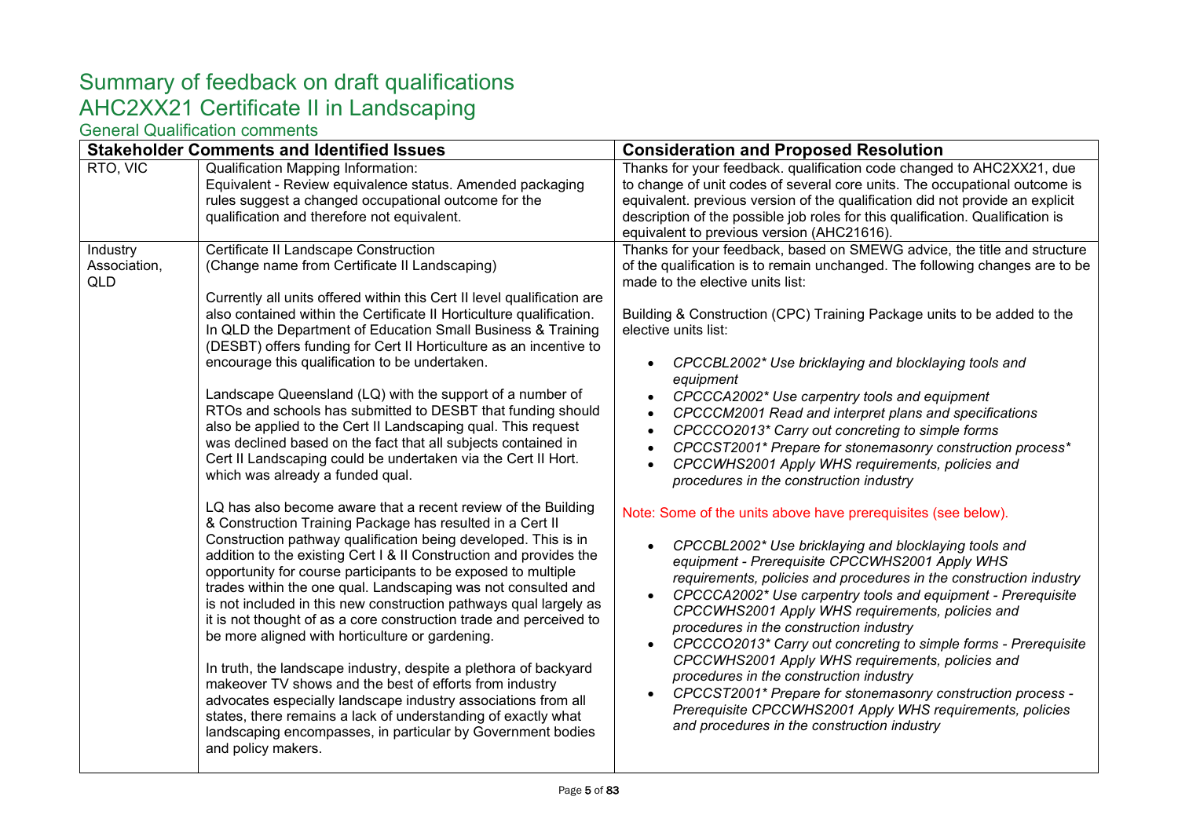# Summary of feedback on draft qualifications

# AHC2XX21 Certificate II in Landscaping

## General Qualification comments

| Stakeholder Comments and Identified Issues | | Consideration and Proposed Resolution |
|---|---|---|
| RTO, VIC | Qualification Mapping Information:<br>Equivalent - Review equivalence status. Amended packaging rules suggest a changed occupational outcome for the qualification and therefore not equivalent. | Thanks for your feedback. qualification code changed to AHC2XX21, due to change of unit codes of several core units. The occupational outcome is equivalent. previous version of the qualification did not provide an explicit description of the possible job roles for this qualification. Qualification is equivalent to previous version (AHC21616). |
| Industry Association, QLD | Certificate II Landscape Construction<br>(Change name from Certificate II Landscaping)<br><br>Currently all units offered within this Cert II level qualification are also contained within the Certificate II Horticulture qualification. In QLD the Department of Education Small Business & Training (DESBT) offers funding for Cert II Horticulture as an incentive to encourage this qualification to be undertaken.<br><br>Landscape Queensland (LQ) with the support of a number of RTOs and schools has submitted to DESBT that funding should also be applied to the Cert II Landscaping qual. This request was declined based on the fact that all subjects contained in Cert II Landscaping could be undertaken via the Cert II Hort. which was already a funded qual.<br><br>LQ has also become aware that a recent review of the Building & Construction Training Package has resulted in a Cert II Construction pathway qualification being developed. This is in addition to the existing Cert I & II Construction and provides the opportunity for course participants to be exposed to multiple trades within the one qual. Landscaping was not consulted and is not included in this new construction pathways qual largely as it is not thought of as a core construction trade and perceived to be more aligned with horticulture or gardening.<br><br>In truth, the landscape industry, despite a plethora of backyard makeover TV shows and the best of efforts from industry advocates especially landscape industry associations from all states, there remains a lack of understanding of exactly what landscaping encompasses, in particular by Government bodies and policy makers. | Thanks for your feedback, based on SMEWG advice, the title and structure of the qualification is to remain unchanged. The following changes are to be made to the elective units list:<br><br>Building & Construction (CPC) Training Package units to be added to the elective units list:<br><br>• *CPCCBL2002* Use bricklaying and blocklaying tools and equipment*<br>• *CPCCCA2002* Use carpentry tools and equipment*<br>• *CPCCCM2001 Read and interpret plans and specifications*<br>• *CPCCCO2013* Carry out concreting to simple forms*<br>• *CPCCST2001* Prepare for stonemasonry construction process**<br>• *CPCCWHS2001 Apply WHS requirements, policies and procedures in the construction industry*<br><br>Note: Some of the units above have prerequisites (see below).<br><br>• *CPCCBL2002* Use bricklaying and blocklaying tools and equipment - Prerequisite CPCCWHS2001 Apply WHS requirements, policies and procedures in the construction industry*<br>• *CPCCCA2002* Use carpentry tools and equipment - Prerequisite CPCCWHS2001 Apply WHS requirements, policies and procedures in the construction industry*<br>• *CPCCCO2013* Carry out concreting to simple forms - Prerequisite CPCCWHS2001 Apply WHS requirements, policies and procedures in the construction industry*<br>• *CPCCST2001* Prepare for stonemasonry construction process - Prerequisite CPCCWHS2001 Apply WHS requirements, policies and procedures in the construction industry* |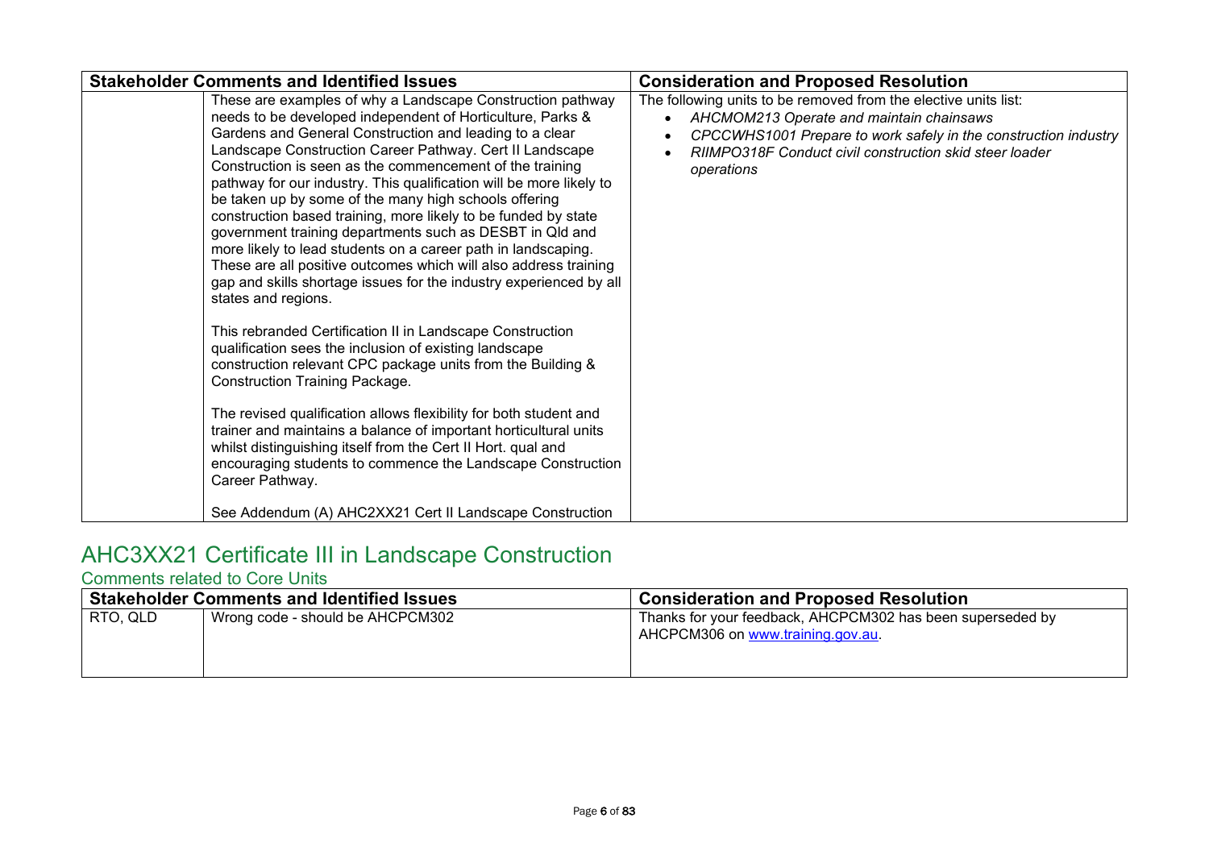| Stakeholder Comments and Identified Issues | | Consideration and Proposed Resolution |
|---|---|---|
| | These are examples of why a Landscape Construction pathway needs to be developed independent of Horticulture, Parks & Gardens and General Construction and leading to a clear Landscape Construction Career Pathway. Cert II Landscape Construction is seen as the commencement of the training pathway for our industry. This qualification will be more likely to be taken up by some of the many high schools offering construction based training, more likely to be funded by state government training departments such as DESBT in Qld and more likely to lead students on a career path in landscaping. These are all positive outcomes which will also address training gap and skills shortage issues for the industry experienced by all states and regions.<br><br>This rebranded Certification II in Landscape Construction qualification sees the inclusion of existing landscape construction relevant CPC package units from the Building & Construction Training Package.<br><br>The revised qualification allows flexibility for both student and trainer and maintains a balance of important horticultural units whilst distinguishing itself from the Cert II Hort. qual and encouraging students to commence the Landscape Construction Career Pathway.<br><br>See Addendum (A) AHC2XX21 Cert II Landscape Construction | The following units to be removed from the elective units list:<br>• *AHCMOM213 Operate and maintain chainsaws*<br>• *CPCCWHS1001 Prepare to work safely in the construction industry*<br>• *RIIMPO318F Conduct civil construction skid steer loader operations* |

## AHC3XX21 Certificate III in Landscape Construction

### Comments related to Core Units

| Stakeholder Comments and Identified Issues | | Consideration and Proposed Resolution |
|---|---|---|
| RTO, QLD | Wrong code - should be AHCPCM302 | Thanks for your feedback, AHCPCM302 has been superseded by AHCPCM306 on [www.training.gov.au](http://www.training.gov.au). |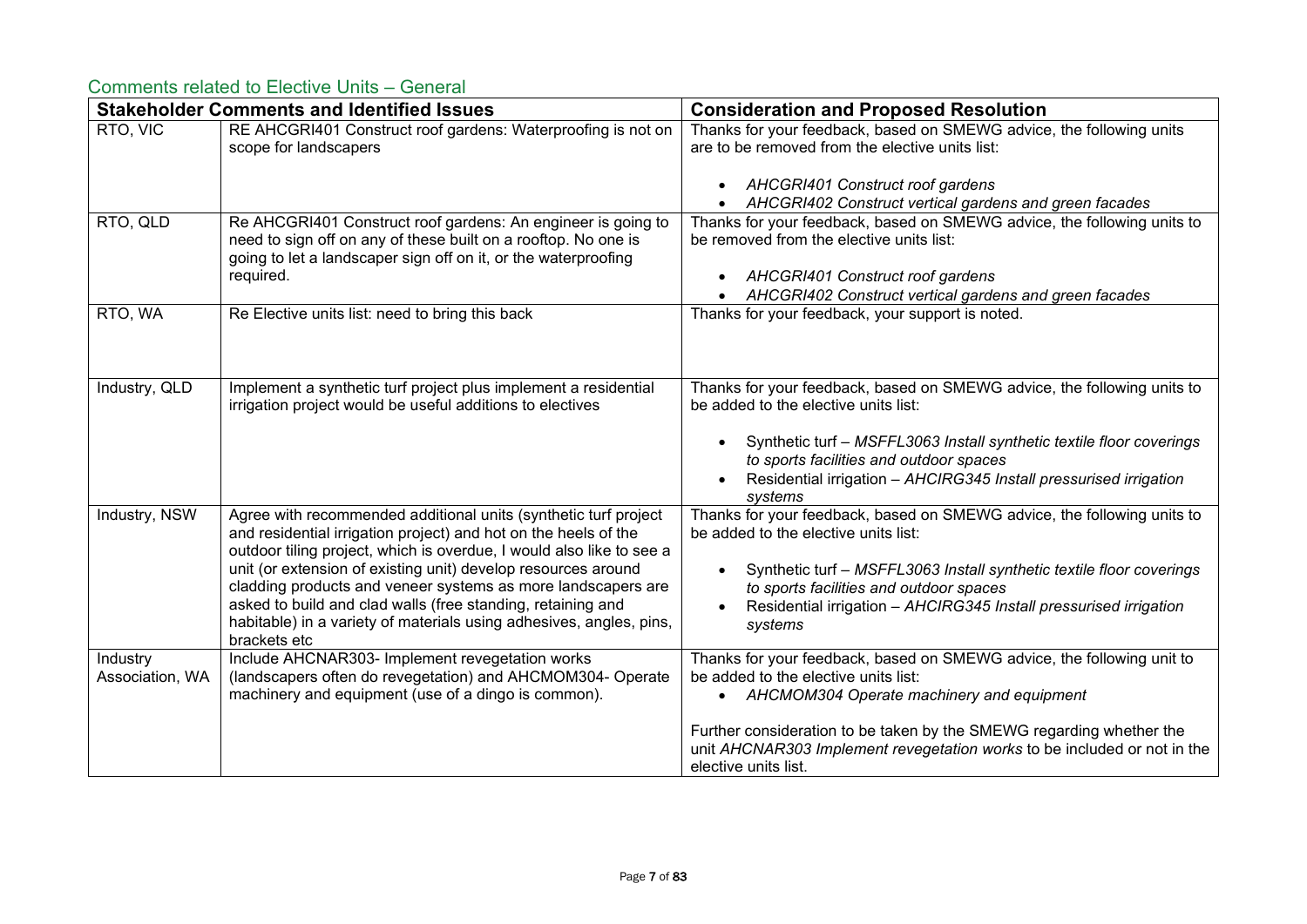## Comments related to Elective Units – General

| Stakeholder Comments and Identified Issues | | Consideration and Proposed Resolution |
|---|---|---|
| RTO, VIC | RE AHCGRI401 Construct roof gardens: Waterproofing is not on scope for landscapers | Thanks for your feedback, based on SMEWG advice, the following units are to be removed from the elective units list:<br><br>• *AHCGRI401 Construct roof gardens*<br>• *AHCGRI402 Construct vertical gardens and green facades* |
| RTO, QLD | Re AHCGRI401 Construct roof gardens: An engineer is going to need to sign off on any of these built on a rooftop. No one is going to let a landscaper sign off on it, or the waterproofing required. | Thanks for your feedback, based on SMEWG advice, the following units to be removed from the elective units list:<br><br>• *AHCGRI401 Construct roof gardens*<br>• *AHCGRI402 Construct vertical gardens and green facades* |
| RTO, WA | Re Elective units list: need to bring this back | Thanks for your feedback, your support is noted. |
| Industry, QLD | Implement a synthetic turf project plus implement a residential irrigation project would be useful additions to electives | Thanks for your feedback, based on SMEWG advice, the following units to be added to the elective units list:<br><br>• Synthetic turf – *MSFFL3063 Install synthetic textile floor coverings to sports facilities and outdoor spaces*<br>• Residential irrigation – *AHCIRG345 Install pressurised irrigation systems* |
| Industry, NSW | Agree with recommended additional units (synthetic turf project and residential irrigation project) and hot on the heels of the outdoor tiling project, which is overdue, I would also like to see a unit (or extension of existing unit) develop resources around cladding products and veneer systems as more landscapers are asked to build and clad walls (free standing, retaining and habitable) in a variety of materials using adhesives, angles, pins, brackets etc | Thanks for your feedback, based on SMEWG advice, the following units to be added to the elective units list:<br><br>• Synthetic turf – *MSFFL3063 Install synthetic textile floor coverings to sports facilities and outdoor spaces*<br>• Residential irrigation – *AHCIRG345 Install pressurised irrigation systems* |
| Industry Association, WA | Include AHCNAR303- Implement revegetation works (landscapers often do revegetation) and AHCMOM304- Operate machinery and equipment (use of a dingo is common). | Thanks for your feedback, based on SMEWG advice, the following unit to be added to the elective units list:<br>• *AHCMOM304 Operate machinery and equipment*<br><br>Further consideration to be taken by the SMEWG regarding whether the unit *AHCNAR303 Implement revegetation works* to be included or not in the elective units list. |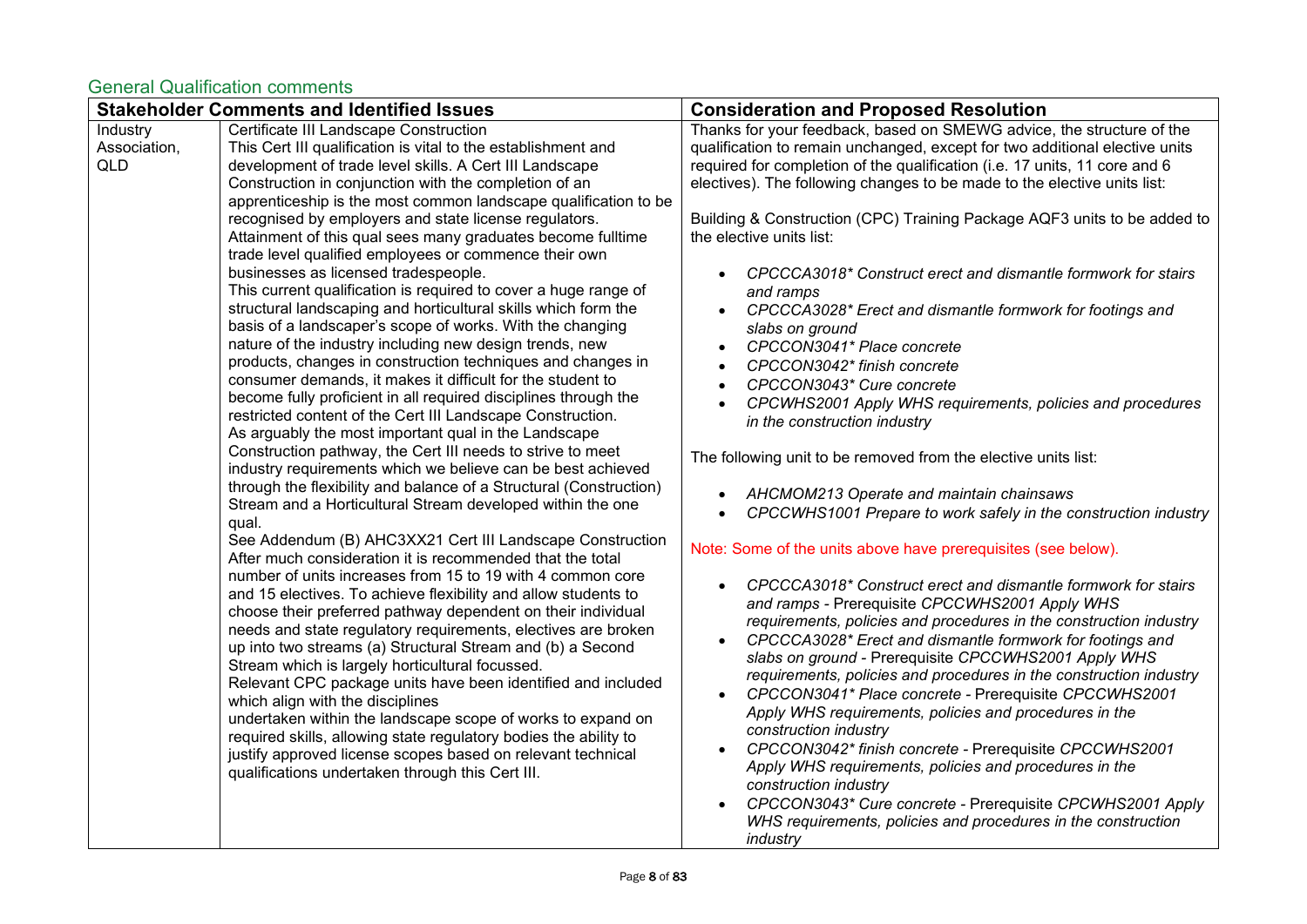## General Qualification comments

| Stakeholder Comments and Identified Issues | | Consideration and Proposed Resolution |
|---|---|---|
| Industry Association, QLD | Certificate III Landscape Construction<br>This Cert III qualification is vital to the establishment and development of trade level skills. A Cert III Landscape Construction in conjunction with the completion of an apprenticeship is the most common landscape qualification to be recognised by employers and state license regulators. Attainment of this qual sees many graduates become fulltime trade level qualified employees or commence their own businesses as licensed tradespeople.<br>This current qualification is required to cover a huge range of structural landscaping and horticultural skills which form the basis of a landscaper's scope of works. With the changing nature of the industry including new design trends, new products, changes in construction techniques and changes in consumer demands, it makes it difficult for the student to become fully proficient in all required disciplines through the restricted content of the Cert III Landscape Construction.<br>As arguably the most important qual in the Landscape Construction pathway, the Cert III needs to strive to meet industry requirements which we believe can be best achieved through the flexibility and balance of a Structural (Construction) Stream and a Horticultural Stream developed within the one qual.<br>See Addendum (B) AHC3XX21 Cert III Landscape Construction After much consideration it is recommended that the total number of units increases from 15 to 19 with 4 common core and 15 electives. To achieve flexibility and allow students to choose their preferred pathway dependent on their individual needs and state regulatory requirements, electives are broken up into two streams (a) Structural Stream and (b) a Second Stream which is largely horticultural focussed.<br>Relevant CPC package units have been identified and included which align with the disciplines undertaken within the landscape scope of works to expand on required skills, allowing state regulatory bodies the ability to justify approved license scopes based on relevant technical qualifications undertaken through this Cert III. | Thanks for your feedback, based on SMEWG advice, the structure of the qualification to remain unchanged, except for two additional elective units required for completion of the qualification (i.e. 17 units, 11 core and 6 electives). The following changes to be made to the elective units list:<br><br>Building & Construction (CPC) Training Package AQF3 units to be added to the elective units list:<br><br>• *CPCCCA3018* Construct erect and dismantle formwork for stairs and ramps*<br>• *CPCCCA3028* Erect and dismantle formwork for footings and slabs on ground*<br>• *CPCCON3041* Place concrete*<br>• *CPCCON3042* finish concrete*<br>• *CPCCON3043* Cure concrete*<br>• *CPCWHS2001 Apply WHS requirements, policies and procedures in the construction industry*<br><br>The following unit to be removed from the elective units list:<br><br>• *AHCMOM213 Operate and maintain chainsaws*<br>• *CPCCWHS1001 Prepare to work safely in the construction industry*<br><br>Note: Some of the units above have prerequisites (see below).<br><br>• *CPCCCA3018* Construct erect and dismantle formwork for stairs and ramps* - Prerequisite *CPCCWHS2001 Apply WHS requirements, policies and procedures in the construction industry*<br>• *CPCCCA3028* Erect and dismantle formwork for footings and slabs on ground* - Prerequisite *CPCCWHS2001 Apply WHS requirements, policies and procedures in the construction industry*<br>• *CPCCON3041* Place concrete* - Prerequisite *CPCCWHS2001 Apply WHS requirements, policies and procedures in the construction industry*<br>• *CPCCON3042* finish concrete* - Prerequisite *CPCCWHS2001 Apply WHS requirements, policies and procedures in the construction industry*<br>• *CPCCON3043* Cure concrete* - Prerequisite *CPCWHS2001 Apply WHS requirements, policies and procedures in the construction industry* |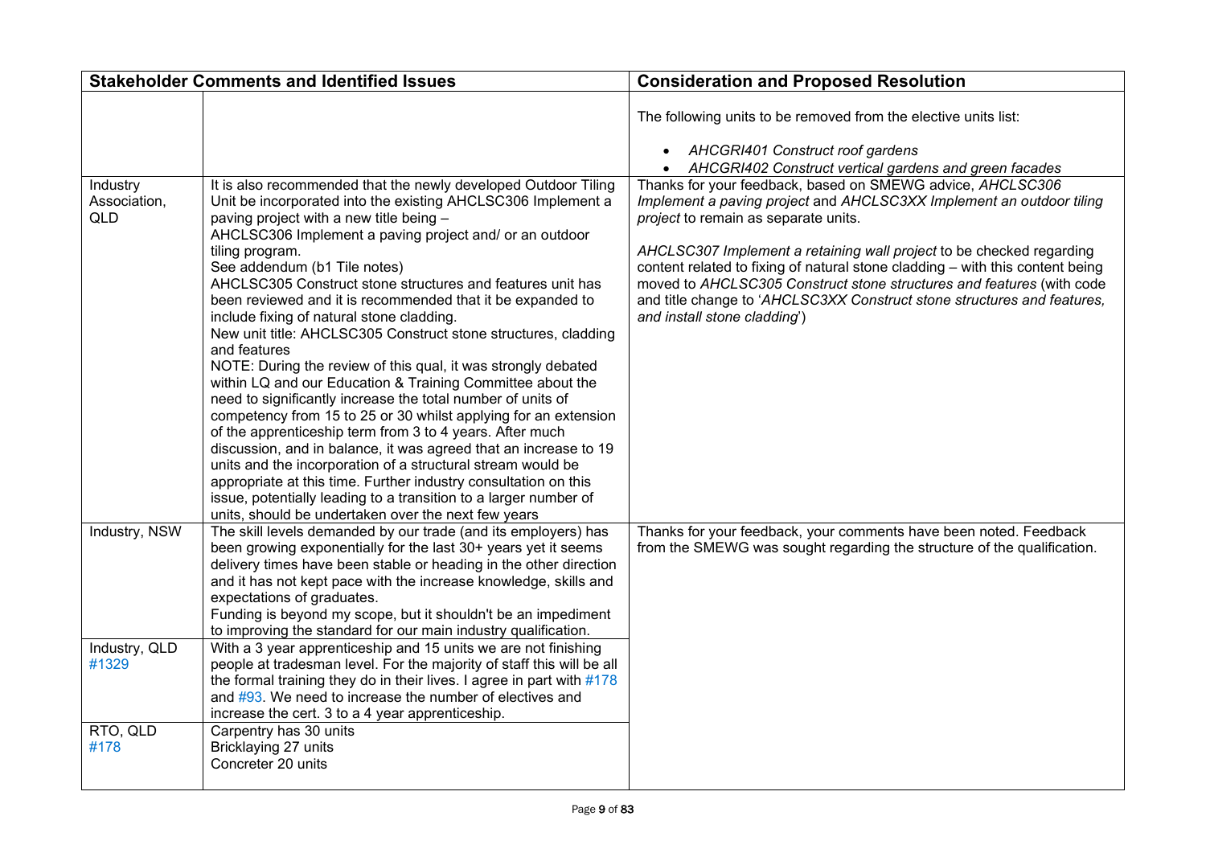| Stakeholder Comments and Identified Issues | | Consideration and Proposed Resolution |
|---|---|---|
| | | The following units to be removed from the elective units list:<br><br>• *AHCGRI401 Construct roof gardens*<br>• *AHCGRI402 Construct vertical gardens and green facades* |
| Industry Association, QLD | It is also recommended that the newly developed Outdoor Tiling Unit be incorporated into the existing AHCLSC306 Implement a paving project with a new title being –<br>AHCLSC306 Implement a paving project and/ or an outdoor tiling program.<br>See addendum (b1 Tile notes)<br>AHCLSC305 Construct stone structures and features unit has been reviewed and it is recommended that it be expanded to include fixing of natural stone cladding.<br>New unit title: AHCLSC305 Construct stone structures, cladding and features<br>NOTE: During the review of this qual, it was strongly debated within LQ and our Education & Training Committee about the need to significantly increase the total number of units of competency from 15 to 25 or 30 whilst applying for an extension of the apprenticeship term from 3 to 4 years. After much discussion, and in balance, it was agreed that an increase to 19 units and the incorporation of a structural stream would be appropriate at this time. Further industry consultation on this issue, potentially leading to a transition to a larger number of units, should be undertaken over the next few years | Thanks for your feedback, based on SMEWG advice, *AHCLSC306 Implement a paving project* and *AHCLSC3XX Implement an outdoor tiling project* to remain as separate units.<br><br>*AHCLSC307 Implement a retaining wall project* to be checked regarding content related to fixing of natural stone cladding – with this content being moved to *AHCLSC305 Construct stone structures and features* (with code and title change to '*AHCLSC3XX Construct stone structures and features, and install stone cladding*') |
| Industry, NSW | The skill levels demanded by our trade (and its employers) has been growing exponentially for the last 30+ years yet it seems delivery times have been stable or heading in the other direction and it has not kept pace with the increase knowledge, skills and expectations of graduates.<br>Funding is beyond my scope, but it shouldn't be an impediment to improving the standard for our main industry qualification. | Thanks for your feedback, your comments have been noted. Feedback from the SMEWG was sought regarding the structure of the qualification. |
| Industry, QLD #1329 | With a 3 year apprenticeship and 15 units we are not finishing people at tradesman level. For the majority of staff this will be all the formal training they do in their lives. I agree in part with #178 and #93. We need to increase the number of electives and increase the cert. 3 to a 4 year apprenticeship. | |
| RTO, QLD #178 | Carpentry has 30 units<br>Bricklaying 27 units<br>Concreter 20 units | |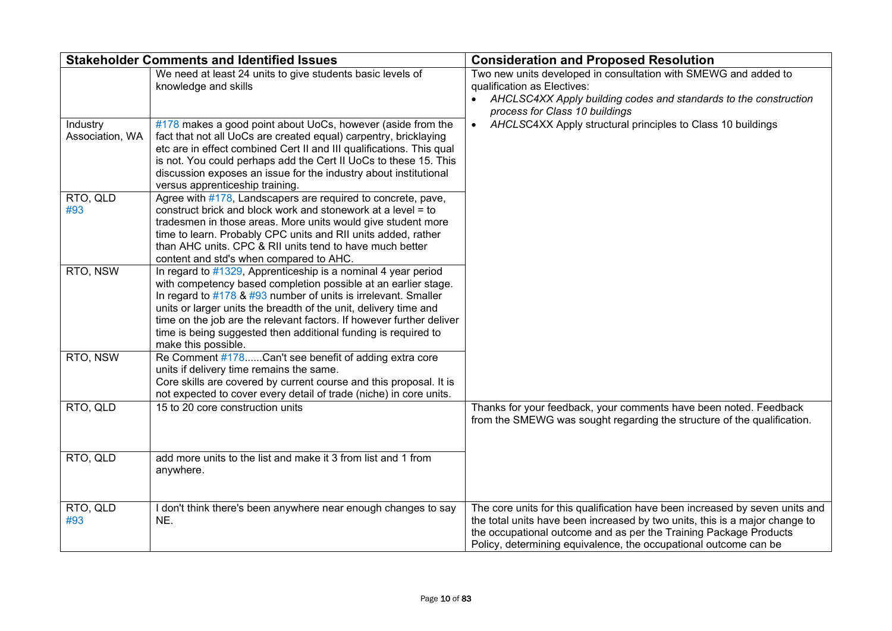| Stakeholder Comments and Identified Issues | | Consideration and Proposed Resolution |
|---|---|---|
| | We need at least 24 units to give students basic levels of knowledge and skills | Two new units developed in consultation with SMEWG and added to qualification as Electives:<br>• *AHCLSC4XX Apply building codes and standards to the construction process for Class 10 buildings*<br>• *AHCLSC4XX Apply structural principles to Class 10 buildings* |
| Industry Association, WA | #178 makes a good point about UoCs, however (aside from the fact that not all UoCs are created equal) carpentry, bricklaying etc are in effect combined Cert II and III qualifications. This qual is not. You could perhaps add the Cert II UoCs to these 15. This discussion exposes an issue for the industry about institutional versus apprenticeship training. | |
| RTO, QLD #93 | Agree with #178, Landscapers are required to concrete, pave, construct brick and block work and stonework at a level = to tradesmen in those areas. More units would give student more time to learn. Probably CPC units and RII units added, rather than AHC units. CPC & RII units tend to have much better content and std's when compared to AHC. | |
| RTO, NSW | In regard to #1329, Apprenticeship is a nominal 4 year period with competency based completion possible at an earlier stage. In regard to #178 & #93 number of units is irrelevant. Smaller units or larger units the breadth of the unit, delivery time and time on the job are the relevant factors. If however further deliver time is being suggested then additional funding is required to make this possible. | |
| RTO, NSW | Re Comment #178......Can't see benefit of adding extra core units if delivery time remains the same.<br>Core skills are covered by current course and this proposal. It is not expected to cover every detail of trade (niche) in core units. | |
| RTO, QLD | 15 to 20 core construction units | Thanks for your feedback, your comments have been noted. Feedback from the SMEWG was sought regarding the structure of the qualification. |
| RTO, QLD | add more units to the list and make it 3 from list and 1 from anywhere. | |
| RTO, QLD #93 | I don't think there's been anywhere near enough changes to say NE. | The core units for this qualification have been increased by seven units and the total units have been increased by two units, this is a major change to the occupational outcome and as per the Training Package Products Policy, determining equivalence, the occupational outcome can be |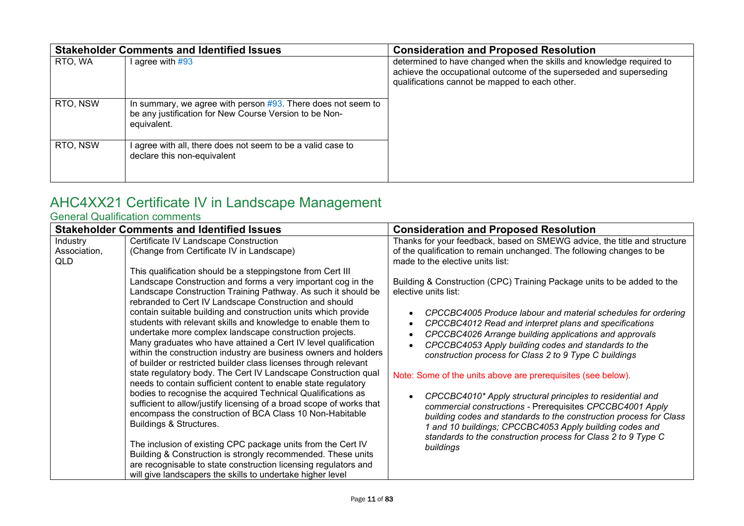| Stakeholder Comments and Identified Issues | | Consideration and Proposed Resolution |
|---|---|---|
| RTO, WA | I agree with #93 | determined to have changed when the skills and knowledge required to achieve the occupational outcome of the superseded and superseding qualifications cannot be mapped to each other. |
| RTO, NSW | In summary, we agree with person #93. There does not seem to be any justification for New Course Version to be Non-equivalent. | |
| RTO, NSW | I agree with all, there does not seem to be a valid case to declare this non-equivalent | |

# AHC4XX21 Certificate IV in Landscape Management

## General Qualification comments

| Stakeholder Comments and Identified Issues | | Consideration and Proposed Resolution |
|---|---|---|
| Industry Association, QLD | Certificate IV Landscape Construction (Change from Certificate IV in Landscape)<br><br>This qualification should be a steppingstone from Cert III Landscape Construction and forms a very important cog in the Landscape Construction Training Pathway. As such it should be rebranded to Cert IV Landscape Construction and should contain suitable building and construction units which provide students with relevant skills and knowledge to enable them to undertake more complex landscape construction projects. Many graduates who have attained a Cert IV level qualification within the construction industry are business owners and holders of builder or restricted builder class licenses through relevant state regulatory body. The Cert IV Landscape Construction qual needs to contain sufficient content to enable state regulatory bodies to recognise the acquired Technical Qualifications as sufficient to allow/justify licensing of a broad scope of works that encompass the construction of BCA Class 10 Non-Habitable Buildings & Structures.<br><br>The inclusion of existing CPC package units from the Cert IV Building & Construction is strongly recommended. These units are recognisable to state construction licensing regulators and will give landscapers the skills to undertake higher level | Thanks for your feedback, based on SMEWG advice, the title and structure of the qualification to remain unchanged. The following changes to be made to the elective units list:<br><br>Building & Construction (CPC) Training Package units to be added to the elective units list:<br><br>• *CPCCBC4005 Produce labour and material schedules for ordering*<br>• *CPCCBC4012 Read and interpret plans and specifications*<br>• *CPCCBC4026 Arrange building applications and approvals*<br>• *CPCCBC4053 Apply building codes and standards to the construction process for Class 2 to 9 Type C buildings*<br><br>Note: Some of the units above are prerequisites (see below).<br><br>• *CPCCBC4010* Apply structural principles to residential and commercial constructions* - Prerequisites *CPCCBC4001 Apply building codes and standards to the construction process for Class 1 and 10 buildings; CPCCBC4053 Apply building codes and standards to the construction process for Class 2 to 9 Type C buildings* |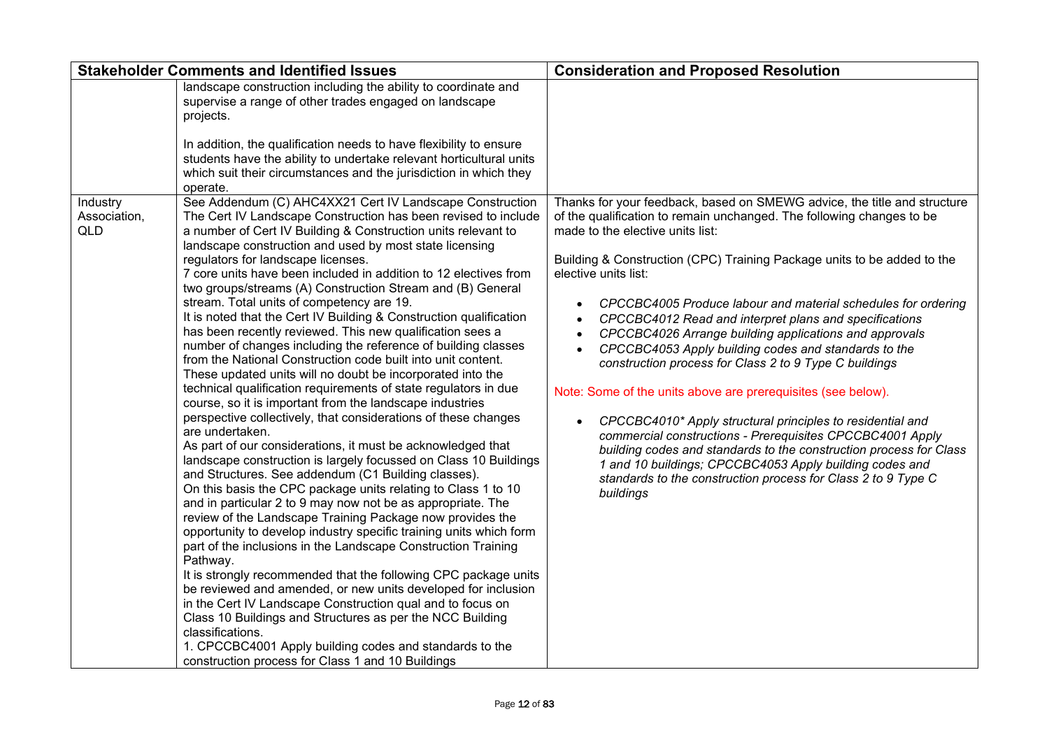| Stakeholder Comments and Identified Issues | | Consideration and Proposed Resolution |
|---|---|---|
| | landscape construction including the ability to coordinate and supervise a range of other trades engaged on landscape projects.<br><br>In addition, the qualification needs to have flexibility to ensure students have the ability to undertake relevant horticultural units which suit their circumstances and the jurisdiction in which they operate. | |
| Industry Association, QLD | See Addendum (C) AHC4XX21 Cert IV Landscape Construction<br>The Cert IV Landscape Construction has been revised to include a number of Cert IV Building & Construction units relevant to landscape construction and used by most state licensing regulators for landscape licenses.<br>7 core units have been included in addition to 12 electives from two groups/streams (A) Construction Stream and (B) General stream. Total units of competency are 19.<br>It is noted that the Cert IV Building & Construction qualification has been recently reviewed. This new qualification sees a number of changes including the reference of building classes from the National Construction code built into unit content. These updated units will no doubt be incorporated into the technical qualification requirements of state regulators in due course, so it is important from the landscape industries perspective collectively, that considerations of these changes are undertaken.<br>As part of our considerations, it must be acknowledged that landscape construction is largely focussed on Class 10 Buildings and Structures. See addendum (C1 Building classes).<br>On this basis the CPC package units relating to Class 1 to 10 and in particular 2 to 9 may now not be as appropriate. The review of the Landscape Training Package now provides the opportunity to develop industry specific training units which form part of the inclusions in the Landscape Construction Training Pathway.<br>It is strongly recommended that the following CPC package units be reviewed and amended, or new units developed for inclusion in the Cert IV Landscape Construction qual and to focus on Class 10 Buildings and Structures as per the NCC Building classifications.<br>1. CPCCBC4001 Apply building codes and standards to the construction process for Class 1 and 10 Buildings | Thanks for your feedback, based on SMEWG advice, the title and structure of the qualification to remain unchanged. The following changes to be made to the elective units list:<br><br>Building & Construction (CPC) Training Package units to be added to the elective units list:<br><br>• *CPCCBC4005 Produce labour and material schedules for ordering*<br>• *CPCCBC4012 Read and interpret plans and specifications*<br>• *CPCCBC4026 Arrange building applications and approvals*<br>• *CPCCBC4053 Apply building codes and standards to the construction process for Class 2 to 9 Type C buildings*<br><br>Note: Some of the units above are prerequisites (see below).<br><br>• *CPCCBC4010\* Apply structural principles to residential and commercial constructions - Prerequisites CPCCBC4001 Apply building codes and standards to the construction process for Class 1 and 10 buildings; CPCCBC4053 Apply building codes and standards to the construction process for Class 2 to 9 Type C buildings* |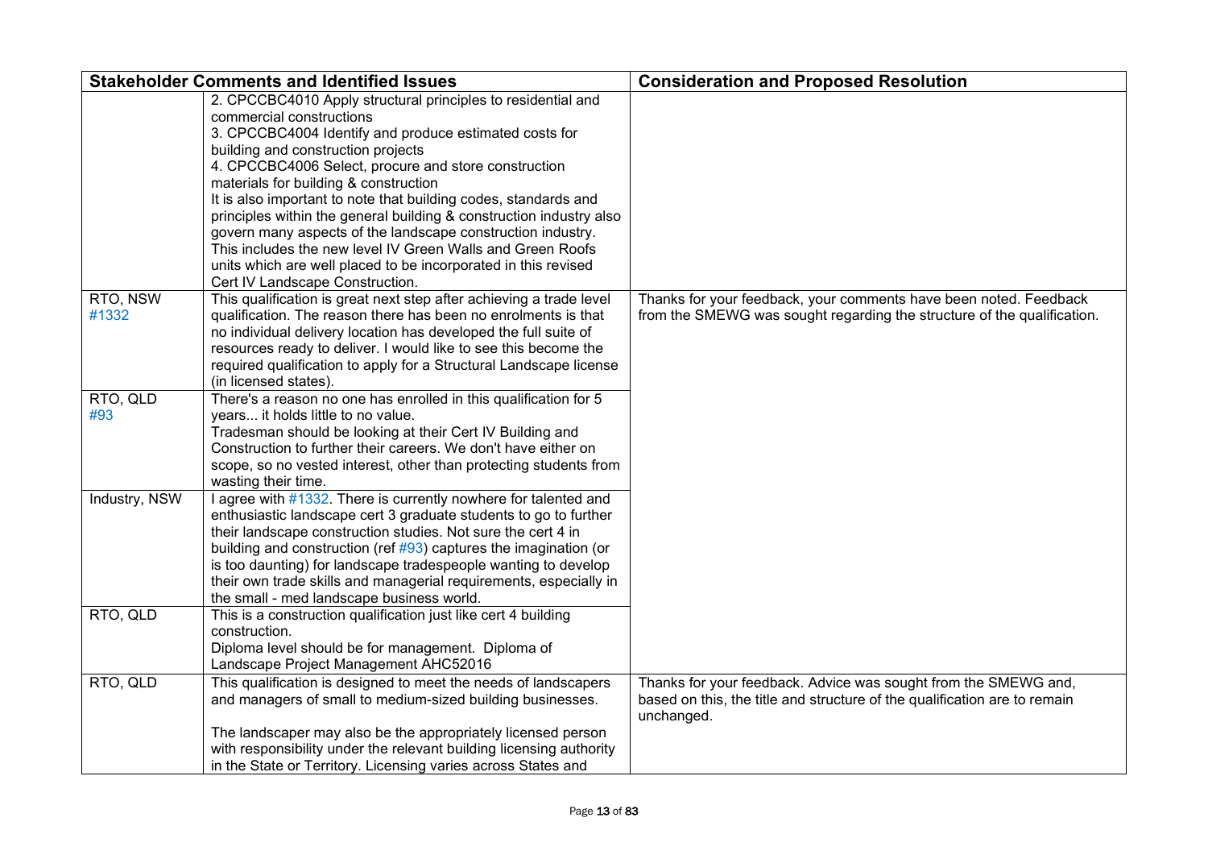| Stakeholder Comments and Identified Issues | | Consideration and Proposed Resolution |
|---|---|---|
| | 2. CPCCBC4010 Apply structural principles to residential and commercial constructions<br>3. CPCCBC4004 Identify and produce estimated costs for building and construction projects<br>4. CPCCBC4006 Select, procure and store construction materials for building & construction<br>It is also important to note that building codes, standards and principles within the general building & construction industry also govern many aspects of the landscape construction industry. This includes the new level IV Green Walls and Green Roofs units which are well placed to be incorporated in this revised Cert IV Landscape Construction. | |
| RTO, NSW<br>#1332 | This qualification is great next step after achieving a trade level qualification. The reason there has been no enrolments is that no individual delivery location has developed the full suite of resources ready to deliver. I would like to see this become the required qualification to apply for a Structural Landscape license (in licensed states). | Thanks for your feedback, your comments have been noted. Feedback from the SMEWG was sought regarding the structure of the qualification. |
| RTO, QLD<br>#93 | There's a reason no one has enrolled in this qualification for 5 years... it holds little to no value.<br>Tradesman should be looking at their Cert IV Building and Construction to further their careers. We don't have either on scope, so no vested interest, other than protecting students from wasting their time. | |
| Industry, NSW | I agree with #1332. There is currently nowhere for talented and enthusiastic landscape cert 3 graduate students to go to further their landscape construction studies. Not sure the cert 4 in building and construction (ref #93) captures the imagination (or is too daunting) for landscape tradespeople wanting to develop their own trade skills and managerial requirements, especially in the small - med landscape business world. | |
| RTO, QLD | This is a construction qualification just like cert 4 building construction.<br>Diploma level should be for management. Diploma of Landscape Project Management AHC52016 | |
| RTO, QLD | This qualification is designed to meet the needs of landscapers and managers of small to medium-sized building businesses.<br><br>The landscaper may also be the appropriately licensed person with responsibility under the relevant building licensing authority in the State or Territory. Licensing varies across States and | Thanks for your feedback. Advice was sought from the SMEWG and, based on this, the title and structure of the qualification are to remain unchanged. |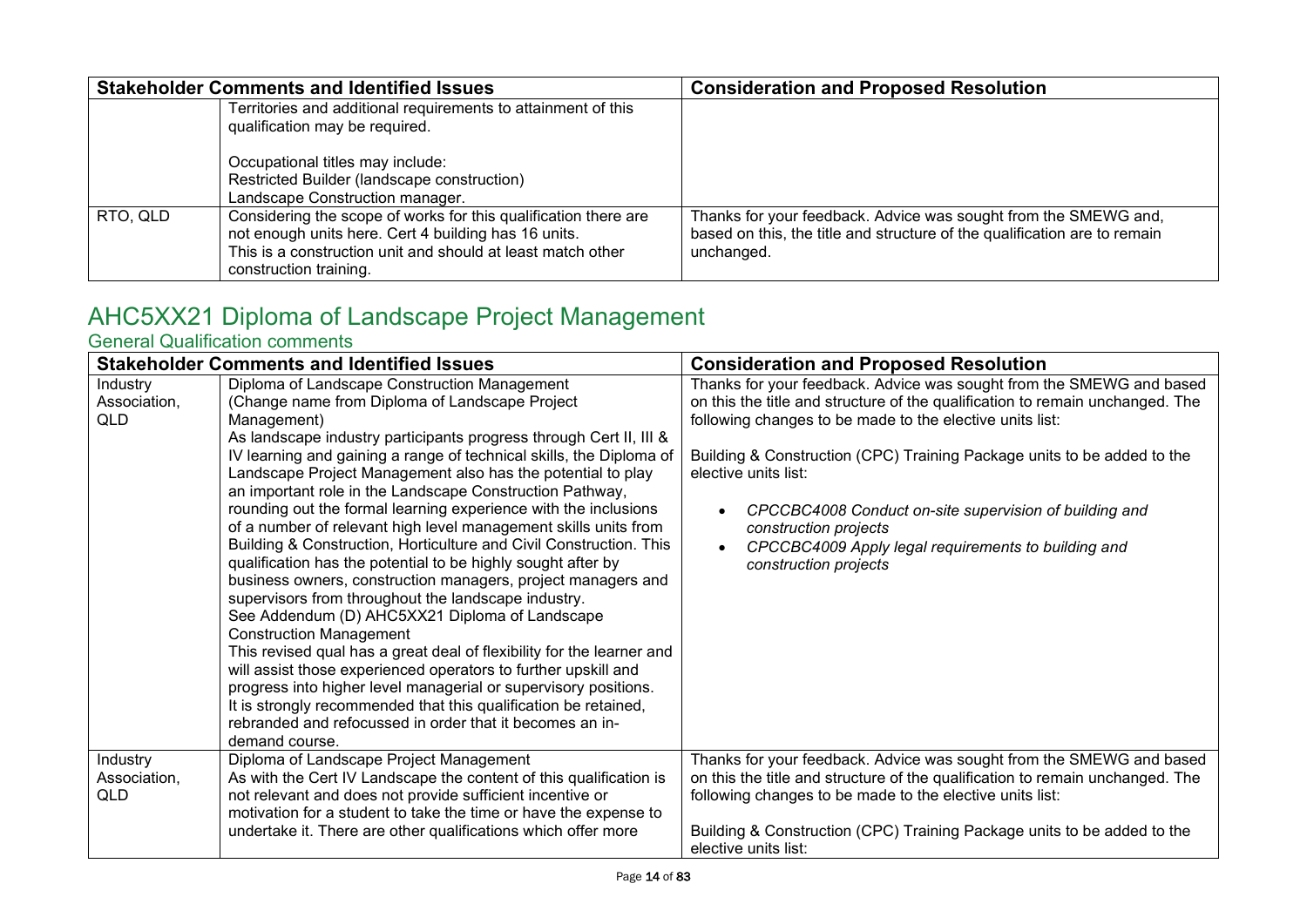| Stakeholder Comments and Identified Issues | | Consideration and Proposed Resolution |
|---|---|---|
| | Territories and additional requirements to attainment of this qualification may be required.<br><br>Occupational titles may include:<br>Restricted Builder (landscape construction)<br>Landscape Construction manager. | |
| RTO, QLD | Considering the scope of works for this qualification there are not enough units here. Cert 4 building has 16 units.<br>This is a construction unit and should at least match other construction training. | Thanks for your feedback. Advice was sought from the SMEWG and, based on this, the title and structure of the qualification are to remain unchanged. |

## AHC5XX21 Diploma of Landscape Project Management

### General Qualification comments

| Stakeholder Comments and Identified Issues | | Consideration and Proposed Resolution |
|---|---|---|
| Industry Association, QLD | Diploma of Landscape Construction Management<br>(Change name from Diploma of Landscape Project Management)<br>As landscape industry participants progress through Cert II, III & IV learning and gaining a range of technical skills, the Diploma of Landscape Project Management also has the potential to play an important role in the Landscape Construction Pathway, rounding out the formal learning experience with the inclusions of a number of relevant high level management skills units from Building & Construction, Horticulture and Civil Construction. This qualification has the potential to be highly sought after by business owners, construction managers, project managers and supervisors from throughout the landscape industry.<br>See Addendum (D) AHC5XX21 Diploma of Landscape Construction Management<br>This revised qual has a great deal of flexibility for the learner and will assist those experienced operators to further upskill and progress into higher level managerial or supervisory positions.<br>It is strongly recommended that this qualification be retained, rebranded and refocussed in order that it becomes an in-demand course. | Thanks for your feedback. Advice was sought from the SMEWG and based on this the title and structure of the qualification to remain unchanged. The following changes to be made to the elective units list:<br><br>Building & Construction (CPC) Training Package units to be added to the elective units list:<br><br>• *CPCCBC4008 Conduct on-site supervision of building and construction projects*<br>• *CPCCBC4009 Apply legal requirements to building and construction projects* |
| Industry Association, QLD | Diploma of Landscape Project Management<br>As with the Cert IV Landscape the content of this qualification is not relevant and does not provide sufficient incentive or motivation for a student to take the time or have the expense to undertake it. There are other qualifications which offer more | Thanks for your feedback. Advice was sought from the SMEWG and based on this the title and structure of the qualification to remain unchanged. The following changes to be made to the elective units list:<br><br>Building & Construction (CPC) Training Package units to be added to the elective units list: |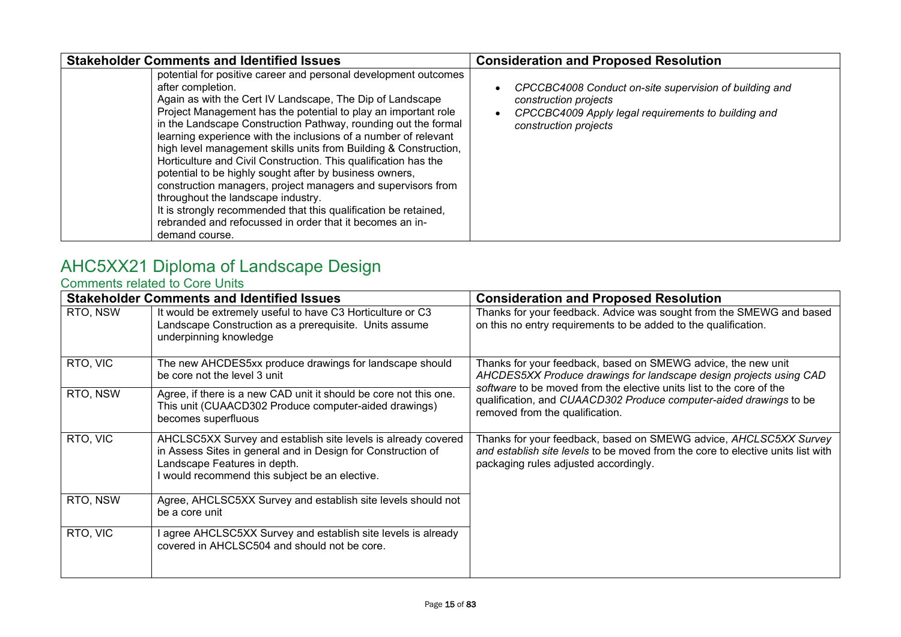| Stakeholder Comments and Identified Issues | | Consideration and Proposed Resolution |
|---|---|---|
| | potential for positive career and personal development outcomes after completion.<br>Again as with the Cert IV Landscape, The Dip of Landscape Project Management has the potential to play an important role in the Landscape Construction Pathway, rounding out the formal learning experience with the inclusions of a number of relevant high level management skills units from Building & Construction, Horticulture and Civil Construction. This qualification has the potential to be highly sought after by business owners, construction managers, project managers and supervisors from throughout the landscape industry.<br>It is strongly recommended that this qualification be retained, rebranded and refocussed in order that it becomes an in-demand course. | • *CPCCBC4008 Conduct on-site supervision of building and construction projects*<br>• *CPCCBC4009 Apply legal requirements to building and construction projects* |

# AHC5XX21 Diploma of Landscape Design

## Comments related to Core Units

| Stakeholder Comments and Identified Issues | | Consideration and Proposed Resolution |
|---|---|---|
| RTO, NSW | It would be extremely useful to have C3 Horticulture or C3 Landscape Construction as a prerequisite. Units assume underpinning knowledge | Thanks for your feedback. Advice was sought from the SMEWG and based on this no entry requirements to be added to the qualification. |
| RTO, VIC | The new AHCDES5xx produce drawings for landscape should be core not the level 3 unit | Thanks for your feedback, based on SMEWG advice, the new unit *AHCDES5XX Produce drawings for landscape design projects using CAD software* to be moved from the elective units list to the core of the qualification, and *CUAACD302 Produce computer-aided drawings* to be removed from the qualification. |
| RTO, NSW | Agree, if there is a new CAD unit it should be core not this one. This unit (CUAACD302 Produce computer-aided drawings) becomes superfluous | |
| RTO, VIC | AHCLSC5XX Survey and establish site levels is already covered in Assess Sites in general and in Design for Construction of Landscape Features in depth.<br>I would recommend this subject be an elective. | Thanks for your feedback, based on SMEWG advice, *AHCLSC5XX Survey and establish site levels* to be moved from the core to elective units list with packaging rules adjusted accordingly. |
| RTO, NSW | Agree, AHCLSC5XX Survey and establish site levels should not be a core unit | |
| RTO, VIC | I agree AHCLSC5XX Survey and establish site levels is already covered in AHCLSC504 and should not be core. | |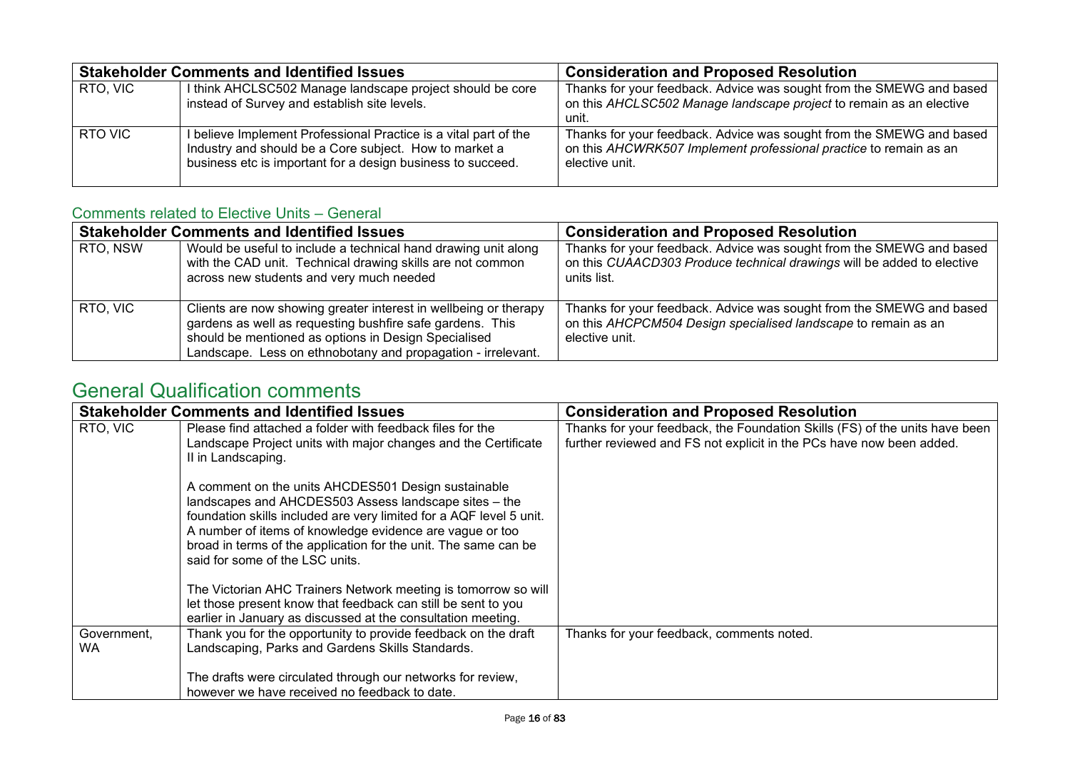| Stakeholder Comments and Identified Issues | | Consideration and Proposed Resolution |
|---|---|---|
| RTO, VIC | I think AHCLSC502 Manage landscape project should be core instead of Survey and establish site levels. | Thanks for your feedback. Advice was sought from the SMEWG and based on this *AHCLSC502 Manage landscape project* to remain as an elective unit. |
| RTO VIC | I believe Implement Professional Practice is a vital part of the Industry and should be a Core subject. How to market a business etc is important for a design business to succeed. | Thanks for your feedback. Advice was sought from the SMEWG and based on this *AHCWRK507 Implement professional practice* to remain as an elective unit. |

### Comments related to Elective Units – General

| Stakeholder Comments and Identified Issues | | Consideration and Proposed Resolution |
|---|---|---|
| RTO, NSW | Would be useful to include a technical hand drawing unit along with the CAD unit. Technical drawing skills are not common across new students and very much needed | Thanks for your feedback. Advice was sought from the SMEWG and based on this *CUAACD303 Produce technical drawings* will be added to elective units list. |
| RTO, VIC | Clients are now showing greater interest in wellbeing or therapy gardens as well as requesting bushfire safe gardens. This should be mentioned as options in Design Specialised Landscape. Less on ethnobotany and propagation - irrelevant. | Thanks for your feedback. Advice was sought from the SMEWG and based on this *AHCPCM504 Design specialised landscape* to remain as an elective unit. |

## General Qualification comments

| Stakeholder Comments and Identified Issues | | Consideration and Proposed Resolution |
|---|---|---|
| RTO, VIC | Please find attached a folder with feedback files for the Landscape Project units with major changes and the Certificate II in Landscaping.<br><br>A comment on the units AHCDES501 Design sustainable landscapes and AHCDES503 Assess landscape sites – the foundation skills included are very limited for a AQF level 5 unit. A number of items of knowledge evidence are vague or too broad in terms of the application for the unit. The same can be said for some of the LSC units.<br><br>The Victorian AHC Trainers Network meeting is tomorrow so will let those present know that feedback can still be sent to you earlier in January as discussed at the consultation meeting. | Thanks for your feedback, the Foundation Skills (FS) of the units have been further reviewed and FS not explicit in the PCs have now been added. |
| Government, WA | Thank you for the opportunity to provide feedback on the draft Landscaping, Parks and Gardens Skills Standards.<br><br>The drafts were circulated through our networks for review, however we have received no feedback to date. | Thanks for your feedback, comments noted. |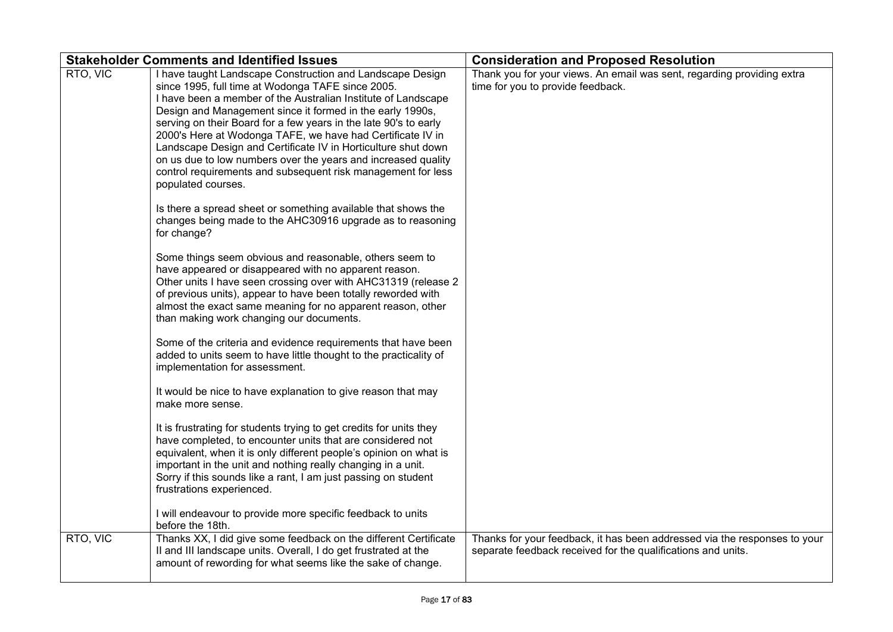| Stakeholder Comments and Identified Issues | | Consideration and Proposed Resolution |
|---|---|---|
| RTO, VIC | I have taught Landscape Construction and Landscape Design since 1995, full time at Wodonga TAFE since 2005.<br>I have been a member of the Australian Institute of Landscape Design and Management since it formed in the early 1990s, serving on their Board for a few years in the late 90's to early 2000's Here at Wodonga TAFE, we have had Certificate IV in Landscape Design and Certificate IV in Horticulture shut down on us due to low numbers over the years and increased quality control requirements and subsequent risk management for less populated courses.<br><br>Is there a spread sheet or something available that shows the changes being made to the AHC30916 upgrade as to reasoning for change?<br><br>Some things seem obvious and reasonable, others seem to have appeared or disappeared with no apparent reason.<br>Other units I have seen crossing over with AHC31319 (release 2 of previous units), appear to have been totally reworded with almost the exact same meaning for no apparent reason, other than making work changing our documents.<br><br>Some of the criteria and evidence requirements that have been added to units seem to have little thought to the practicality of implementation for assessment.<br><br>It would be nice to have explanation to give reason that may make more sense.<br><br>It is frustrating for students trying to get credits for units they have completed, to encounter units that are considered not equivalent, when it is only different people's opinion on what is important in the unit and nothing really changing in a unit.<br>Sorry if this sounds like a rant, I am just passing on student frustrations experienced.<br><br>I will endeavour to provide more specific feedback to units before the 18th. | Thank you for your views. An email was sent, regarding providing extra time for you to provide feedback. |
| RTO, VIC | Thanks XX, I did give some feedback on the different Certificate II and III landscape units. Overall, I do get frustrated at the amount of rewording for what seems like the sake of change. | Thanks for your feedback, it has been addressed via the responses to your separate feedback received for the qualifications and units. |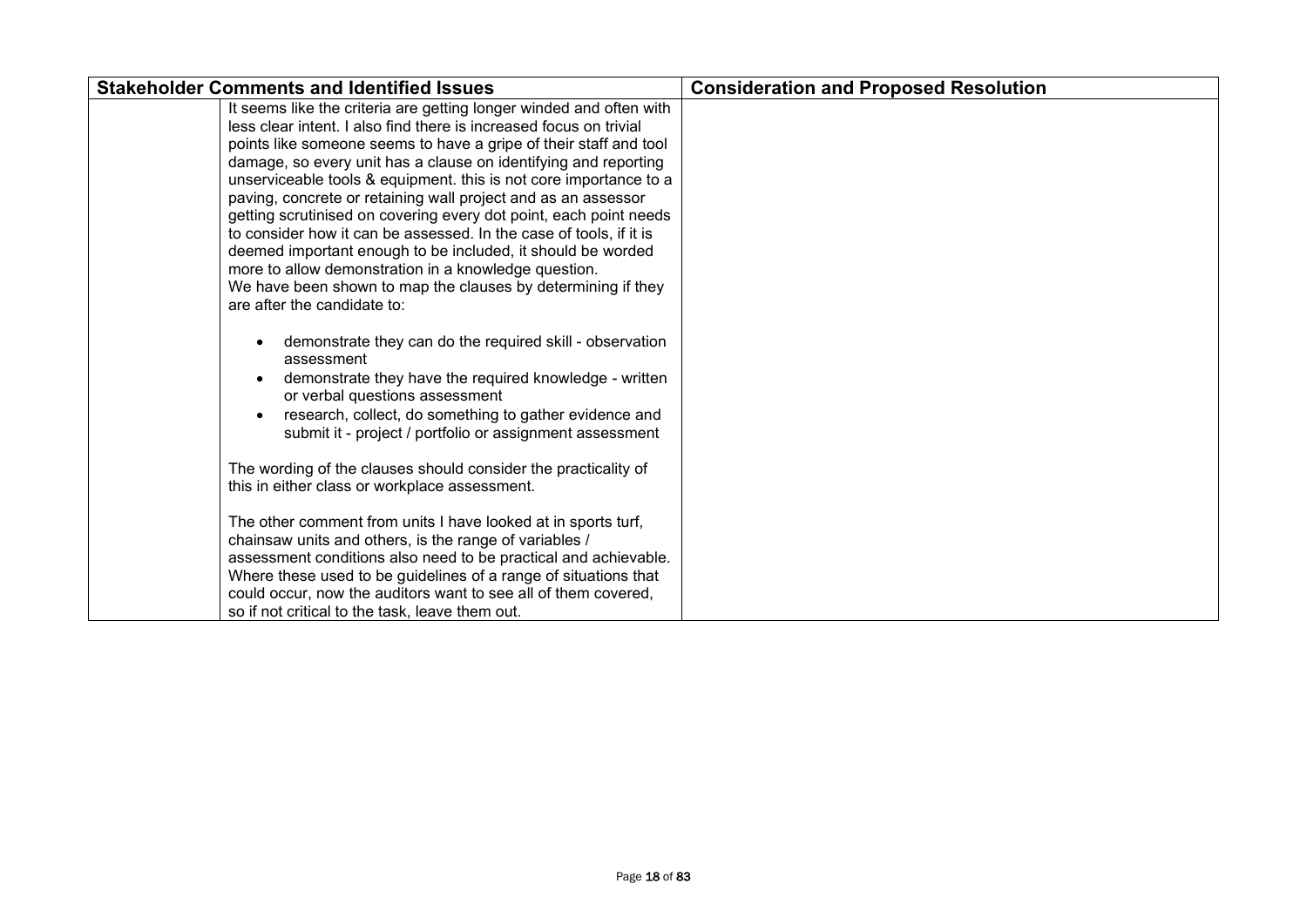| Stakeholder Comments and Identified Issues | | Consideration and Proposed Resolution |
|---|---|---|
| | It seems like the criteria are getting longer winded and often with less clear intent. I also find there is increased focus on trivial points like someone seems to have a gripe of their staff and tool damage, so every unit has a clause on identifying and reporting unserviceable tools & equipment. this is not core importance to a paving, concrete or retaining wall project and as an assessor getting scrutinised on covering every dot point, each point needs to consider how it can be assessed. In the case of tools, if it is deemed important enough to be included, it should be worded more to allow demonstration in a knowledge question.<br>We have been shown to map the clauses by determining if they are after the candidate to:<br><br>• demonstrate they can do the required skill - observation assessment<br>• demonstrate they have the required knowledge - written or verbal questions assessment<br>• research, collect, do something to gather evidence and submit it - project / portfolio or assignment assessment<br><br>The wording of the clauses should consider the practicality of this in either class or workplace assessment.<br><br>The other comment from units I have looked at in sports turf, chainsaw units and others, is the range of variables / assessment conditions also need to be practical and achievable. Where these used to be guidelines of a range of situations that could occur, now the auditors want to see all of them covered, so if not critical to the task, leave them out. | |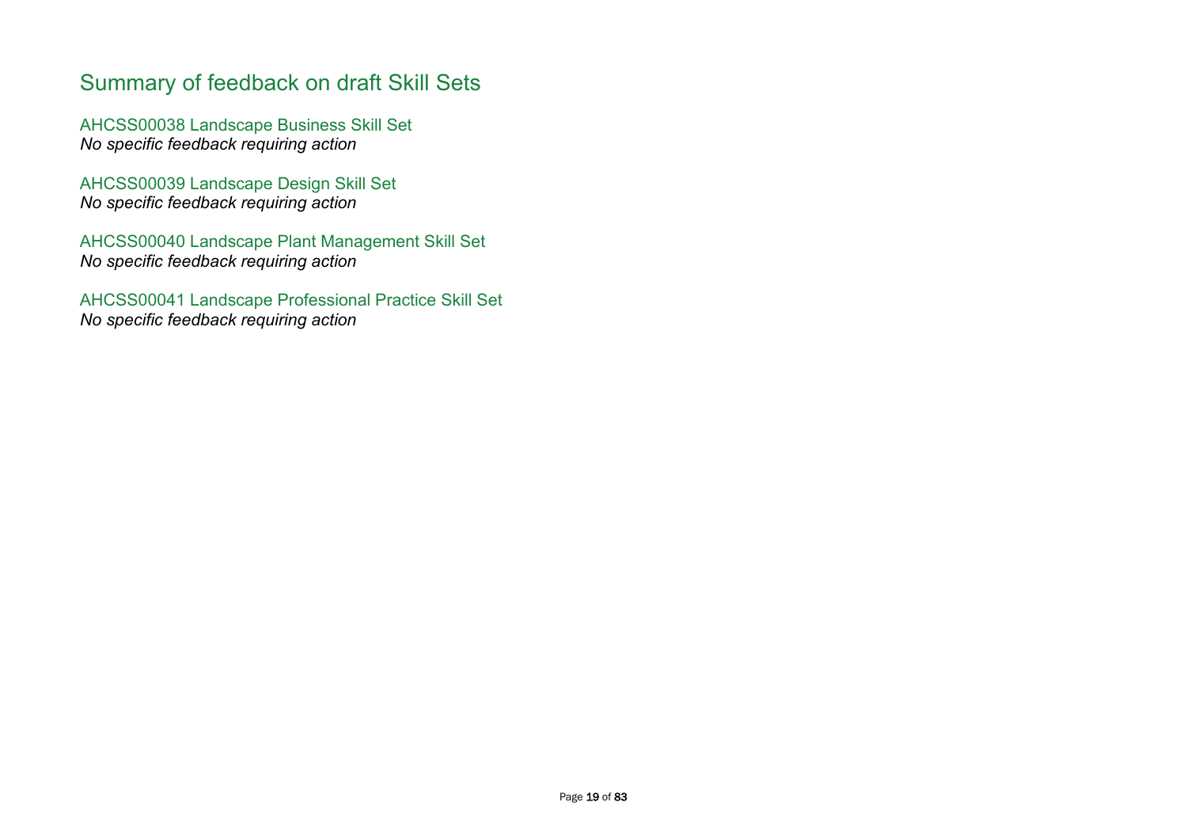# Summary of feedback on draft Skill Sets

## AHCSS00038 Landscape Business Skill Set

*No specific feedback requiring action*

## AHCSS00039 Landscape Design Skill Set

*No specific feedback requiring action*

## AHCSS00040 Landscape Plant Management Skill Set

*No specific feedback requiring action*

## AHCSS00041 Landscape Professional Practice Skill Set

*No specific feedback requiring action*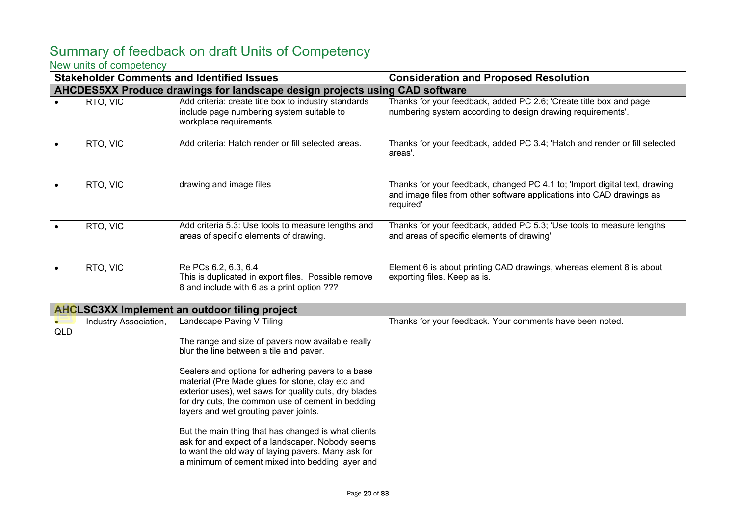# Summary of feedback on draft Units of Competency

## New units of competency

| Stakeholder Comments and Identified Issues | | Consideration and Proposed Resolution |
|---|---|---|
| **AHCDES5XX Produce drawings for landscape design projects using CAD software** | | |
| • RTO, VIC | Add criteria: create title box to industry standards include page numbering system suitable to workplace requirements. | Thanks for your feedback, added PC 2.6; 'Create title box and page numbering system according to design drawing requirements'. |
| • RTO, VIC | Add criteria: Hatch render or fill selected areas. | Thanks for your feedback, added PC 3.4; 'Hatch and render or fill selected areas'. |
| • RTO, VIC | drawing and image files | Thanks for your feedback, changed PC 4.1 to; 'Import digital text, drawing and image files from other software applications into CAD drawings as required' |
| • RTO, VIC | Add criteria 5.3: Use tools to measure lengths and areas of specific elements of drawing. | Thanks for your feedback, added PC 5.3; 'Use tools to measure lengths and areas of specific elements of drawing' |
| • RTO, VIC | Re PCs 6.2, 6.3, 6.4<br>This is duplicated in export files. Possible remove 8 and include with 6 as a print option ??? | Element 6 is about printing CAD drawings, whereas element 8 is about exporting files. Keep as is. |
| **AHCLSC3XX Implement an outdoor tiling project** | | |
| • Industry Association, QLD | Landscape Paving V Tiling<br><br>The range and size of pavers now available really blur the line between a tile and paver.<br><br>Sealers and options for adhering pavers to a base material (Pre Made glues for stone, clay etc and exterior uses), wet saws for quality cuts, dry blades for dry cuts, the common use of cement in bedding layers and wet grouting paver joints.<br><br>But the main thing that has changed is what clients ask for and expect of a landscaper. Nobody seems to want the old way of laying pavers. Many ask for a minimum of cement mixed into bedding layer and | Thanks for your feedback. Your comments have been noted. |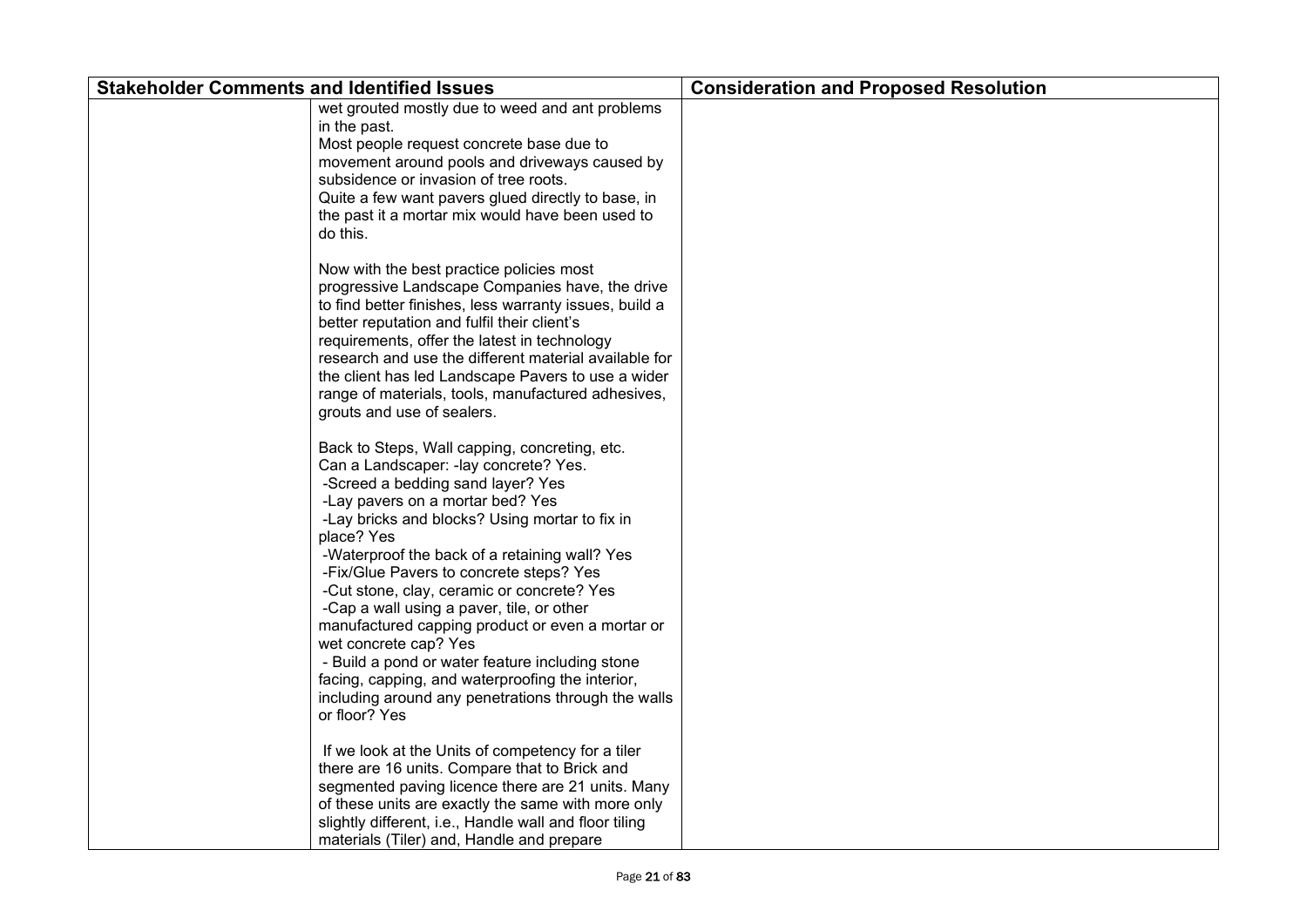| Stakeholder Comments and Identified Issues | | Consideration and Proposed Resolution |
|---|---|---|
| | wet grouted mostly due to weed and ant problems in the past.<br>Most people request concrete base due to movement around pools and driveways caused by subsidence or invasion of tree roots.<br>Quite a few want pavers glued directly to base, in the past it a mortar mix would have been used to do this.<br><br>Now with the best practice policies most progressive Landscape Companies have, the drive to find better finishes, less warranty issues, build a better reputation and fulfil their client's requirements, offer the latest in technology research and use the different material available for the client has led Landscape Pavers to use a wider range of materials, tools, manufactured adhesives, grouts and use of sealers.<br><br>Back to Steps, Wall capping, concreting, etc.<br>Can a Landscaper: -lay concrete? Yes.<br>-Screed a bedding sand layer? Yes<br>-Lay pavers on a mortar bed? Yes<br>-Lay bricks and blocks? Using mortar to fix in place? Yes<br>-Waterproof the back of a retaining wall? Yes<br>-Fix/Glue Pavers to concrete steps? Yes<br>-Cut stone, clay, ceramic or concrete? Yes<br>-Cap a wall using a paver, tile, or other manufactured capping product or even a mortar or wet concrete cap? Yes<br>- Build a pond or water feature including stone facing, capping, and waterproofing the interior, including around any penetrations through the walls or floor? Yes<br><br>If we look at the Units of competency for a tiler there are 16 units. Compare that to Brick and segmented paving licence there are 21 units. Many of these units are exactly the same with more only slightly different, i.e., Handle wall and floor tiling materials (Tiler) and, Handle and prepare | |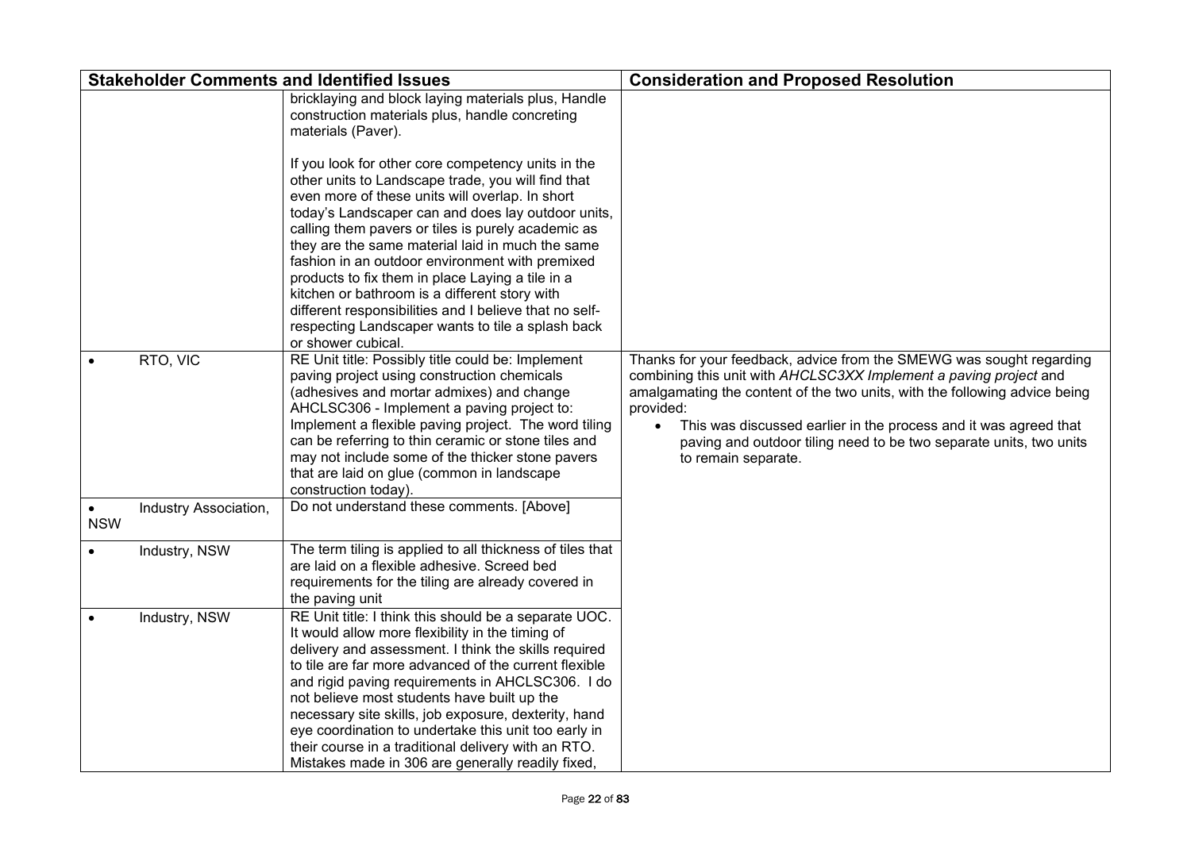| Stakeholder Comments and Identified Issues | | Consideration and Proposed Resolution |
|---|---|---|
| | bricklaying and block laying materials plus, Handle construction materials plus, handle concreting materials (Paver).<br><br>If you look for other core competency units in the other units to Landscape trade, you will find that even more of these units will overlap. In short today's Landscaper can and does lay outdoor units, calling them pavers or tiles is purely academic as they are the same material laid in much the same fashion in an outdoor environment with premixed products to fix them in place Laying a tile in a kitchen or bathroom is a different story with different responsibilities and I believe that no self-respecting Landscaper wants to tile a splash back or shower cubical. | |
| • RTO, VIC | RE Unit title: Possibly title could be: Implement paving project using construction chemicals (adhesives and mortar admixes) and change AHCLSC306 - Implement a paving project to: Implement a flexible paving project. The word tiling can be referring to thin ceramic or stone tiles and may not include some of the thicker stone pavers that are laid on glue (common in landscape construction today). | Thanks for your feedback, advice from the SMEWG was sought regarding combining this unit with *AHCLSC3XX Implement a paving project* and amalgamating the content of the two units, with the following advice being provided:<br>• This was discussed earlier in the process and it was agreed that paving and outdoor tiling need to be two separate units, two units to remain separate. |
| • Industry Association, NSW | Do not understand these comments. [Above] | |
| • Industry, NSW | The term tiling is applied to all thickness of tiles that are laid on a flexible adhesive. Screed bed requirements for the tiling are already covered in the paving unit | |
| • Industry, NSW | RE Unit title: I think this should be a separate UOC. It would allow more flexibility in the timing of delivery and assessment. I think the skills required to tile are far more advanced of the current flexible and rigid paving requirements in AHCLSC306. I do not believe most students have built up the necessary site skills, job exposure, dexterity, hand eye coordination to undertake this unit too early in their course in a traditional delivery with an RTO. Mistakes made in 306 are generally readily fixed, | |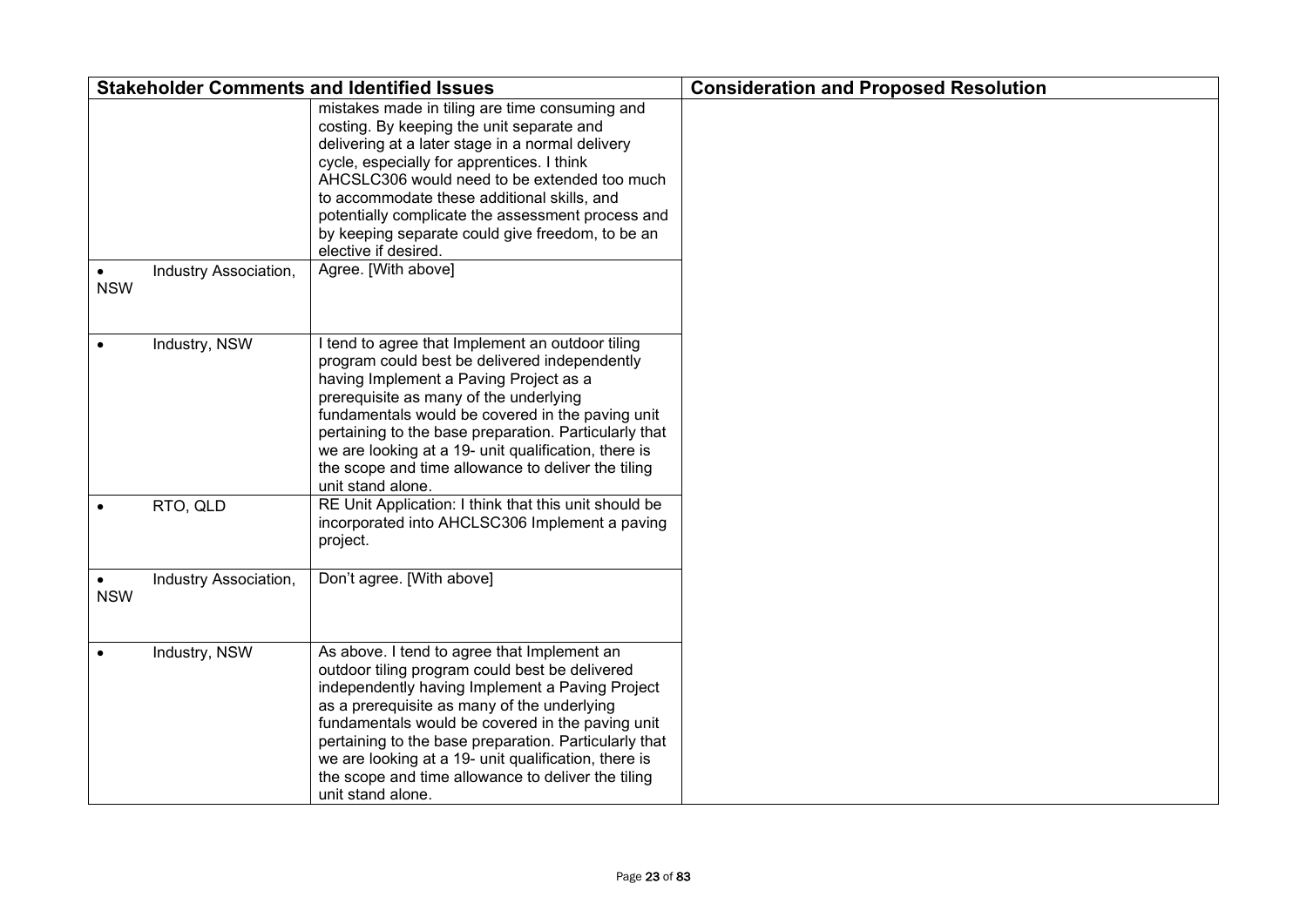| Stakeholder Comments and Identified Issues | | Consideration and Proposed Resolution |
|---|---|---|
| | mistakes made in tiling are time consuming and costing. By keeping the unit separate and delivering at a later stage in a normal delivery cycle, especially for apprentices. I think AHCSLC306 would need to be extended too much to accommodate these additional skills, and potentially complicate the assessment process and by keeping separate could give freedom, to be an elective if desired. | |
| • Industry Association, NSW | Agree. [With above] | |
| • Industry, NSW | I tend to agree that Implement an outdoor tiling program could best be delivered independently having Implement a Paving Project as a prerequisite as many of the underlying fundamentals would be covered in the paving unit pertaining to the base preparation. Particularly that we are looking at a 19- unit qualification, there is the scope and time allowance to deliver the tiling unit stand alone. | |
| • RTO, QLD | RE Unit Application: I think that this unit should be incorporated into AHCLSC306 Implement a paving project. | |
| • Industry Association, NSW | Don't agree. [With above] | |
| • Industry, NSW | As above. I tend to agree that Implement an outdoor tiling program could best be delivered independently having Implement a Paving Project as a prerequisite as many of the underlying fundamentals would be covered in the paving unit pertaining to the base preparation. Particularly that we are looking at a 19- unit qualification, there is the scope and time allowance to deliver the tiling unit stand alone. | |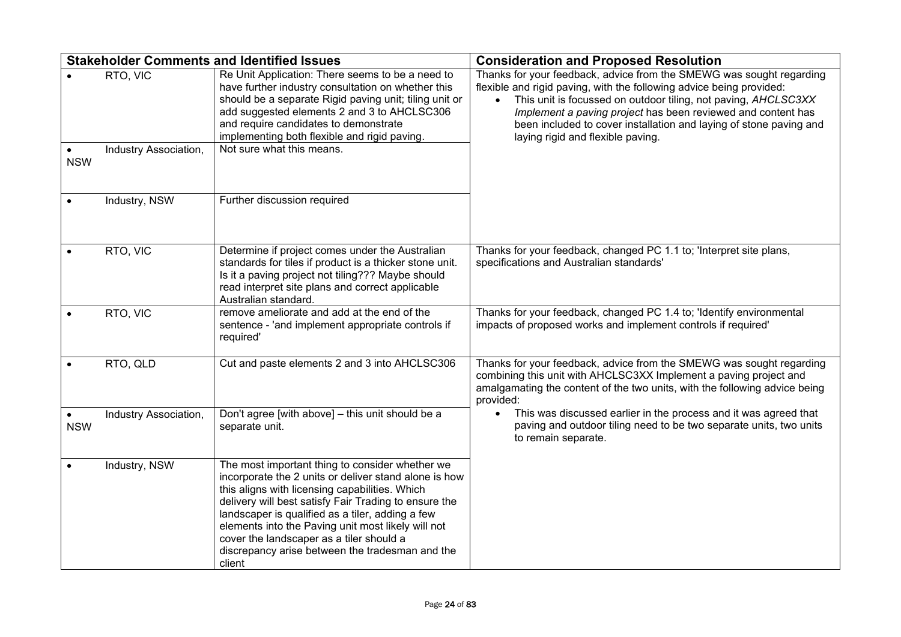| Stakeholder Comments and Identified Issues | | Consideration and Proposed Resolution |
|---|---|---|
| • RTO, VIC | Re Unit Application: There seems to be a need to have further industry consultation on whether this should be a separate Rigid paving unit; tiling unit or add suggested elements 2 and 3 to AHCLSC306 and require candidates to demonstrate implementing both flexible and rigid paving. | Thanks for your feedback, advice from the SMEWG was sought regarding flexible and rigid paving, with the following advice being provided:<br>• This unit is focussed on outdoor tiling, not paving, *AHCLSC3XX Implement a paving project* has been reviewed and content has been included to cover installation and laying of stone paving and laying rigid and flexible paving. |
| • Industry Association, NSW | Not sure what this means. | |
| • Industry, NSW | Further discussion required | |
| • RTO, VIC | Determine if project comes under the Australian standards for tiles if product is a thicker stone unit. Is it a paving project not tiling??? Maybe should read interpret site plans and correct applicable Australian standard. | Thanks for your feedback, changed PC 1.1 to; 'Interpret site plans, specifications and Australian standards' |
| • RTO, VIC | remove ameliorate and add at the end of the sentence - 'and implement appropriate controls if required' | Thanks for your feedback, changed PC 1.4 to; 'Identify environmental impacts of proposed works and implement controls if required' |
| • RTO, QLD | Cut and paste elements 2 and 3 into AHCLSC306 | Thanks for your feedback, advice from the SMEWG was sought regarding combining this unit with AHCLSC3XX Implement a paving project and amalgamating the content of the two units, with the following advice being provided:<br>• This was discussed earlier in the process and it was agreed that paving and outdoor tiling need to be two separate units, two units to remain separate. |
| • Industry Association, NSW | Don't agree [with above] – this unit should be a separate unit. | |
| • Industry, NSW | The most important thing to consider whether we incorporate the 2 units or deliver stand alone is how this aligns with licensing capabilities. Which delivery will best satisfy Fair Trading to ensure the landscaper is qualified as a tiler, adding a few elements into the Paving unit most likely will not cover the landscaper as a tiler should a discrepancy arise between the tradesman and the client | |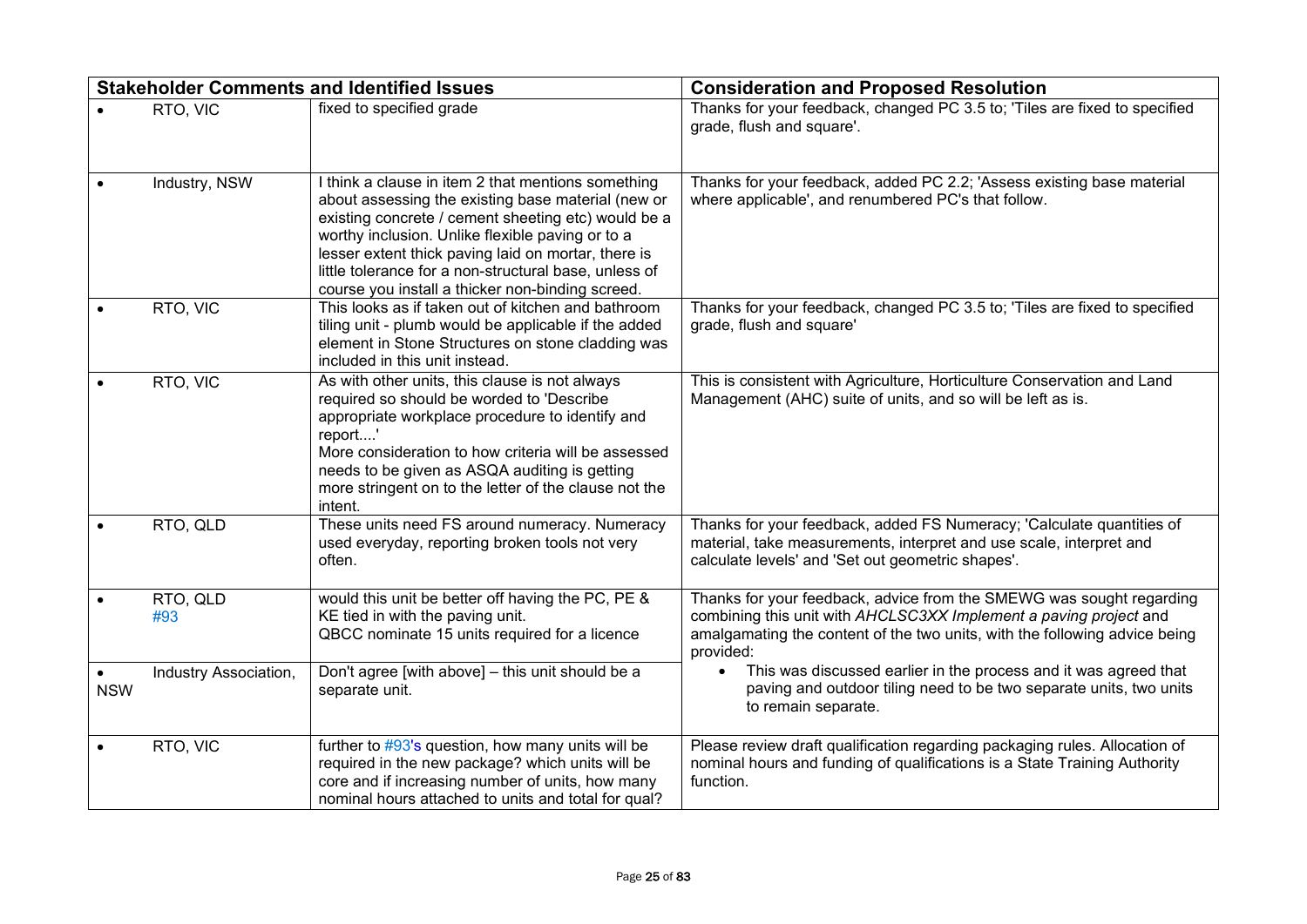| Stakeholder Comments and Identified Issues | | Consideration and Proposed Resolution |
|---|---|---|
| • RTO, VIC | fixed to specified grade | Thanks for your feedback, changed PC 3.5 to; 'Tiles are fixed to specified grade, flush and square'. |
| • Industry, NSW | I think a clause in item 2 that mentions something about assessing the existing base material (new or existing concrete / cement sheeting etc) would be a worthy inclusion. Unlike flexible paving or to a lesser extent thick paving laid on mortar, there is little tolerance for a non-structural base, unless of course you install a thicker non-binding screed. | Thanks for your feedback, added PC 2.2; 'Assess existing base material where applicable', and renumbered PC's that follow. |
| • RTO, VIC | This looks as if taken out of kitchen and bathroom tiling unit - plumb would be applicable if the added element in Stone Structures on stone cladding was included in this unit instead. | Thanks for your feedback, changed PC 3.5 to; 'Tiles are fixed to specified grade, flush and square' |
| • RTO, VIC | As with other units, this clause is not always required so should be worded to 'Describe appropriate workplace procedure to identify and report....'<br>More consideration to how criteria will be assessed needs to be given as ASQA auditing is getting more stringent on to the letter of the clause not the intent. | This is consistent with Agriculture, Horticulture Conservation and Land Management (AHC) suite of units, and so will be left as is. |
| • RTO, QLD | These units need FS around numeracy. Numeracy used everyday, reporting broken tools not very often. | Thanks for your feedback, added FS Numeracy; 'Calculate quantities of material, take measurements, interpret and use scale, interpret and calculate levels' and 'Set out geometric shapes'. |
| • RTO, QLD #93 | would this unit be better off having the PC, PE & KE tied in with the paving unit.<br>QBCC nominate 15 units required for a licence | Thanks for your feedback, advice from the SMEWG was sought regarding combining this unit with *AHCLSC3XX Implement a paving project* and amalgamating the content of the two units, with the following advice being provided:<br>• This was discussed earlier in the process and it was agreed that paving and outdoor tiling need to be two separate units, two units to remain separate. |
| • Industry Association, NSW | Don't agree [with above] – this unit should be a separate unit. | |
| • RTO, VIC | further to #93's question, how many units will be required in the new package? which units will be core and if increasing number of units, how many nominal hours attached to units and total for qual? | Please review draft qualification regarding packaging rules. Allocation of nominal hours and funding of qualifications is a State Training Authority function. |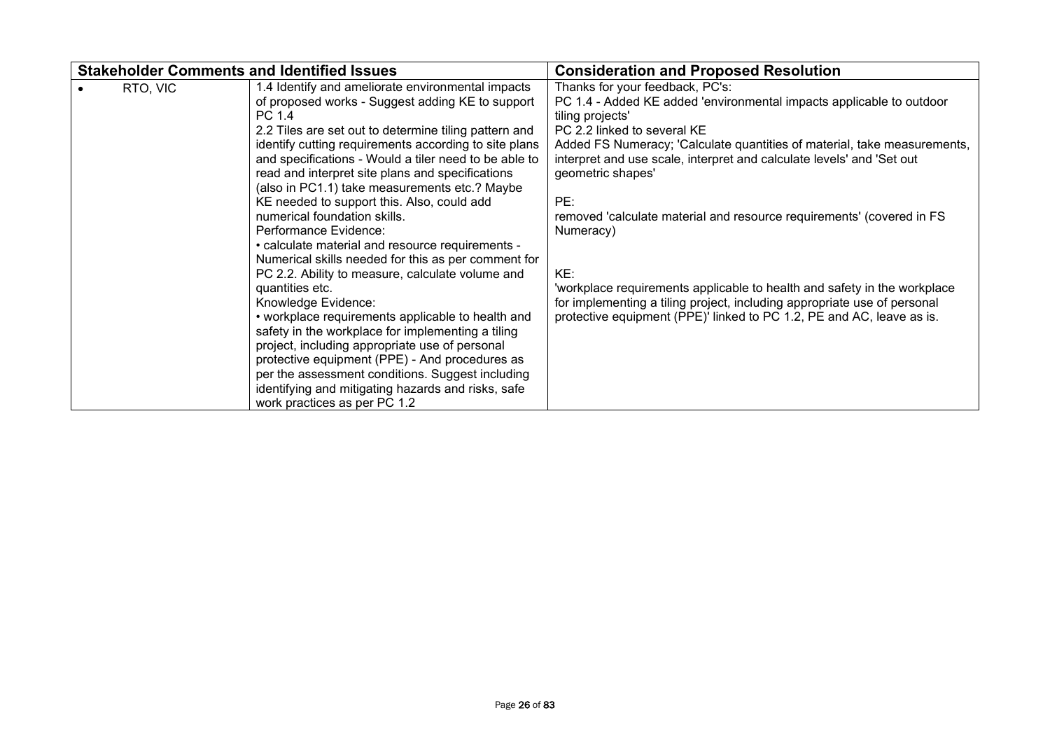| Stakeholder Comments and Identified Issues | | Consideration and Proposed Resolution |
|---|---|---|
| • RTO, VIC | 1.4 Identify and ameliorate environmental impacts of proposed works - Suggest adding KE to support PC 1.4<br>2.2 Tiles are set out to determine tiling pattern and identify cutting requirements according to site plans and specifications - Would a tiler need to be able to read and interpret site plans and specifications (also in PC1.1) take measurements etc.? Maybe KE needed to support this. Also, could add numerical foundation skills.<br>Performance Evidence:<br>• calculate material and resource requirements - Numerical skills needed for this as per comment for PC 2.2. Ability to measure, calculate volume and quantities etc.<br>Knowledge Evidence:<br>• workplace requirements applicable to health and safety in the workplace for implementing a tiling project, including appropriate use of personal protective equipment (PPE) - And procedures as per the assessment conditions. Suggest including identifying and mitigating hazards and risks, safe work practices as per PC 1.2 | Thanks for your feedback, PC's:<br>PC 1.4 - Added KE added 'environmental impacts applicable to outdoor tiling projects'<br>PC 2.2 linked to several KE<br>Added FS Numeracy; 'Calculate quantities of material, take measurements, interpret and use scale, interpret and calculate levels' and 'Set out geometric shapes'<br><br>PE:<br>removed 'calculate material and resource requirements' (covered in FS Numeracy)<br><br>KE:<br>'workplace requirements applicable to health and safety in the workplace for implementing a tiling project, including appropriate use of personal protective equipment (PPE)' linked to PC 1.2, PE and AC, leave as is. |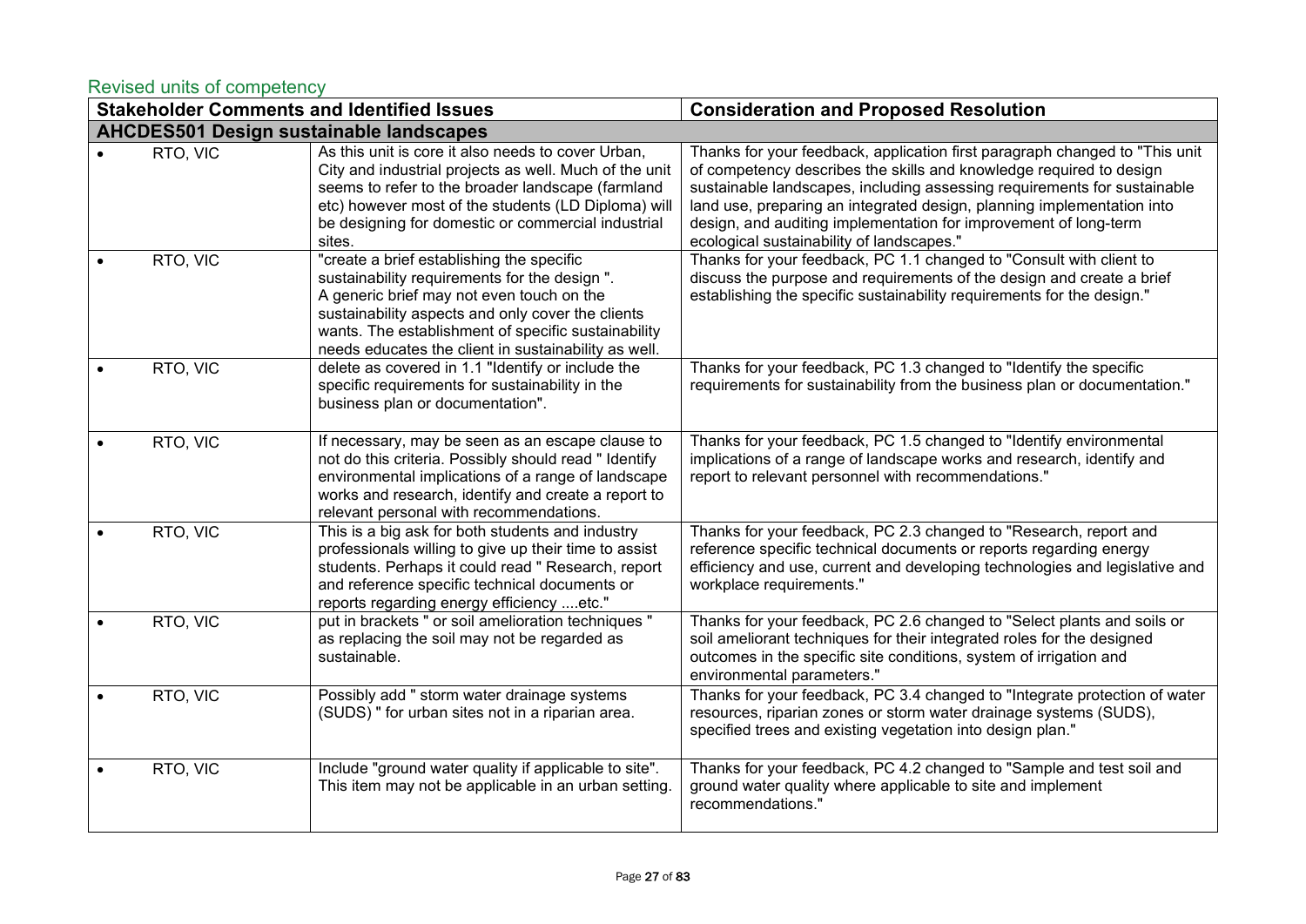## Revised units of competency

| Stakeholder Comments and Identified Issues | | Consideration and Proposed Resolution |
|---|---|---|
| **AHCDES501 Design sustainable landscapes** | | |
| • RTO, VIC | As this unit is core it also needs to cover Urban, City and industrial projects as well. Much of the unit seems to refer to the broader landscape (farmland etc) however most of the students (LD Diploma) will be designing for domestic or commercial industrial sites. | Thanks for your feedback, application first paragraph changed to "This unit of competency describes the skills and knowledge required to design sustainable landscapes, including assessing requirements for sustainable land use, preparing an integrated design, planning implementation into design, and auditing implementation for improvement of long-term ecological sustainability of landscapes." |
| • RTO, VIC | "create a brief establishing the specific sustainability requirements for the design ". A generic brief may not even touch on the sustainability aspects and only cover the clients wants. The establishment of specific sustainability needs educates the client in sustainability as well. | Thanks for your feedback, PC 1.1 changed to "Consult with client to discuss the purpose and requirements of the design and create a brief establishing the specific sustainability requirements for the design." |
| • RTO, VIC | delete as covered in 1.1 "Identify or include the specific requirements for sustainability in the business plan or documentation". | Thanks for your feedback, PC 1.3 changed to "Identify the specific requirements for sustainability from the business plan or documentation." |
| • RTO, VIC | If necessary, may be seen as an escape clause to not do this criteria. Possibly should read " Identify environmental implications of a range of landscape works and research, identify and create a report to relevant personal with recommendations. | Thanks for your feedback, PC 1.5 changed to "Identify environmental implications of a range of landscape works and research, identify and report to relevant personnel with recommendations." |
| • RTO, VIC | This is a big ask for both students and industry professionals willing to give up their time to assist students. Perhaps it could read " Research, report and reference specific technical documents or reports regarding energy efficiency ....etc." | Thanks for your feedback, PC 2.3 changed to "Research, report and reference specific technical documents or reports regarding energy efficiency and use, current and developing technologies and legislative and workplace requirements." |
| • RTO, VIC | put in brackets " or soil amelioration techniques " as replacing the soil may not be regarded as sustainable. | Thanks for your feedback, PC 2.6 changed to "Select plants and soils or soil ameliorant techniques for their integrated roles for the designed outcomes in the specific site conditions, system of irrigation and environmental parameters." |
| • RTO, VIC | Possibly add " storm water drainage systems (SUDS) " for urban sites not in a riparian area. | Thanks for your feedback, PC 3.4 changed to "Integrate protection of water resources, riparian zones or storm water drainage systems (SUDS), specified trees and existing vegetation into design plan." |
| • RTO, VIC | Include "ground water quality if applicable to site". This item may not be applicable in an urban setting. | Thanks for your feedback, PC 4.2 changed to "Sample and test soil and ground water quality where applicable to site and implement recommendations." |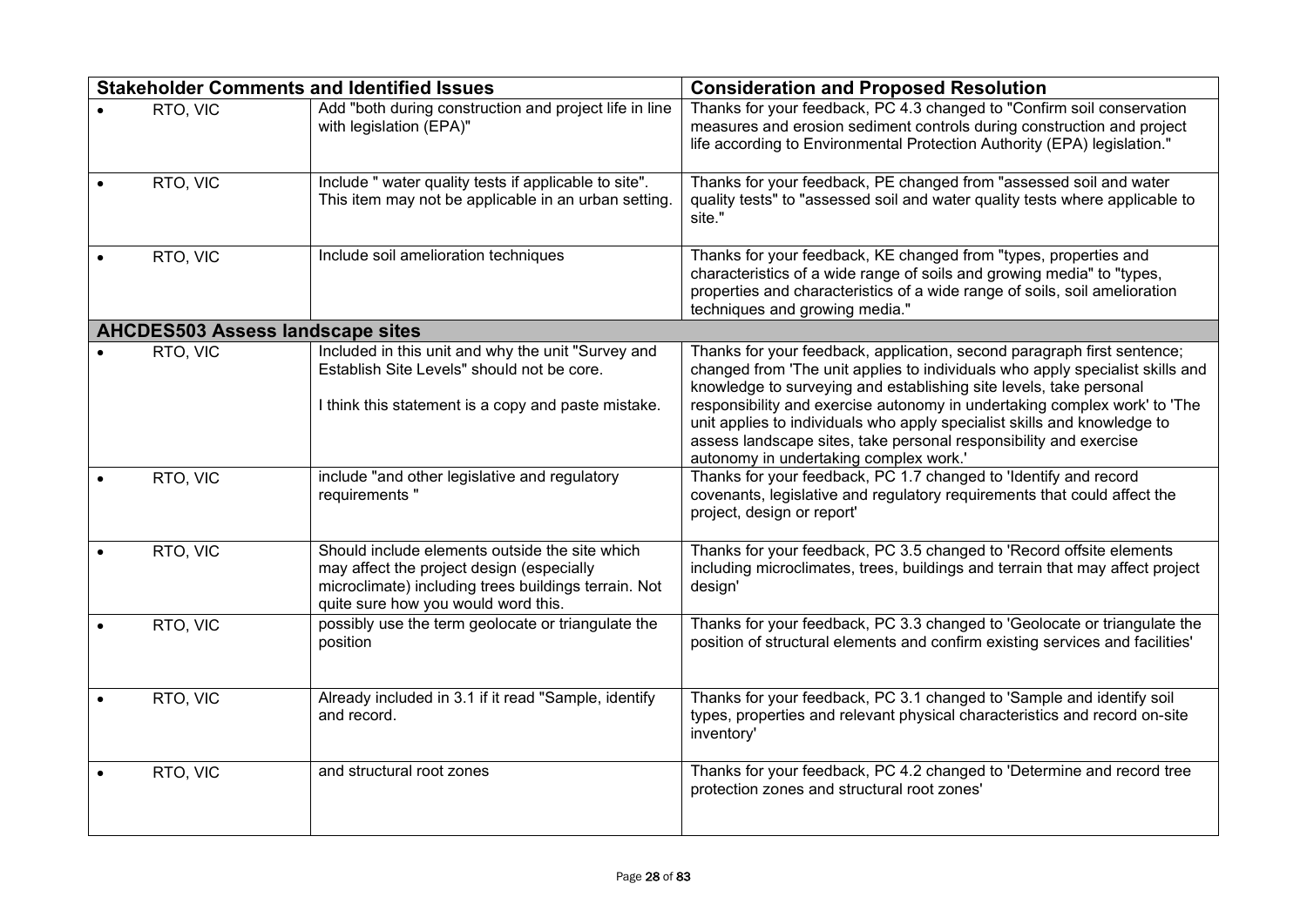| Stakeholder Comments and Identified Issues | | Consideration and Proposed Resolution |
|---|---|---|
| • RTO, VIC | Add "both during construction and project life in line with legislation (EPA)" | Thanks for your feedback, PC 4.3 changed to "Confirm soil conservation measures and erosion sediment controls during construction and project life according to Environmental Protection Authority (EPA) legislation." |
| • RTO, VIC | Include " water quality tests if applicable to site". This item may not be applicable in an urban setting. | Thanks for your feedback, PE changed from "assessed soil and water quality tests" to "assessed soil and water quality tests where applicable to site." |
| • RTO, VIC | Include soil amelioration techniques | Thanks for your feedback, KE changed from "types, properties and characteristics of a wide range of soils and growing media" to "types, properties and characteristics of a wide range of soils, soil amelioration techniques and growing media." |
| **AHCDES503 Assess landscape sites** | | |
| • RTO, VIC | Included in this unit and why the unit "Survey and Establish Site Levels" should not be core.<br><br>I think this statement is a copy and paste mistake. | Thanks for your feedback, application, second paragraph first sentence; changed from 'The unit applies to individuals who apply specialist skills and knowledge to surveying and establishing site levels, take personal responsibility and exercise autonomy in undertaking complex work' to 'The unit applies to individuals who apply specialist skills and knowledge to assess landscape sites, take personal responsibility and exercise autonomy in undertaking complex work.' |
| • RTO, VIC | include "and other legislative and regulatory requirements " | Thanks for your feedback, PC 1.7 changed to 'Identify and record covenants, legislative and regulatory requirements that could affect the project, design or report' |
| • RTO, VIC | Should include elements outside the site which may affect the project design (especially microclimate) including trees buildings terrain. Not quite sure how you would word this. | Thanks for your feedback, PC 3.5 changed to 'Record offsite elements including microclimates, trees, buildings and terrain that may affect project design' |
| • RTO, VIC | possibly use the term geolocate or triangulate the position | Thanks for your feedback, PC 3.3 changed to 'Geolocate or triangulate the position of structural elements and confirm existing services and facilities' |
| • RTO, VIC | Already included in 3.1 if it read "Sample, identify and record. | Thanks for your feedback, PC 3.1 changed to 'Sample and identify soil types, properties and relevant physical characteristics and record on-site inventory' |
| • RTO, VIC | and structural root zones | Thanks for your feedback, PC 4.2 changed to 'Determine and record tree protection zones and structural root zones' |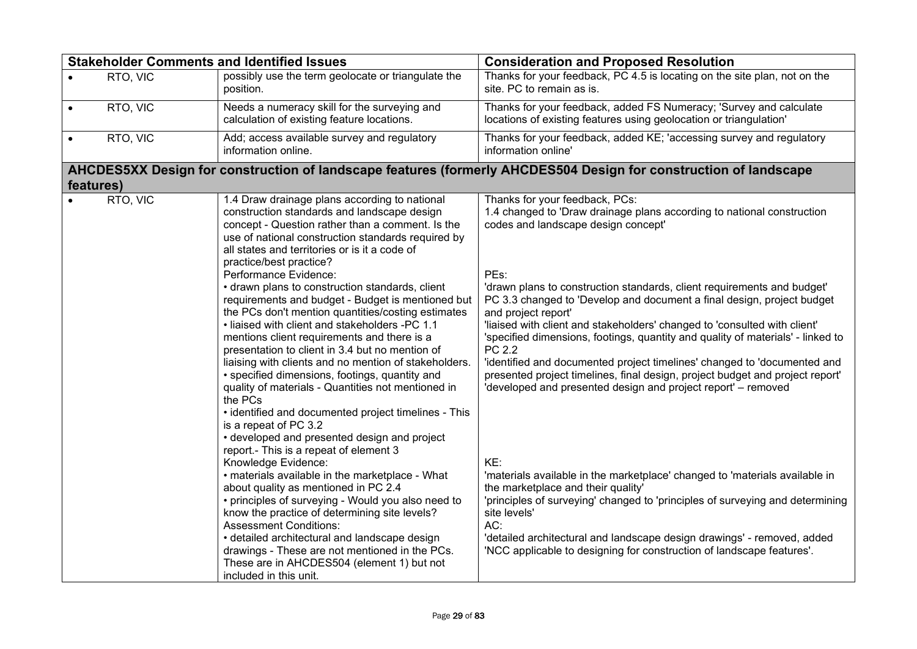| Stakeholder Comments and Identified Issues | | Consideration and Proposed Resolution |
|---|---|---|
| • RTO, VIC | possibly use the term geolocate or triangulate the position. | Thanks for your feedback, PC 4.5 is locating on the site plan, not on the site. PC to remain as is. |
| • RTO, VIC | Needs a numeracy skill for the surveying and calculation of existing feature locations. | Thanks for your feedback, added FS Numeracy; 'Survey and calculate locations of existing features using geolocation or triangulation' |
| • RTO, VIC | Add; access available survey and regulatory information online. | Thanks for your feedback, added KE; 'accessing survey and regulatory information online' |
| **AHCDES5XX Design for construction of landscape features (formerly AHCDES504 Design for construction of landscape features)** | | |
| • RTO, VIC | 1.4 Draw drainage plans according to national construction standards and landscape design concept - Question rather than a comment. Is the use of national construction standards required by all states and territories or is it a code of practice/best practice?<br>Performance Evidence:<br>• drawn plans to construction standards, client requirements and budget - Budget is mentioned but the PCs don't mention quantities/costing estimates<br>• liaised with client and stakeholders -PC 1.1 mentions client requirements and there is a presentation to client in 3.4 but no mention of liaising with clients and no mention of stakeholders.<br>• specified dimensions, footings, quantity and quality of materials - Quantities not mentioned in the PCs<br>• identified and documented project timelines - This is a repeat of PC 3.2<br>• developed and presented design and project report.- This is a repeat of element 3<br>Knowledge Evidence:<br>• materials available in the marketplace - What about quality as mentioned in PC 2.4<br>• principles of surveying - Would you also need to know the practice of determining site levels?<br>Assessment Conditions:<br>• detailed architectural and landscape design drawings - These are not mentioned in the PCs. These are in AHCDES504 (element 1) but not included in this unit. | Thanks for your feedback, PCs:<br>1.4 changed to 'Draw drainage plans according to national construction codes and landscape design concept'<br><br>PEs:<br>'drawn plans to construction standards, client requirements and budget' PC 3.3 changed to 'Develop and document a final design, project budget and project report'<br>'liaised with client and stakeholders' changed to 'consulted with client'<br>'specified dimensions, footings, quantity and quality of materials' - linked to PC 2.2<br>'identified and documented project timelines' changed to 'documented and presented project timelines, final design, project budget and project report'<br>'developed and presented design and project report' – removed<br><br>KE:<br>'materials available in the marketplace' changed to 'materials available in the marketplace and their quality'<br>'principles of surveying' changed to 'principles of surveying and determining site levels'<br>AC:<br>'detailed architectural and landscape design drawings' - removed, added 'NCC applicable to designing for construction of landscape features'. |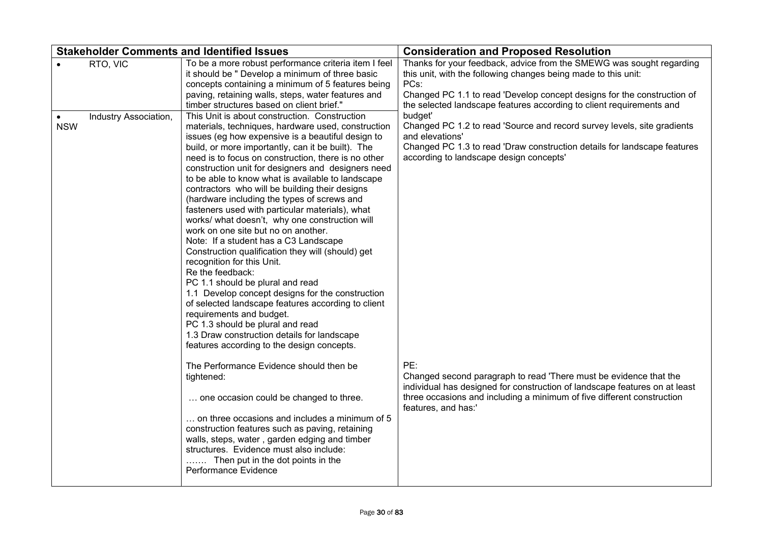| Stakeholder Comments and Identified Issues | | Consideration and Proposed Resolution |
|---|---|---|
| • RTO, VIC | To be a more robust performance criteria item I feel it should be " Develop a minimum of three basic concepts containing a minimum of 5 features being paving, retaining walls, steps, water features and timber structures based on client brief." | Thanks for your feedback, advice from the SMEWG was sought regarding this unit, with the following changes being made to this unit:<br>PCs:<br>Changed PC 1.1 to read 'Develop concept designs for the construction of the selected landscape features according to client requirements and budget'<br>Changed PC 1.2 to read 'Source and record survey levels, site gradients and elevations'<br>Changed PC 1.3 to read 'Draw construction details for landscape features according to landscape design concepts'<br><br>PE:<br>Changed second paragraph to read 'There must be evidence that the individual has designed for construction of landscape features on at least three occasions and including a minimum of five different construction features, and has:' |
| • Industry Association, NSW | This Unit is about construction. Construction materials, techniques, hardware used, construction issues (eg how expensive is a beautiful design to build, or more importantly, can it be built). The need is to focus on construction, there is no other construction unit for designers and designers need to be able to know what is available to landscape contractors who will be building their designs (hardware including the types of screws and fasteners used with particular materials), what works/ what doesn't, why one construction will work on one site but no on another.<br>Note: If a student has a C3 Landscape Construction qualification they will (should) get recognition for this Unit.<br>Re the feedback:<br>PC 1.1 should be plural and read<br>1.1 Develop concept designs for the construction of selected landscape features according to client requirements and budget.<br>PC 1.3 should be plural and read<br>1.3 Draw construction details for landscape features according to the design concepts.<br><br>The Performance Evidence should then be tightened:<br><br>… one occasion could be changed to three.<br><br>… on three occasions and includes a minimum of 5 construction features such as paving, retaining walls, steps, water , garden edging and timber structures. Evidence must also include:<br>……. Then put in the dot points in the Performance Evidence | |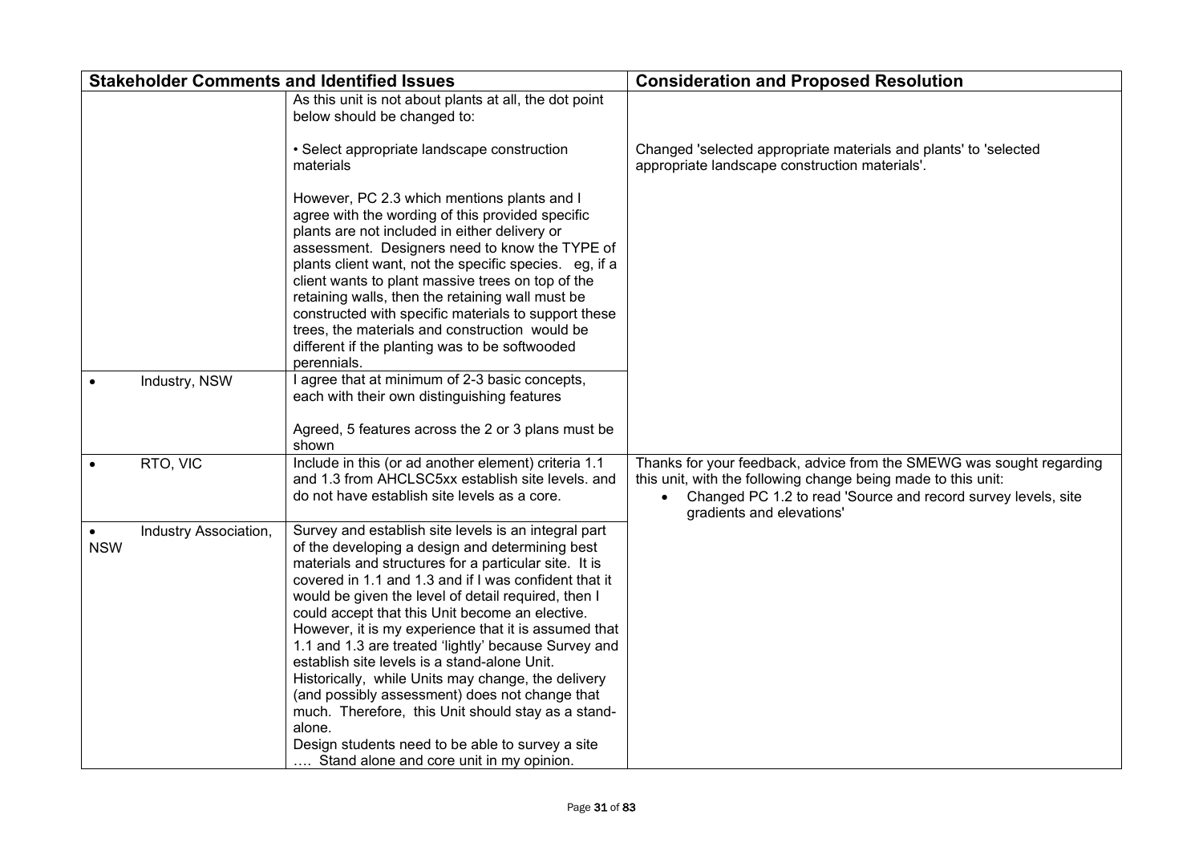| Stakeholder Comments and Identified Issues | | Consideration and Proposed Resolution |
|---|---|---|
| | As this unit is not about plants at all, the dot point below should be changed to:<br><br>• Select appropriate landscape construction materials<br><br>However, PC 2.3 which mentions plants and I agree with the wording of this provided specific plants are not included in either delivery or assessment. Designers need to know the TYPE of plants client want, not the specific species. eg, if a client wants to plant massive trees on top of the retaining walls, then the retaining wall must be constructed with specific materials to support these trees, the materials and construction would be different if the planting was to be softwooded perennials. | Changed 'selected appropriate materials and plants' to 'selected appropriate landscape construction materials'. |
| • Industry, NSW | I agree that at minimum of 2-3 basic concepts, each with their own distinguishing features<br><br>Agreed, 5 features across the 2 or 3 plans must be shown | |
| • RTO, VIC | Include in this (or ad another element) criteria 1.1 and 1.3 from AHCLSC5xx establish site levels. and do not have establish site levels as a core. | Thanks for your feedback, advice from the SMEWG was sought regarding this unit, with the following change being made to this unit:<br>• Changed PC 1.2 to read 'Source and record survey levels, site gradients and elevations' |
| • Industry Association, NSW | Survey and establish site levels is an integral part of the developing a design and determining best materials and structures for a particular site. It is covered in 1.1 and 1.3 and if I was confident that it would be given the level of detail required, then I could accept that this Unit become an elective. However, it is my experience that it is assumed that 1.1 and 1.3 are treated 'lightly' because Survey and establish site levels is a stand-alone Unit. Historically, while Units may change, the delivery (and possibly assessment) does not change that much. Therefore, this Unit should stay as a stand-alone.<br>Design students need to be able to survey a site …. Stand alone and core unit in my opinion. | |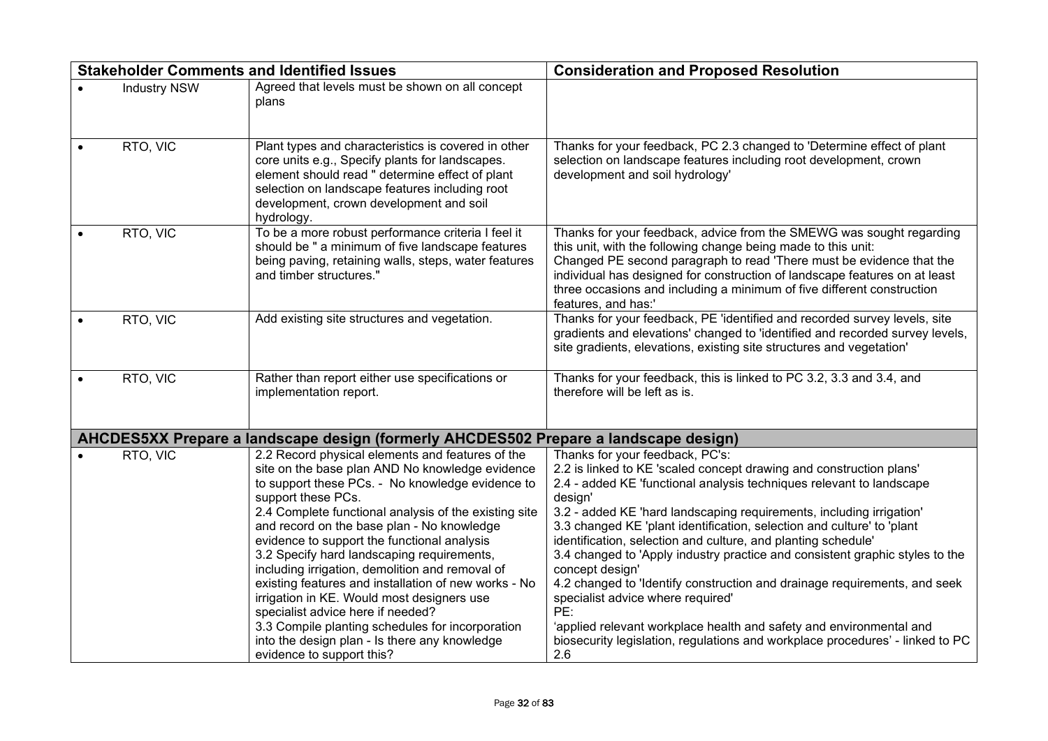| Stakeholder Comments and Identified Issues | | Consideration and Proposed Resolution |
|---|---|---|
| • Industry NSW | Agreed that levels must be shown on all concept plans | |
| • RTO, VIC | Plant types and characteristics is covered in other core units e.g., Specify plants for landscapes. element should read " determine effect of plant selection on landscape features including root development, crown development and soil hydrology. | Thanks for your feedback, PC 2.3 changed to 'Determine effect of plant selection on landscape features including root development, crown development and soil hydrology' |
| • RTO, VIC | To be a more robust performance criteria I feel it should be " a minimum of five landscape features being paving, retaining walls, steps, water features and timber structures." | Thanks for your feedback, advice from the SMEWG was sought regarding this unit, with the following change being made to this unit:<br>Changed PE second paragraph to read 'There must be evidence that the individual has designed for construction of landscape features on at least three occasions and including a minimum of five different construction features, and has:' |
| • RTO, VIC | Add existing site structures and vegetation. | Thanks for your feedback, PE 'identified and recorded survey levels, site gradients and elevations' changed to 'identified and recorded survey levels, site gradients, elevations, existing site structures and vegetation' |
| • RTO, VIC | Rather than report either use specifications or implementation report. | Thanks for your feedback, this is linked to PC 3.2, 3.3 and 3.4, and therefore will be left as is. |
| **AHCDES5XX Prepare a landscape design (formerly AHCDES502 Prepare a landscape design)** | | |
| • RTO, VIC | 2.2 Record physical elements and features of the site on the base plan AND No knowledge evidence to support these PCs. - No knowledge evidence to support these PCs.<br>2.4 Complete functional analysis of the existing site and record on the base plan - No knowledge evidence to support the functional analysis<br>3.2 Specify hard landscaping requirements, including irrigation, demolition and removal of existing features and installation of new works - No irrigation in KE. Would most designers use specialist advice here if needed?<br>3.3 Compile planting schedules for incorporation into the design plan - Is there any knowledge evidence to support this? | Thanks for your feedback, PC's:<br>2.2 is linked to KE 'scaled concept drawing and construction plans'<br>2.4 - added KE 'functional analysis techniques relevant to landscape design'<br>3.2 - added KE 'hard landscaping requirements, including irrigation'<br>3.3 changed KE 'plant identification, selection and culture' to 'plant identification, selection and culture, and planting schedule'<br>3.4 changed to 'Apply industry practice and consistent graphic styles to the concept design'<br>4.2 changed to 'Identify construction and drainage requirements, and seek specialist advice where required'<br>PE:<br>'applied relevant workplace health and safety and environmental and biosecurity legislation, regulations and workplace procedures' - linked to PC 2.6 |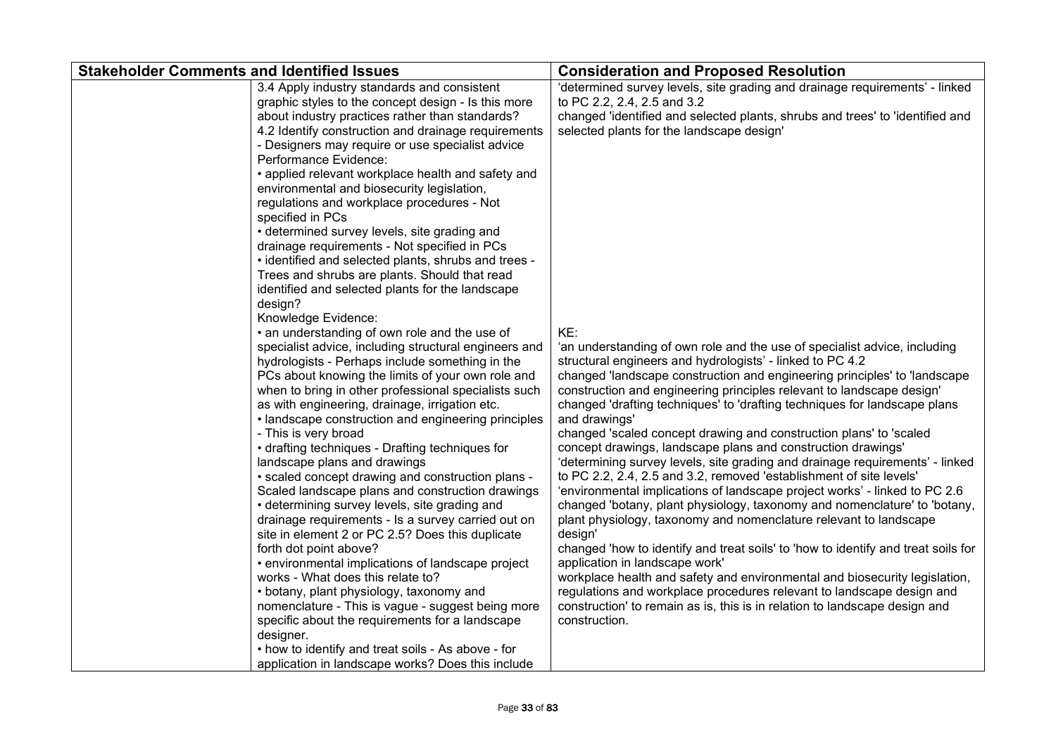| Stakeholder Comments and Identified Issues | | Consideration and Proposed Resolution |
|---|---|---|
| | 3.4 Apply industry standards and consistent graphic styles to the concept design - Is this more about industry practices rather than standards?<br>4.2 Identify construction and drainage requirements - Designers may require or use specialist advice<br>Performance Evidence:<br>• applied relevant workplace health and safety and environmental and biosecurity legislation, regulations and workplace procedures - Not specified in PCs<br>• determined survey levels, site grading and drainage requirements - Not specified in PCs<br>• identified and selected plants, shrubs and trees - Trees and shrubs are plants. Should that read identified and selected plants for the landscape design? | 'determined survey levels, site grading and drainage requirements' - linked to PC 2.2, 2.4, 2.5 and 3.2<br>changed 'identified and selected plants, shrubs and trees' to 'identified and selected plants for the landscape design' |
| | Knowledge Evidence:<br>• an understanding of own role and the use of specialist advice, including structural engineers and hydrologists - Perhaps include something in the PCs about knowing the limits of your own role and when to bring in other professional specialists such as with engineering, drainage, irrigation etc.<br>• landscape construction and engineering principles - This is very broad<br>• drafting techniques - Drafting techniques for landscape plans and drawings<br>• scaled concept drawing and construction plans - Scaled landscape plans and construction drawings<br>• determining survey levels, site grading and drainage requirements - Is a survey carried out on site in element 2 or PC 2.5? Does this duplicate forth dot point above?<br>• environmental implications of landscape project works - What does this relate to?<br>• botany, plant physiology, taxonomy and nomenclature - This is vague - suggest being more specific about the requirements for a landscape designer.<br>• how to identify and treat soils - As above - for application in landscape works? Does this include | KE:<br>'an understanding of own role and the use of specialist advice, including structural engineers and hydrologists' - linked to PC 4.2<br>changed 'landscape construction and engineering principles' to 'landscape construction and engineering principles relevant to landscape design'<br>changed 'drafting techniques' to 'drafting techniques for landscape plans and drawings'<br>changed 'scaled concept drawing and construction plans' to 'scaled concept drawings, landscape plans and construction drawings'<br>'determining survey levels, site grading and drainage requirements' - linked to PC 2.2, 2.4, 2.5 and 3.2, removed 'establishment of site levels'<br>'environmental implications of landscape project works' - linked to PC 2.6<br>changed 'botany, plant physiology, taxonomy and nomenclature' to 'botany, plant physiology, taxonomy and nomenclature relevant to landscape design'<br>changed 'how to identify and treat soils' to 'how to identify and treat soils for application in landscape work'<br>workplace health and safety and environmental and biosecurity legislation, regulations and workplace procedures relevant to landscape design and construction' to remain as is, this is in relation to landscape design and construction. |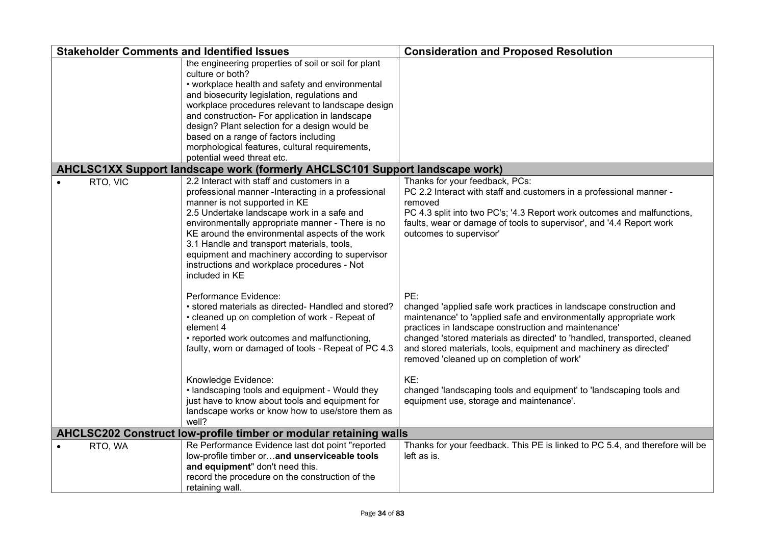| Stakeholder Comments and Identified Issues | | Consideration and Proposed Resolution |
|---|---|---|
| | the engineering properties of soil or soil for plant culture or both?<br>• workplace health and safety and environmental and biosecurity legislation, regulations and workplace procedures relevant to landscape design and construction- For application in landscape design? Plant selection for a design would be based on a range of factors including morphological features, cultural requirements, potential weed threat etc. | |
| **AHCLSC1XX Support landscape work (formerly AHCLSC101 Support landscape work)** | | |
| • RTO, VIC | 2.2 Interact with staff and customers in a professional manner -Interacting in a professional manner is not supported in KE<br>2.5 Undertake landscape work in a safe and environmentally appropriate manner - There is no KE around the environmental aspects of the work<br>3.1 Handle and transport materials, tools, equipment and machinery according to supervisor instructions and workplace procedures - Not included in KE | Thanks for your feedback, PCs:<br>PC 2.2 Interact with staff and customers in a professional manner - removed<br>PC 4.3 split into two PC's; '4.3 Report work outcomes and malfunctions, faults, wear or damage of tools to supervisor', and '4.4 Report work outcomes to supervisor' |
| | Performance Evidence:<br>• stored materials as directed- Handled and stored?<br>• cleaned up on completion of work - Repeat of element 4<br>• reported work outcomes and malfunctioning, faulty, worn or damaged of tools - Repeat of PC 4.3 | PE:<br>changed 'applied safe work practices in landscape construction and maintenance' to 'applied safe and environmentally appropriate work practices in landscape construction and maintenance'<br>changed 'stored materials as directed' to 'handled, transported, cleaned and stored materials, tools, equipment and machinery as directed'<br>removed 'cleaned up on completion of work' |
| | Knowledge Evidence:<br>• landscaping tools and equipment - Would they just have to know about tools and equipment for landscape works or know how to use/store them as well? | KE:<br>changed 'landscaping tools and equipment' to 'landscaping tools and equipment use, storage and maintenance'. |
| **AHCLSC202 Construct low-profile timber or modular retaining walls** | | |
| • RTO, WA | Re Performance Evidence last dot point "reported low-profile timber or…**and unserviceable tools and equipment**" don't need this.<br>record the procedure on the construction of the retaining wall. | Thanks for your feedback. This PE is linked to PC 5.4, and therefore will be left as is. |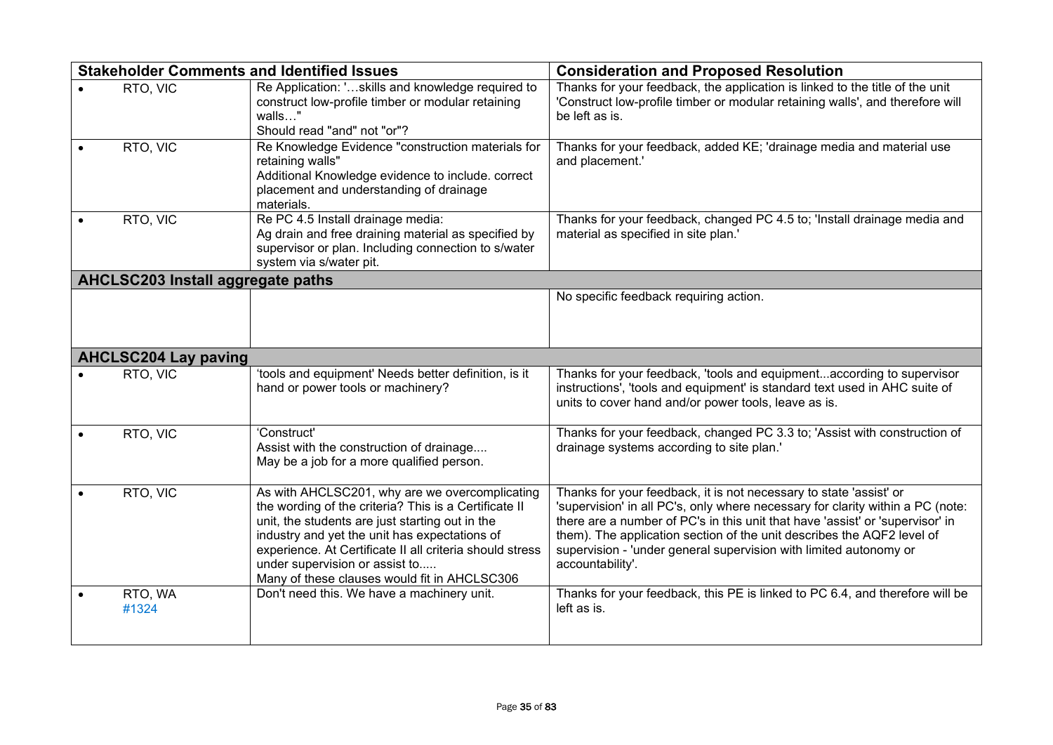| Stakeholder Comments and Identified Issues | | Consideration and Proposed Resolution |
|---|---|---|
| • RTO, VIC | Re Application: '…skills and knowledge required to construct low-profile timber or modular retaining walls…"<br>Should read "and" not "or"? | Thanks for your feedback, the application is linked to the title of the unit 'Construct low-profile timber or modular retaining walls', and therefore will be left as is. |
| • RTO, VIC | Re Knowledge Evidence "construction materials for retaining walls"<br>Additional Knowledge evidence to include. correct placement and understanding of drainage materials. | Thanks for your feedback, added KE; 'drainage media and material use and placement.' |
| • RTO, VIC | Re PC 4.5 Install drainage media:<br>Ag drain and free draining material as specified by supervisor or plan. Including connection to s/water system via s/water pit. | Thanks for your feedback, changed PC 4.5 to; 'Install drainage media and material as specified in site plan.' |
| **AHCLSC203 Install aggregate paths** | | |
| | | No specific feedback requiring action. |
| **AHCLSC204 Lay paving** | | |
| • RTO, VIC | 'tools and equipment' Needs better definition, is it hand or power tools or machinery? | Thanks for your feedback, 'tools and equipment...according to supervisor instructions', 'tools and equipment' is standard text used in AHC suite of units to cover hand and/or power tools, leave as is. |
| • RTO, VIC | 'Construct'<br>Assist with the construction of drainage....<br>May be a job for a more qualified person. | Thanks for your feedback, changed PC 3.3 to; 'Assist with construction of drainage systems according to site plan.' |
| • RTO, VIC | As with AHCLSC201, why are we overcomplicating the wording of the criteria? This is a Certificate II unit, the students are just starting out in the industry and yet the unit has expectations of experience. At Certificate II all criteria should stress under supervision or assist to.....<br>Many of these clauses would fit in AHCLSC306 | Thanks for your feedback, it is not necessary to state 'assist' or 'supervision' in all PC's, only where necessary for clarity within a PC (note: there are a number of PC's in this unit that have 'assist' or 'supervisor' in them). The application section of the unit describes the AQF2 level of supervision - 'under general supervision with limited autonomy or accountability'. |
| • RTO, WA<br>#1324 | Don't need this. We have a machinery unit. | Thanks for your feedback, this PE is linked to PC 6.4, and therefore will be left as is. |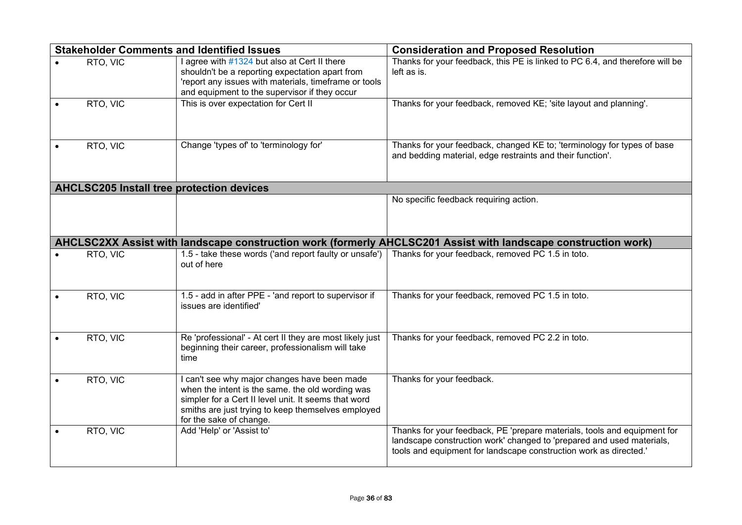| Stakeholder Comments and Identified Issues | | Consideration and Proposed Resolution |
|---|---|---|
| • RTO, VIC | I agree with #1324 but also at Cert II there shouldn't be a reporting expectation apart from 'report any issues with materials, timeframe or tools and equipment to the supervisor if they occur | Thanks for your feedback, this PE is linked to PC 6.4, and therefore will be left as is. |
| • RTO, VIC | This is over expectation for Cert II | Thanks for your feedback, removed KE; 'site layout and planning'. |
| • RTO, VIC | Change 'types of' to 'terminology for' | Thanks for your feedback, changed KE to; 'terminology for types of base and bedding material, edge restraints and their function'. |
| **AHCLSC205 Install tree protection devices** | | |
| | | No specific feedback requiring action. |
| **AHCLSC2XX Assist with landscape construction work (formerly AHCLSC201 Assist with landscape construction work)** | | |
| • RTO, VIC | 1.5 - take these words ('and report faulty or unsafe') out of here | Thanks for your feedback, removed PC 1.5 in toto. |
| • RTO, VIC | 1.5 - add in after PPE - 'and report to supervisor if issues are identified' | Thanks for your feedback, removed PC 1.5 in toto. |
| • RTO, VIC | Re 'professional' - At cert II they are most likely just beginning their career, professionalism will take time | Thanks for your feedback, removed PC 2.2 in toto. |
| • RTO, VIC | I can't see why major changes have been made when the intent is the same. the old wording was simpler for a Cert II level unit. It seems that word smiths are just trying to keep themselves employed for the sake of change. | Thanks for your feedback. |
| • RTO, VIC | Add 'Help' or 'Assist to' | Thanks for your feedback, PE 'prepare materials, tools and equipment for landscape construction work' changed to 'prepared and used materials, tools and equipment for landscape construction work as directed.' |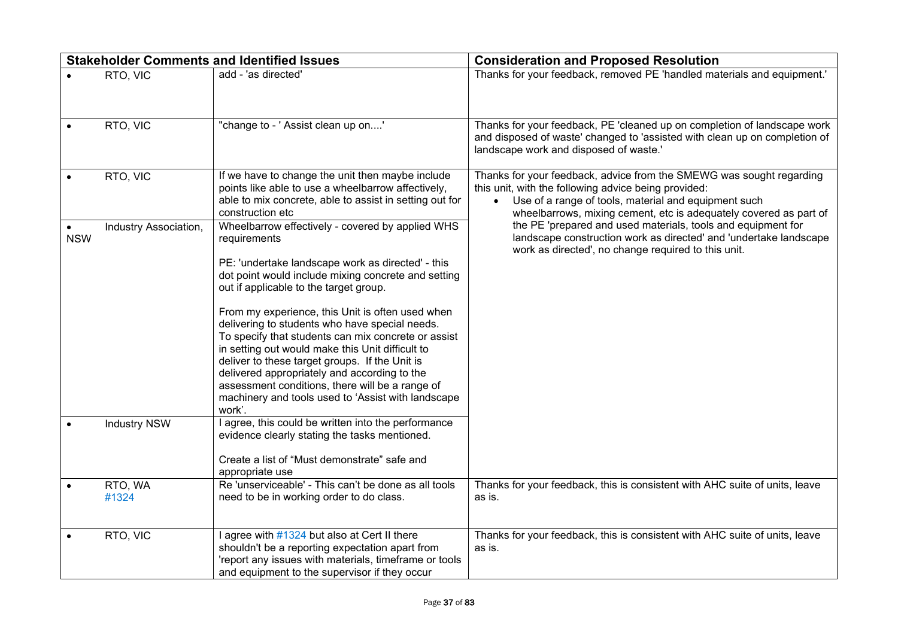| Stakeholder Comments and Identified Issues | | Consideration and Proposed Resolution |
|---|---|---|
| • RTO, VIC | add - 'as directed' | Thanks for your feedback, removed PE 'handled materials and equipment.' |
| • RTO, VIC | "change to - ' Assist clean up on....' | Thanks for your feedback, PE 'cleaned up on completion of landscape work and disposed of waste' changed to 'assisted with clean up on completion of landscape work and disposed of waste.' |
| • RTO, VIC | If we have to change the unit then maybe include points like able to use a wheelbarrow affectively, able to mix concrete, able to assist in setting out for construction etc | Thanks for your feedback, advice from the SMEWG was sought regarding this unit, with the following advice being provided:<br>• Use of a range of tools, material and equipment such wheelbarrows, mixing cement, etc is adequately covered as part of the PE 'prepared and used materials, tools and equipment for landscape construction work as directed' and 'undertake landscape work as directed', no change required to this unit. |
| • Industry Association, NSW | Wheelbarrow effectively - covered by applied WHS requirements<br><br>PE: 'undertake landscape work as directed' - this dot point would include mixing concrete and setting out if applicable to the target group.<br><br>From my experience, this Unit is often used when delivering to students who have special needs. To specify that students can mix concrete or assist in setting out would make this Unit difficult to deliver to these target groups. If the Unit is delivered appropriately and according to the assessment conditions, there will be a range of machinery and tools used to 'Assist with landscape work'. | |
| • Industry NSW | I agree, this could be written into the performance evidence clearly stating the tasks mentioned.<br><br>Create a list of "Must demonstrate" safe and appropriate use | |
| • RTO, WA #1324 | Re 'unserviceable' - This can't be done as all tools need to be in working order to do class. | Thanks for your feedback, this is consistent with AHC suite of units, leave as is. |
| • RTO, VIC | I agree with #1324 but also at Cert II there shouldn't be a reporting expectation apart from 'report any issues with materials, timeframe or tools and equipment to the supervisor if they occur | Thanks for your feedback, this is consistent with AHC suite of units, leave as is. |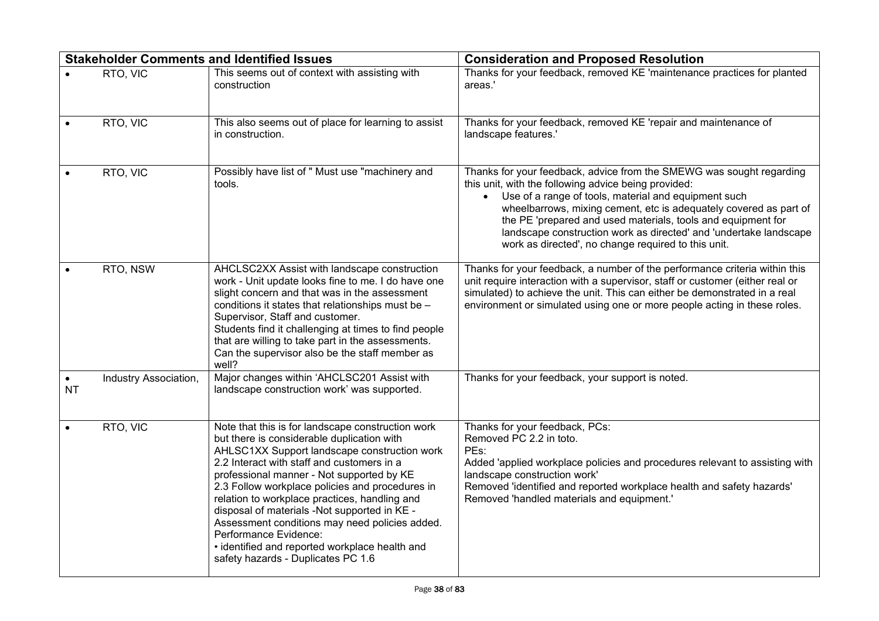| Stakeholder Comments and Identified Issues | | Consideration and Proposed Resolution |
|---|---|---|
| • RTO, VIC | This seems out of context with assisting with construction | Thanks for your feedback, removed KE 'maintenance practices for planted areas.' |
| • RTO, VIC | This also seems out of place for learning to assist in construction. | Thanks for your feedback, removed KE 'repair and maintenance of landscape features.' |
| • RTO, VIC | Possibly have list of " Must use "machinery and tools. | Thanks for your feedback, advice from the SMEWG was sought regarding this unit, with the following advice being provided:<br>• Use of a range of tools, material and equipment such wheelbarrows, mixing cement, etc is adequately covered as part of the PE 'prepared and used materials, tools and equipment for landscape construction work as directed' and 'undertake landscape work as directed', no change required to this unit. |
| • RTO, NSW | AHCLSC2XX Assist with landscape construction work - Unit update looks fine to me. I do have one slight concern and that was in the assessment conditions it states that relationships must be – Supervisor, Staff and customer.<br>Students find it challenging at times to find people that are willing to take part in the assessments.<br>Can the supervisor also be the staff member as well? | Thanks for your feedback, a number of the performance criteria within this unit require interaction with a supervisor, staff or customer (either real or simulated) to achieve the unit. This can either be demonstrated in a real environment or simulated using one or more people acting in these roles. |
| • Industry Association, NT | Major changes within 'AHCLSC201 Assist with landscape construction work' was supported. | Thanks for your feedback, your support is noted. |
| • RTO, VIC | Note that this is for landscape construction work but there is considerable duplication with AHLSC1XX Support landscape construction work<br>2.2 Interact with staff and customers in a professional manner - Not supported by KE<br>2.3 Follow workplace policies and procedures in relation to workplace practices, handling and disposal of materials -Not supported in KE - Assessment conditions may need policies added.<br>Performance Evidence:<br>• identified and reported workplace health and safety hazards - Duplicates PC 1.6 | Thanks for your feedback, PCs:<br>Removed PC 2.2 in toto.<br>PEs:<br>Added 'applied workplace policies and procedures relevant to assisting with landscape construction work'<br>Removed 'identified and reported workplace health and safety hazards'<br>Removed 'handled materials and equipment.' |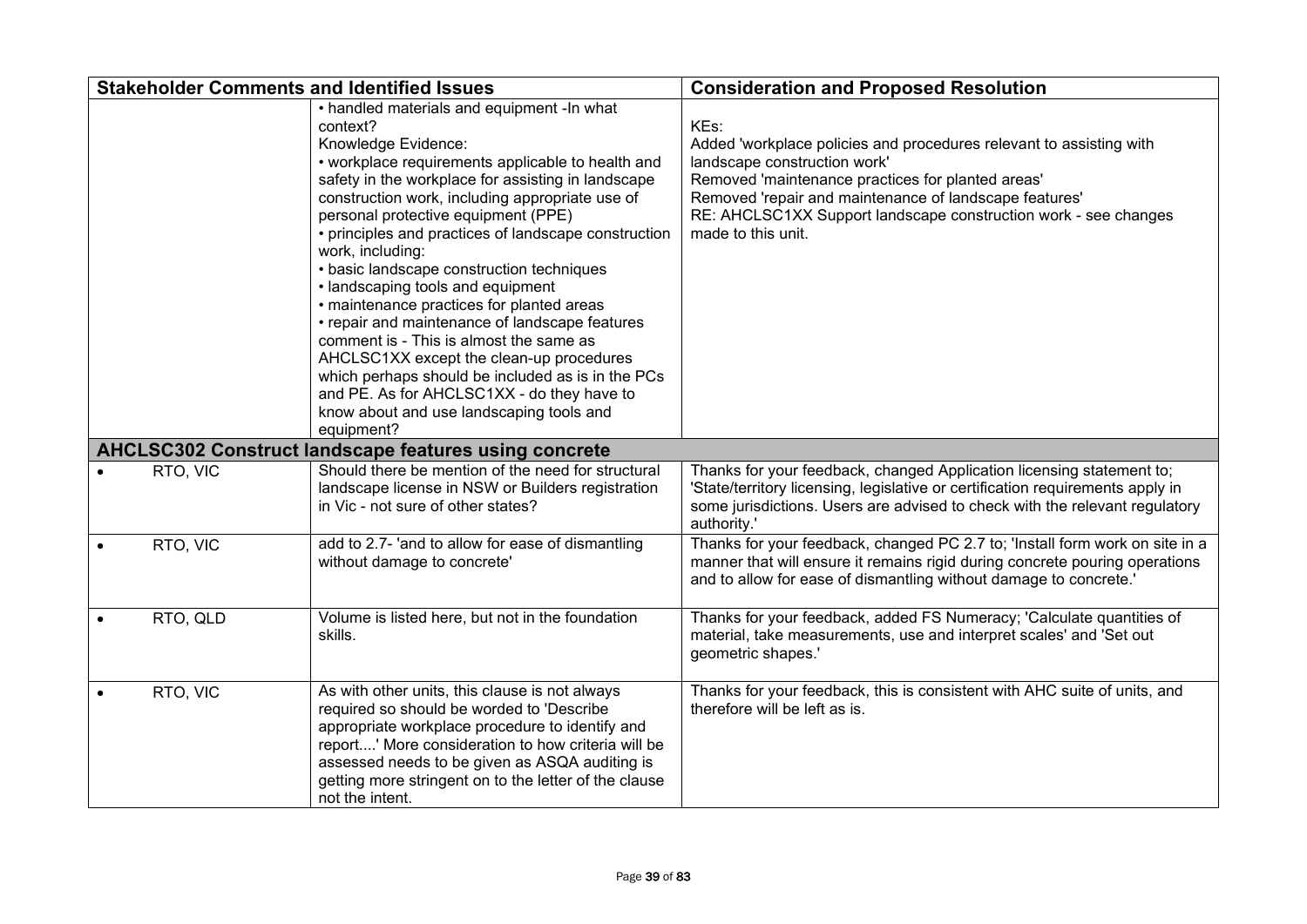| Stakeholder Comments and Identified Issues | | Consideration and Proposed Resolution |
|---|---|---|
| | • handled materials and equipment -In what context?<br>Knowledge Evidence:<br>• workplace requirements applicable to health and safety in the workplace for assisting in landscape construction work, including appropriate use of personal protective equipment (PPE)<br>• principles and practices of landscape construction work, including:<br>• basic landscape construction techniques<br>• landscaping tools and equipment<br>• maintenance practices for planted areas<br>• repair and maintenance of landscape features<br>comment is - This is almost the same as AHCLSC1XX except the clean-up procedures which perhaps should be included as is in the PCs and PE. As for AHCLSC1XX - do they have to know about and use landscaping tools and equipment? | KEs:<br>Added 'workplace policies and procedures relevant to assisting with landscape construction work'<br>Removed 'maintenance practices for planted areas'<br>Removed 'repair and maintenance of landscape features'<br>RE: AHCLSC1XX Support landscape construction work - see changes made to this unit. |
| **AHCLSC302 Construct landscape features using concrete** | | |
| • RTO, VIC | Should there be mention of the need for structural landscape license in NSW or Builders registration in Vic - not sure of other states? | Thanks for your feedback, changed Application licensing statement to; 'State/territory licensing, legislative or certification requirements apply in some jurisdictions. Users are advised to check with the relevant regulatory authority.' |
| • RTO, VIC | add to 2.7- 'and to allow for ease of dismantling without damage to concrete' | Thanks for your feedback, changed PC 2.7 to; 'Install form work on site in a manner that will ensure it remains rigid during concrete pouring operations and to allow for ease of dismantling without damage to concrete.' |
| • RTO, QLD | Volume is listed here, but not in the foundation skills. | Thanks for your feedback, added FS Numeracy; 'Calculate quantities of material, take measurements, use and interpret scales' and 'Set out geometric shapes.' |
| • RTO, VIC | As with other units, this clause is not always required so should be worded to 'Describe appropriate workplace procedure to identify and report....' More consideration to how criteria will be assessed needs to be given as ASQA auditing is getting more stringent on to the letter of the clause not the intent. | Thanks for your feedback, this is consistent with AHC suite of units, and therefore will be left as is. |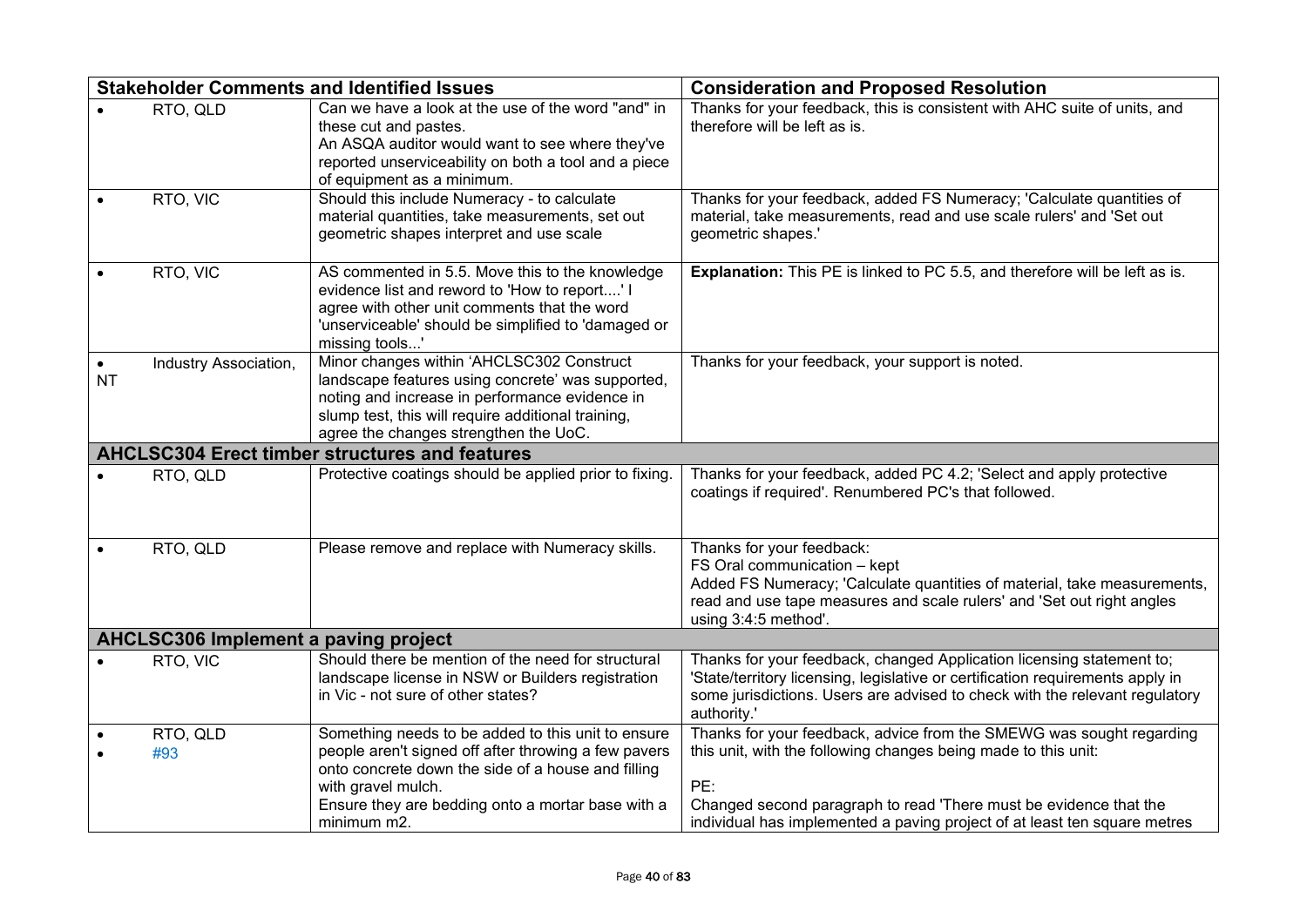| Stakeholder Comments and Identified Issues | | Consideration and Proposed Resolution |
|---|---|---|
| • RTO, QLD | Can we have a look at the use of the word "and" in these cut and pastes.<br>An ASQA auditor would want to see where they've reported unserviceability on both a tool and a piece of equipment as a minimum. | Thanks for your feedback, this is consistent with AHC suite of units, and therefore will be left as is. |
| • RTO, VIC | Should this include Numeracy - to calculate material quantities, take measurements, set out geometric shapes interpret and use scale | Thanks for your feedback, added FS Numeracy; 'Calculate quantities of material, take measurements, read and use scale rulers' and 'Set out geometric shapes.' |
| • RTO, VIC | AS commented in 5.5. Move this to the knowledge evidence list and reword to 'How to report....' I agree with other unit comments that the word 'unserviceable' should be simplified to 'damaged or missing tools...' | **Explanation:** This PE is linked to PC 5.5, and therefore will be left as is. |
| • Industry Association, NT | Minor changes within 'AHCLSC302 Construct landscape features using concrete' was supported, noting and increase in performance evidence in slump test, this will require additional training, agree the changes strengthen the UoC. | Thanks for your feedback, your support is noted. |
| **AHCLSC304 Erect timber structures and features** | | |
| • RTO, QLD | Protective coatings should be applied prior to fixing. | Thanks for your feedback, added PC 4.2; 'Select and apply protective coatings if required'. Renumbered PC's that followed. |
| • RTO, QLD | Please remove and replace with Numeracy skills. | Thanks for your feedback:<br>FS Oral communication – kept<br>Added FS Numeracy; 'Calculate quantities of material, take measurements, read and use tape measures and scale rulers' and 'Set out right angles using 3:4:5 method'. |
| **AHCLSC306 Implement a paving project** | | |
| • RTO, VIC | Should there be mention of the need for structural landscape license in NSW or Builders registration in Vic - not sure of other states? | Thanks for your feedback, changed Application licensing statement to; 'State/territory licensing, legislative or certification requirements apply in some jurisdictions. Users are advised to check with the relevant regulatory authority.' |
| • RTO, QLD<br>• #93 | Something needs to be added to this unit to ensure people aren't signed off after throwing a few pavers onto concrete down the side of a house and filling with gravel mulch.<br>Ensure they are bedding onto a mortar base with a minimum m2. | Thanks for your feedback, advice from the SMEWG was sought regarding this unit, with the following changes being made to this unit:<br><br>PE:<br>Changed second paragraph to read 'There must be evidence that the individual has implemented a paving project of at least ten square metres |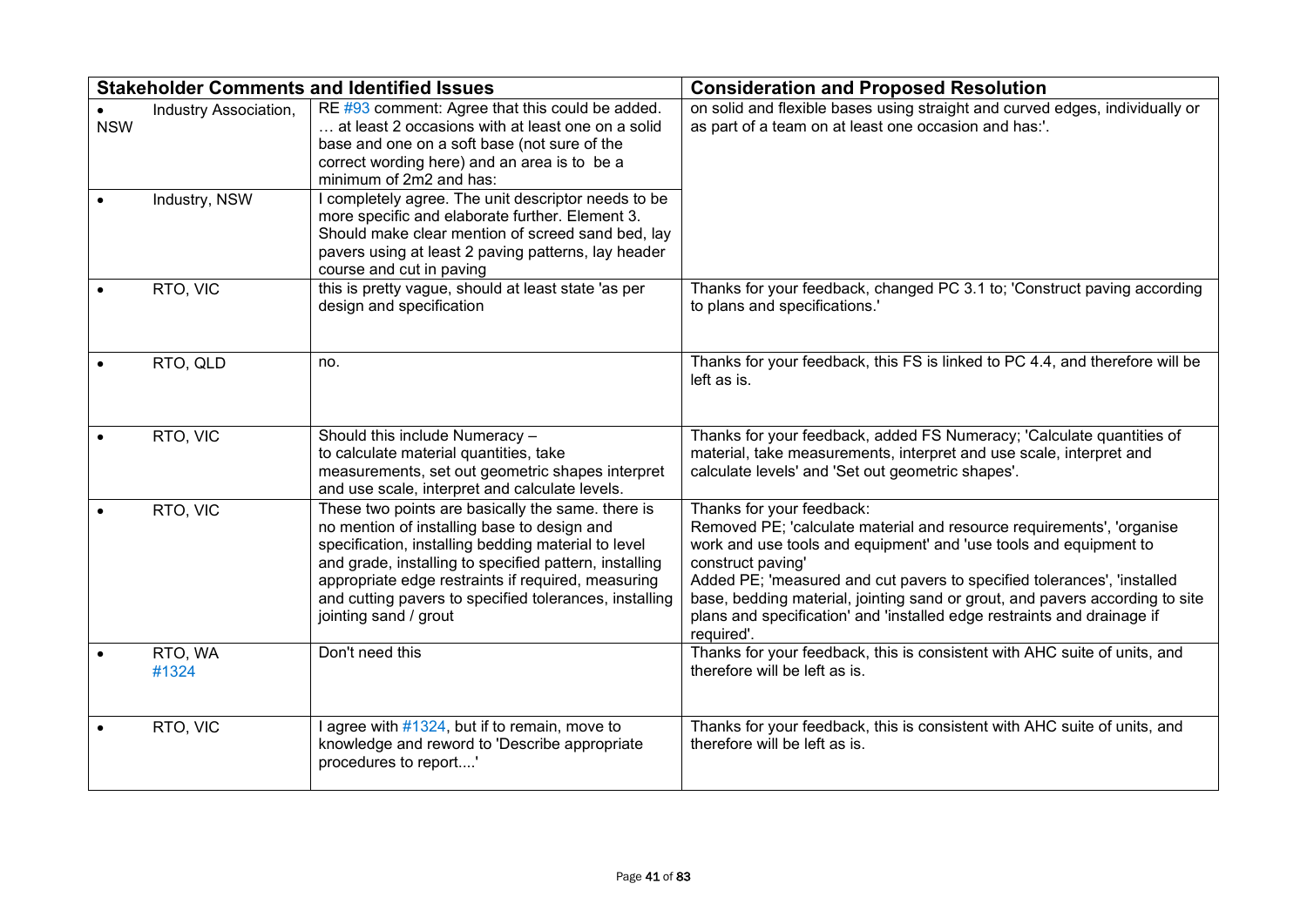| Stakeholder Comments and Identified Issues | | Consideration and Proposed Resolution |
| --- | --- | --- |
| • Industry Association, NSW | RE #93 comment: Agree that this could be added. … at least 2 occasions with at least one on a solid base and one on a soft base (not sure of the correct wording here) and an area is to be a minimum of 2m2 and has: | on solid and flexible bases using straight and curved edges, individually or as part of a team on at least one occasion and has:'. |
| • Industry, NSW | I completely agree. The unit descriptor needs to be more specific and elaborate further. Element 3. Should make clear mention of screed sand bed, lay pavers using at least 2 paving patterns, lay header course and cut in paving | |
| • RTO, VIC | this is pretty vague, should at least state 'as per design and specification | Thanks for your feedback, changed PC 3.1 to; 'Construct paving according to plans and specifications.' |
| • RTO, QLD | no. | Thanks for your feedback, this FS is linked to PC 4.4, and therefore will be left as is. |
| • RTO, VIC | Should this include Numeracy – to calculate material quantities, take measurements, set out geometric shapes interpret and use scale, interpret and calculate levels. | Thanks for your feedback, added FS Numeracy; 'Calculate quantities of material, take measurements, interpret and use scale, interpret and calculate levels' and 'Set out geometric shapes'. |
| • RTO, VIC | These two points are basically the same. there is no mention of installing base to design and specification, installing bedding material to level and grade, installing to specified pattern, installing appropriate edge restraints if required, measuring and cutting pavers to specified tolerances, installing jointing sand / grout | Thanks for your feedback:<br>Removed PE; 'calculate material and resource requirements', 'organise work and use tools and equipment' and 'use tools and equipment to construct paving'<br>Added PE; 'measured and cut pavers to specified tolerances', 'installed base, bedding material, jointing sand or grout, and pavers according to site plans and specification' and 'installed edge restraints and drainage if required'. |
| • RTO, WA #1324 | Don't need this | Thanks for your feedback, this is consistent with AHC suite of units, and therefore will be left as is. |
| • RTO, VIC | I agree with #1324, but if to remain, move to knowledge and reword to 'Describe appropriate procedures to report....' | Thanks for your feedback, this is consistent with AHC suite of units, and therefore will be left as is. |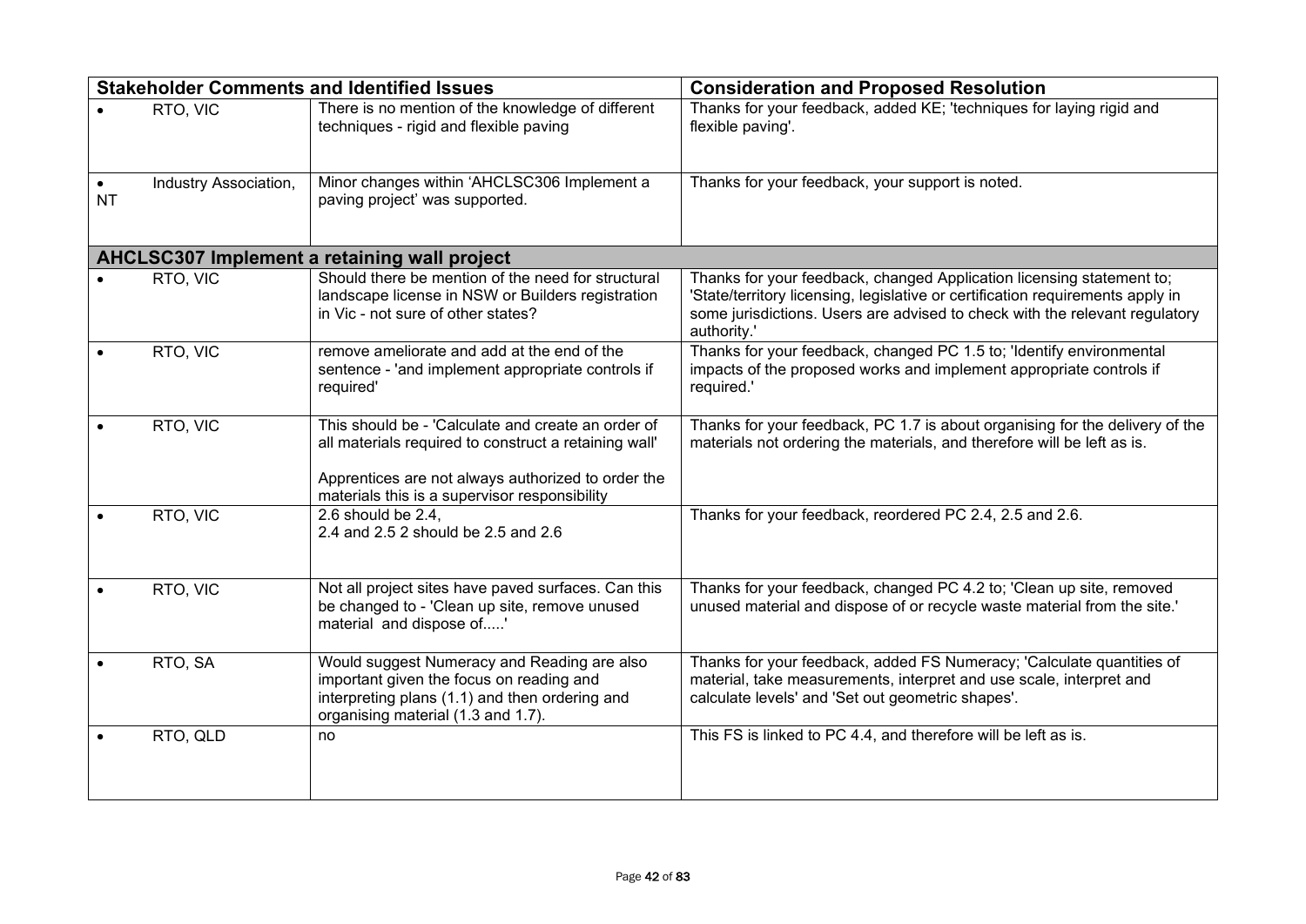| Stakeholder Comments and Identified Issues | | Consideration and Proposed Resolution |
|---|---|---|
| • RTO, VIC | There is no mention of the knowledge of different techniques - rigid and flexible paving | Thanks for your feedback, added KE; 'techniques for laying rigid and flexible paving'. |
| • Industry Association, NT | Minor changes within 'AHCLSC306 Implement a paving project' was supported. | Thanks for your feedback, your support is noted. |
| **AHCLSC307 Implement a retaining wall project** | | |
| • RTO, VIC | Should there be mention of the need for structural landscape license in NSW or Builders registration in Vic - not sure of other states? | Thanks for your feedback, changed Application licensing statement to; 'State/territory licensing, legislative or certification requirements apply in some jurisdictions. Users are advised to check with the relevant regulatory authority.' |
| • RTO, VIC | remove ameliorate and add at the end of the sentence - 'and implement appropriate controls if required' | Thanks for your feedback, changed PC 1.5 to; 'Identify environmental impacts of the proposed works and implement appropriate controls if required.' |
| • RTO, VIC | This should be - 'Calculate and create an order of all materials required to construct a retaining wall'<br><br>Apprentices are not always authorized to order the materials this is a supervisor responsibility | Thanks for your feedback, PC 1.7 is about organising for the delivery of the materials not ordering the materials, and therefore will be left as is. |
| • RTO, VIC | 2.6 should be 2.4,<br>2.4 and 2.5 2 should be 2.5 and 2.6 | Thanks for your feedback, reordered PC 2.4, 2.5 and 2.6. |
| • RTO, VIC | Not all project sites have paved surfaces. Can this be changed to - 'Clean up site, remove unused material and dispose of.....' | Thanks for your feedback, changed PC 4.2 to; 'Clean up site, removed unused material and dispose of or recycle waste material from the site.' |
| • RTO, SA | Would suggest Numeracy and Reading are also important given the focus on reading and interpreting plans (1.1) and then ordering and organising material (1.3 and 1.7). | Thanks for your feedback, added FS Numeracy; 'Calculate quantities of material, take measurements, interpret and use scale, interpret and calculate levels' and 'Set out geometric shapes'. |
| • RTO, QLD | no | This FS is linked to PC 4.4, and therefore will be left as is. |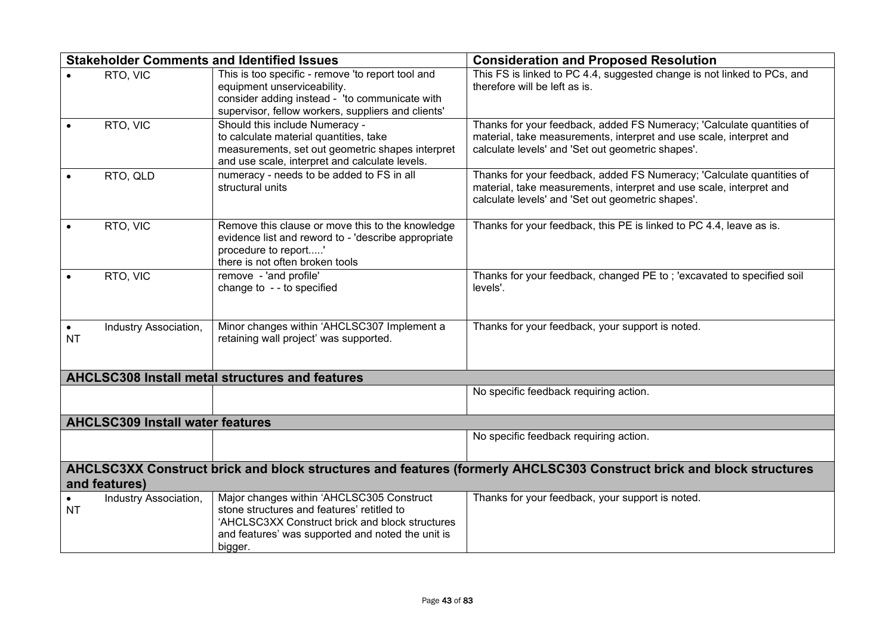| Stakeholder Comments and Identified Issues | | Consideration and Proposed Resolution |
|---|---|---|
| • RTO, VIC | This is too specific - remove 'to report tool and equipment unserviceability.<br>consider adding instead - 'to communicate with supervisor, fellow workers, suppliers and clients' | This FS is linked to PC 4.4, suggested change is not linked to PCs, and therefore will be left as is. |
| • RTO, VIC | Should this include Numeracy -<br>to calculate material quantities, take measurements, set out geometric shapes interpret and use scale, interpret and calculate levels. | Thanks for your feedback, added FS Numeracy; 'Calculate quantities of material, take measurements, interpret and use scale, interpret and calculate levels' and 'Set out geometric shapes'. |
| • RTO, QLD | numeracy - needs to be added to FS in all structural units | Thanks for your feedback, added FS Numeracy; 'Calculate quantities of material, take measurements, interpret and use scale, interpret and calculate levels' and 'Set out geometric shapes'. |
| • RTO, VIC | Remove this clause or move this to the knowledge evidence list and reword to - 'describe appropriate procedure to report.....'<br>there is not often broken tools | Thanks for your feedback, this PE is linked to PC 4.4, leave as is. |
| • RTO, VIC | remove - 'and profile'<br>change to - - to specified | Thanks for your feedback, changed PE to ; 'excavated to specified soil levels'. |
| • Industry Association, NT | Minor changes within 'AHCLSC307 Implement a retaining wall project' was supported. | Thanks for your feedback, your support is noted. |
| **AHCLSC308 Install metal structures and features** | | |
| | | No specific feedback requiring action. |
| **AHCLSC309 Install water features** | | |
| | | No specific feedback requiring action. |
| **AHCLSC3XX Construct brick and block structures and features (formerly AHCLSC303 Construct brick and block structures and features)** | | |
| • Industry Association, NT | Major changes within 'AHCLSC305 Construct stone structures and features' retitled to 'AHCLSC3XX Construct brick and block structures and features' was supported and noted the unit is bigger. | Thanks for your feedback, your support is noted. |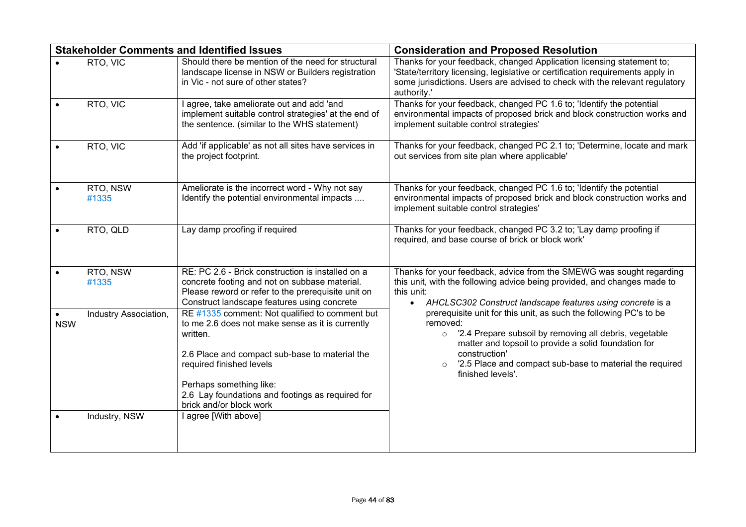| Stakeholder Comments and Identified Issues | | Consideration and Proposed Resolution |
|---|---|---|
| • RTO, VIC | Should there be mention of the need for structural landscape license in NSW or Builders registration in Vic - not sure of other states? | Thanks for your feedback, changed Application licensing statement to; 'State/territory licensing, legislative or certification requirements apply in some jurisdictions. Users are advised to check with the relevant regulatory authority.' |
| • RTO, VIC | I agree, take ameliorate out and add 'and implement suitable control strategies' at the end of the sentence. (similar to the WHS statement) | Thanks for your feedback, changed PC 1.6 to; 'Identify the potential environmental impacts of proposed brick and block construction works and implement suitable control strategies' |
| • RTO, VIC | Add 'if applicable' as not all sites have services in the project footprint. | Thanks for your feedback, changed PC 2.1 to; 'Determine, locate and mark out services from site plan where applicable' |
| • RTO, NSW #1335 | Ameliorate is the incorrect word - Why not say Identify the potential environmental impacts .... | Thanks for your feedback, changed PC 1.6 to; 'Identify the potential environmental impacts of proposed brick and block construction works and implement suitable control strategies' |
| • RTO, QLD | Lay damp proofing if required | Thanks for your feedback, changed PC 3.2 to; 'Lay damp proofing if required, and base course of brick or block work' |
| • RTO, NSW #1335 | RE: PC 2.6 - Brick construction is installed on a concrete footing and not on subbase material. Please reword or refer to the prerequisite unit on Construct landscape features using concrete | Thanks for your feedback, advice from the SMEWG was sought regarding this unit, with the following advice being provided, and changes made to this unit:<br>• *AHCLSC302 Construct landscape features using concrete* is a prerequisite unit for this unit, as such the following PC's to be removed:<br>  ○ '2.4 Prepare subsoil by removing all debris, vegetable matter and topsoil to provide a solid foundation for construction'<br>  ○ '2.5 Place and compact sub-base to material the required finished levels'. |
| • Industry Association, NSW | RE #1335 comment: Not qualified to comment but to me 2.6 does not make sense as it is currently written.<br><br>2.6 Place and compact sub-base to material the required finished levels<br><br>Perhaps something like:<br>2.6 Lay foundations and footings as required for brick and/or block work | |
| • Industry, NSW | I agree [With above] | |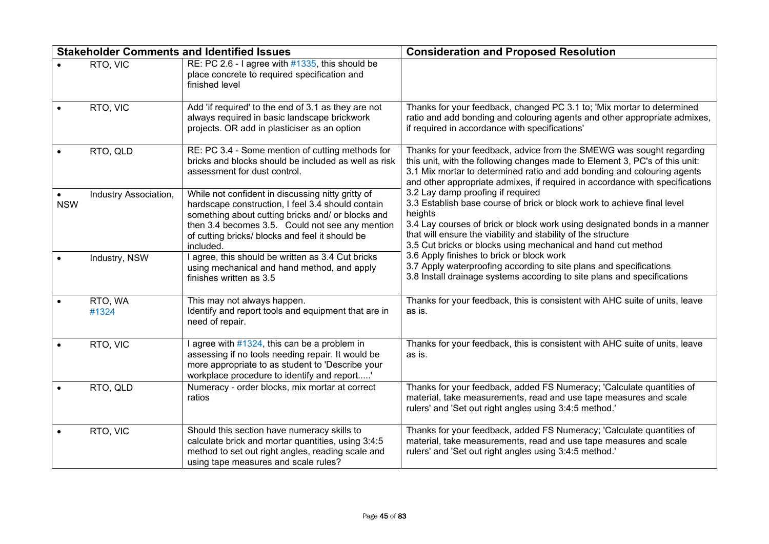| Stakeholder Comments and Identified Issues | | Consideration and Proposed Resolution |
|---|---|---|
| • RTO, VIC | RE: PC 2.6 - I agree with #1335, this should be place concrete to required specification and finished level | |
| • RTO, VIC | Add 'if required' to the end of 3.1 as they are not always required in basic landscape brickwork projects. OR add in plasticiser as an option | Thanks for your feedback, changed PC 3.1 to; 'Mix mortar to determined ratio and add bonding and colouring agents and other appropriate admixes, if required in accordance with specifications' |
| • RTO, QLD | RE: PC 3.4 - Some mention of cutting methods for bricks and blocks should be included as well as risk assessment for dust control. | Thanks for your feedback, advice from the SMEWG was sought regarding this unit, with the following changes made to Element 3, PC's of this unit:<br>3.1 Mix mortar to determined ratio and add bonding and colouring agents and other appropriate admixes, if required in accordance with specifications<br>3.2 Lay damp proofing if required<br>3.3 Establish base course of brick or block work to achieve final level heights<br>3.4 Lay courses of brick or block work using designated bonds in a manner that will ensure the viability and stability of the structure<br>3.5 Cut bricks or blocks using mechanical and hand cut method<br>3.6 Apply finishes to brick or block work<br>3.7 Apply waterproofing according to site plans and specifications<br>3.8 Install drainage systems according to site plans and specifications |
| • Industry Association, NSW | While not confident in discussing nitty gritty of hardscape construction, I feel 3.4 should contain something about cutting bricks and/ or blocks and then 3.4 becomes 3.5. Could not see any mention of cutting bricks/ blocks and feel it should be included. | |
| • Industry, NSW | I agree, this should be written as 3.4 Cut bricks using mechanical and hand method, and apply finishes written as 3.5 | |
| • RTO, WA #1324 | This may not always happen.<br>Identify and report tools and equipment that are in need of repair. | Thanks for your feedback, this is consistent with AHC suite of units, leave as is. |
| • RTO, VIC | I agree with #1324, this can be a problem in assessing if no tools needing repair. It would be more appropriate to as student to 'Describe your workplace procedure to identify and report.....' | Thanks for your feedback, this is consistent with AHC suite of units, leave as is. |
| • RTO, QLD | Numeracy - order blocks, mix mortar at correct ratios | Thanks for your feedback, added FS Numeracy; 'Calculate quantities of material, take measurements, read and use tape measures and scale rulers' and 'Set out right angles using 3:4:5 method.' |
| • RTO, VIC | Should this section have numeracy skills to calculate brick and mortar quantities, using 3:4:5 method to set out right angles, reading scale and using tape measures and scale rules? | Thanks for your feedback, added FS Numeracy; 'Calculate quantities of material, take measurements, read and use tape measures and scale rulers' and 'Set out right angles using 3:4:5 method.' |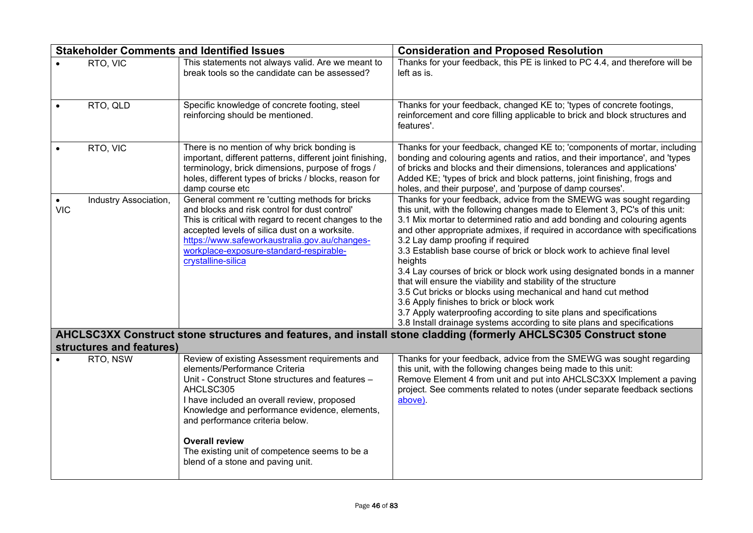| Stakeholder Comments and Identified Issues | | Consideration and Proposed Resolution |
|---|---|---|
| • RTO, VIC | This statements not always valid. Are we meant to break tools so the candidate can be assessed? | Thanks for your feedback, this PE is linked to PC 4.4, and therefore will be left as is. |
| • RTO, QLD | Specific knowledge of concrete footing, steel reinforcing should be mentioned. | Thanks for your feedback, changed KE to; 'types of concrete footings, reinforcement and core filling applicable to brick and block structures and features'. |
| • RTO, VIC | There is no mention of why brick bonding is important, different patterns, different joint finishing, terminology, brick dimensions, purpose of frogs / holes, different types of bricks / blocks, reason for damp course etc | Thanks for your feedback, changed KE to; 'components of mortar, including bonding and colouring agents and ratios, and their importance', and 'types of bricks and blocks and their dimensions, tolerances and applications'<br>Added KE; 'types of brick and block patterns, joint finishing, frogs and holes, and their purpose', and 'purpose of damp courses'. |
| • Industry Association, VIC | General comment re 'cutting methods for bricks and blocks and risk control for dust control'<br>This is critical with regard to recent changes to the accepted levels of silica dust on a worksite.<br>[https://www.safeworkaustralia.gov.au/changes-workplace-exposure-standard-respirable-crystalline-silica](https://www.safeworkaustralia.gov.au/changes-workplace-exposure-standard-respirable-crystalline-silica) | Thanks for your feedback, advice from the SMEWG was sought regarding this unit, with the following changes made to Element 3, PC's of this unit:<br>3.1 Mix mortar to determined ratio and add bonding and colouring agents and other appropriate admixes, if required in accordance with specifications<br>3.2 Lay damp proofing if required<br>3.3 Establish base course of brick or block work to achieve final level heights<br>3.4 Lay courses of brick or block work using designated bonds in a manner that will ensure the viability and stability of the structure<br>3.5 Cut bricks or blocks using mechanical and hand cut method<br>3.6 Apply finishes to brick or block work<br>3.7 Apply waterproofing according to site plans and specifications<br>3.8 Install drainage systems according to site plans and specifications |
| **AHCLSC3XX Construct stone structures and features, and install stone cladding (formerly AHCLSC305 Construct stone structures and features)** | | |
| • RTO, NSW | Review of existing Assessment requirements and elements/Performance Criteria<br>Unit - Construct Stone structures and features – AHCLSC305<br>I have included an overall review, proposed Knowledge and performance evidence, elements, and performance criteria below.<br><br>**Overall review**<br>The existing unit of competence seems to be a blend of a stone and paving unit. | Thanks for your feedback, advice from the SMEWG was sought regarding this unit, with the following changes being made to this unit:<br>Remove Element 4 from unit and put into AHCLSC3XX Implement a paving project. See comments related to notes (under separate feedback sections above). |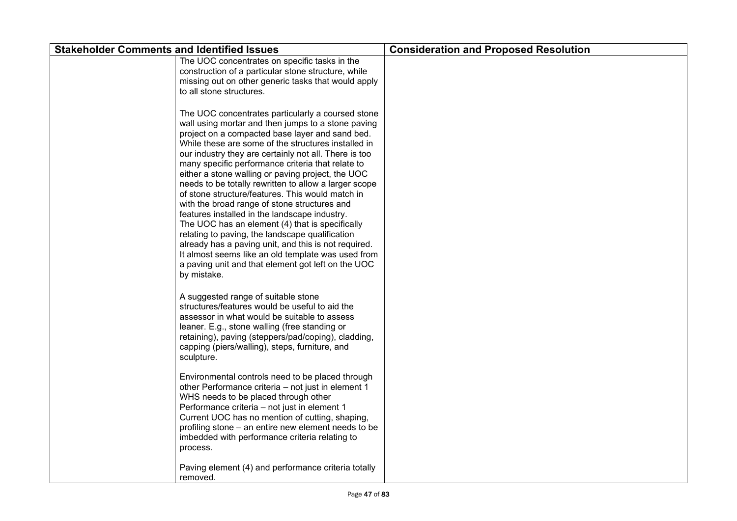| Stakeholder Comments and Identified Issues | | Consideration and Proposed Resolution |
|---|---|---|
| | The UOC concentrates on specific tasks in the construction of a particular stone structure, while missing out on other generic tasks that would apply to all stone structures.<br><br>The UOC concentrates particularly a coursed stone wall using mortar and then jumps to a stone paving project on a compacted base layer and sand bed. While these are some of the structures installed in our industry they are certainly not all. There is too many specific performance criteria that relate to either a stone walling or paving project, the UOC needs to be totally rewritten to allow a larger scope of stone structure/features. This would match in with the broad range of stone structures and features installed in the landscape industry.<br>The UOC has an element (4) that is specifically relating to paving, the landscape qualification already has a paving unit, and this is not required. It almost seems like an old template was used from a paving unit and that element got left on the UOC by mistake.<br><br>A suggested range of suitable stone structures/features would be useful to aid the assessor in what would be suitable to assess leaner. E.g., stone walling (free standing or retaining), paving (steppers/pad/coping), cladding, capping (piers/walling), steps, furniture, and sculpture.<br><br>Environmental controls need to be placed through other Performance criteria – not just in element 1<br>WHS needs to be placed through other Performance criteria – not just in element 1<br>Current UOC has no mention of cutting, shaping, profiling stone – an entire new element needs to be imbedded with performance criteria relating to process.<br><br>Paving element (4) and performance criteria totally removed. | |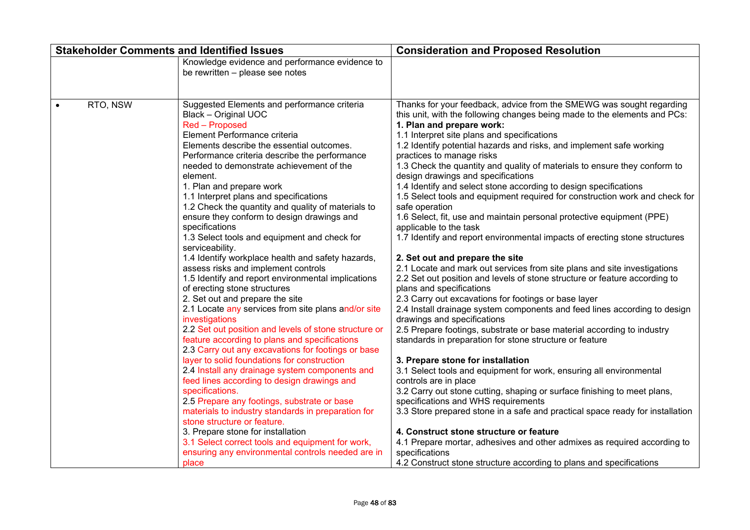| Stakeholder Comments and Identified Issues | | Consideration and Proposed Resolution |
|---|---|---|
| | Knowledge evidence and performance evidence to be rewritten – please see notes | |
| • RTO, NSW | Suggested Elements and performance criteria<br>Black – Original UOC<br>Red – Proposed<br>Element Performance criteria<br>Elements describe the essential outcomes.<br>Performance criteria describe the performance needed to demonstrate achievement of the element.<br>1. Plan and prepare work<br>1.1 Interpret plans and specifications<br>1.2 Check the quantity and quality of materials to ensure they conform to design drawings and specifications<br>1.3 Select tools and equipment and check for serviceability.<br>1.4 Identify workplace health and safety hazards, assess risks and implement controls<br>1.5 Identify and report environmental implications of erecting stone structures<br>2. Set out and prepare the site<br>2.1 Locate any services from site plans and/or site investigations<br>2.2 Set out position and levels of stone structure or feature according to plans and specifications<br>2.3 Carry out any excavations for footings or base layer to solid foundations for construction<br>2.4 Install any drainage system components and feed lines according to design drawings and specifications.<br>2.5 Prepare any footings, substrate or base materials to industry standards in preparation for stone structure or feature.<br>3. Prepare stone for installation<br>3.1 Select correct tools and equipment for work, ensuring any environmental controls needed are in place | Thanks for your feedback, advice from the SMEWG was sought regarding this unit, with the following changes being made to the elements and PCs:<br>**1. Plan and prepare work:**<br>1.1 Interpret site plans and specifications<br>1.2 Identify potential hazards and risks, and implement safe working practices to manage risks<br>1.3 Check the quantity and quality of materials to ensure they conform to design drawings and specifications<br>1.4 Identify and select stone according to design specifications<br>1.5 Select tools and equipment required for construction work and check for safe operation<br>1.6 Select, fit, use and maintain personal protective equipment (PPE) applicable to the task<br>1.7 Identify and report environmental impacts of erecting stone structures<br><br>**2. Set out and prepare the site**<br>2.1 Locate and mark out services from site plans and site investigations<br>2.2 Set out position and levels of stone structure or feature according to plans and specifications<br>2.3 Carry out excavations for footings or base layer<br>2.4 Install drainage system components and feed lines according to design drawings and specifications<br>2.5 Prepare footings, substrate or base material according to industry standards in preparation for stone structure or feature<br><br>**3. Prepare stone for installation**<br>3.1 Select tools and equipment for work, ensuring all environmental controls are in place<br>3.2 Carry out stone cutting, shaping or surface finishing to meet plans, specifications and WHS requirements<br>3.3 Store prepared stone in a safe and practical space ready for installation<br><br>**4. Construct stone structure or feature**<br>4.1 Prepare mortar, adhesives and other admixes as required according to specifications<br>4.2 Construct stone structure according to plans and specifications |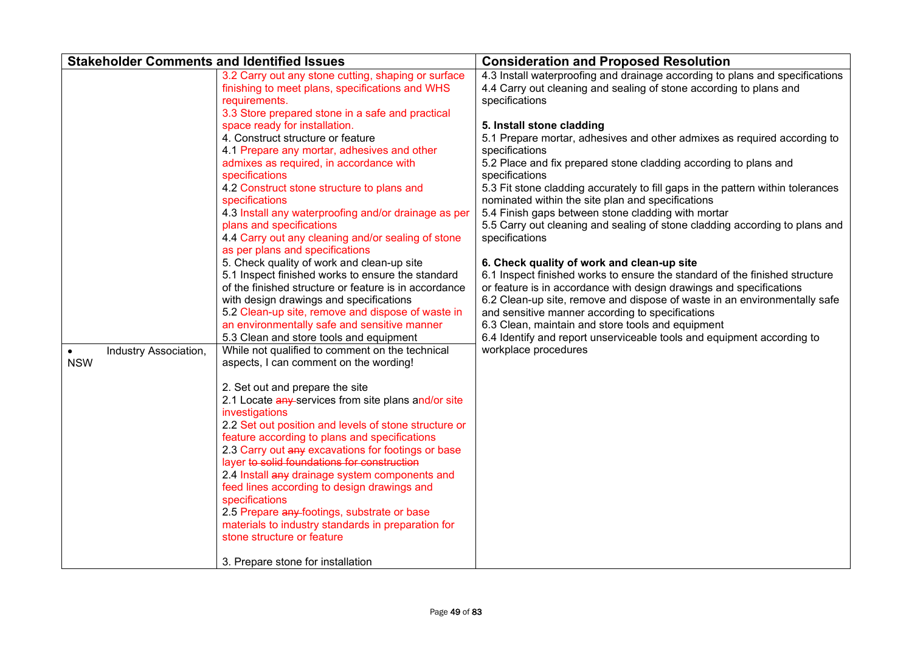| Stakeholder Comments and Identified Issues | | Consideration and Proposed Resolution |
|---|---|---|
| | 3.2 Carry out any stone cutting, shaping or surface finishing to meet plans, specifications and WHS requirements.<br>3.3 Store prepared stone in a safe and practical space ready for installation.<br>4. Construct structure or feature<br>4.1 Prepare any mortar, adhesives and other admixes as required, in accordance with specifications<br>4.2 Construct stone structure to plans and specifications<br>4.3 Install any waterproofing and/or drainage as per plans and specifications<br>4.4 Carry out any cleaning and/or sealing of stone as per plans and specifications<br>5. Check quality of work and clean-up site<br>5.1 Inspect finished works to ensure the standard of the finished structure or feature is in accordance with design drawings and specifications<br>5.2 Clean-up site, remove and dispose of waste in an environmentally safe and sensitive manner<br>5.3 Clean and store tools and equipment | 4.3 Install waterproofing and drainage according to plans and specifications<br>4.4 Carry out cleaning and sealing of stone according to plans and specifications<br><br>**5. Install stone cladding**<br>5.1 Prepare mortar, adhesives and other admixes as required according to specifications<br>5.2 Place and fix prepared stone cladding according to plans and specifications<br>5.3 Fit stone cladding accurately to fill gaps in the pattern within tolerances nominated within the site plan and specifications<br>5.4 Finish gaps between stone cladding with mortar<br>5.5 Carry out cleaning and sealing of stone cladding according to plans and specifications<br><br>**6. Check quality of work and clean-up site**<br>6.1 Inspect finished works to ensure the standard of the finished structure or feature is in accordance with design drawings and specifications<br>6.2 Clean-up site, remove and dispose of waste in an environmentally safe and sensitive manner according to specifications<br>6.3 Clean, maintain and store tools and equipment<br>6.4 Identify and report unserviceable tools and equipment according to workplace procedures |
| • Industry Association, NSW | While not qualified to comment on the technical aspects, I can comment on the wording!<br><br>2. Set out and prepare the site<br>2.1 Locate ~~any~~ services from site plans and/or site investigations<br>2.2 Set out position and levels of stone structure or feature according to plans and specifications<br>2.3 Carry out ~~any~~ excavations for footings or base layer ~~to solid foundations for construction~~<br>2.4 Install ~~any~~ drainage system components and feed lines according to design drawings and specifications<br>2.5 Prepare ~~any~~ footings, substrate or base materials to industry standards in preparation for stone structure or feature<br><br>3. Prepare stone for installation | |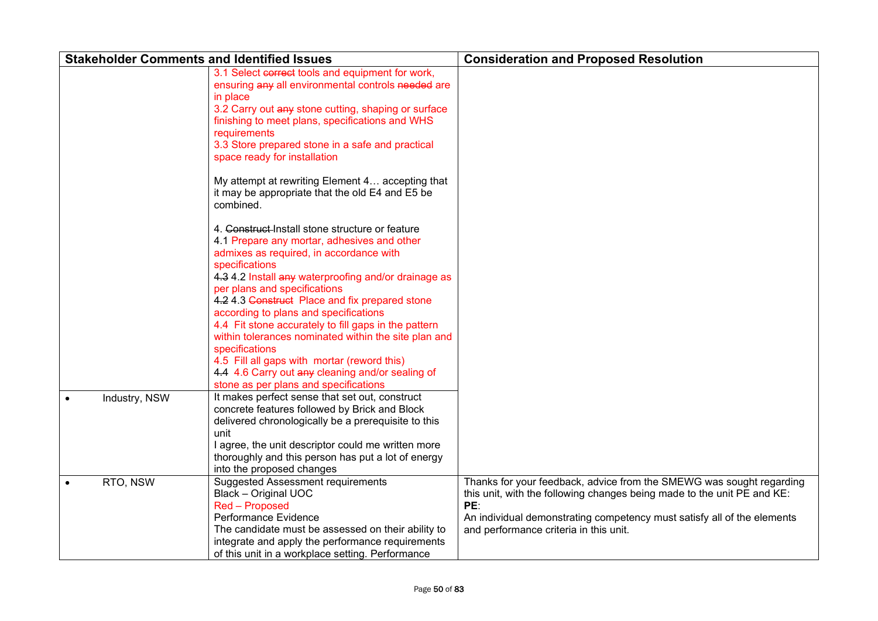| Stakeholder Comments and Identified Issues | | Consideration and Proposed Resolution |
|---|---|---|
| | 3.1 Select ~~correct~~ tools and equipment for work, ensuring ~~any~~ all environmental controls ~~needed~~ are in place<br>3.2 Carry out ~~any~~ stone cutting, shaping or surface finishing to meet plans, specifications and WHS requirements<br>3.3 Store prepared stone in a safe and practical space ready for installation<br><br>My attempt at rewriting Element 4… accepting that it may be appropriate that the old E4 and E5 be combined.<br><br>4. ~~Construct~~ Install stone structure or feature<br>4.1 Prepare any mortar, adhesives and other admixes as required, in accordance with specifications<br>~~4.3~~ 4.2 Install ~~any~~ waterproofing and/or drainage as per plans and specifications<br>~~4.2~~ 4.3 ~~Construct~~ Place and fix prepared stone according to plans and specifications<br>4.4 Fit stone accurately to fill gaps in the pattern within tolerances nominated within the site plan and specifications<br>4.5 Fill all gaps with mortar (reword this)<br>~~4.4~~ 4.6 Carry out ~~any~~ cleaning and/or sealing of stone as per plans and specifications | |
| • Industry, NSW | It makes perfect sense that set out, construct concrete features followed by Brick and Block delivered chronologically be a prerequisite to this unit<br>I agree, the unit descriptor could me written more thoroughly and this person has put a lot of energy into the proposed changes | |
| • RTO, NSW | Suggested Assessment requirements<br>Black – Original UOC<br>Red – Proposed<br>Performance Evidence<br>The candidate must be assessed on their ability to integrate and apply the performance requirements of this unit in a workplace setting. Performance | Thanks for your feedback, advice from the SMEWG was sought regarding this unit, with the following changes being made to the unit PE and KE:<br>**PE**:<br>An individual demonstrating competency must satisfy all of the elements and performance criteria in this unit. |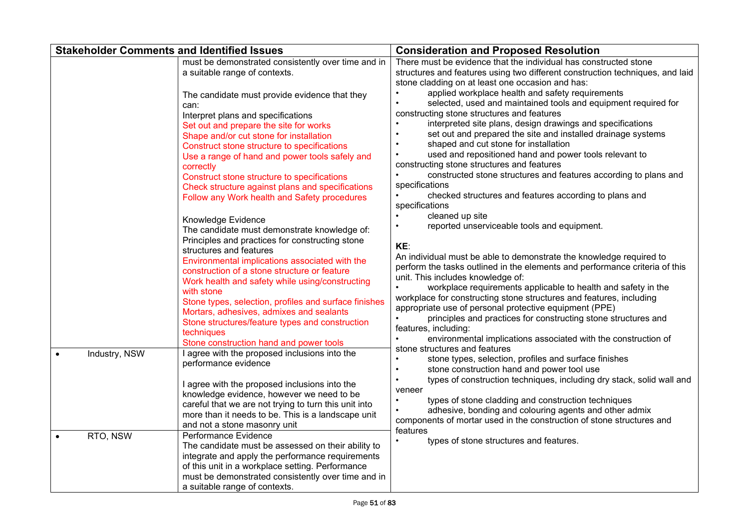| Stakeholder Comments and Identified Issues | | Consideration and Proposed Resolution |
|---|---|---|
| | must be demonstrated consistently over time and in a suitable range of contexts.<br><br>The candidate must provide evidence that they can:<br>Interpret plans and specifications<br>Set out and prepare the site for works<br>Shape and/or cut stone for installation<br>Construct stone structure to specifications<br>Use a range of hand and power tools safely and correctly<br>Construct stone structure to specifications<br>Check structure against plans and specifications<br>Follow any Work health and Safety procedures<br><br>Knowledge Evidence<br>The candidate must demonstrate knowledge of:<br>Principles and practices for constructing stone structures and features<br>Environmental implications associated with the construction of a stone structure or feature<br>Work health and safety while using/constructing with stone<br>Stone types, selection, profiles and surface finishes<br>Mortars, adhesives, admixes and sealants<br>Stone structures/feature types and construction techniques<br>Stone construction hand and power tools | There must be evidence that the individual has constructed stone structures and features using two different construction techniques, and laid stone cladding on at least one occasion and has:<br>• applied workplace health and safety requirements<br>• selected, used and maintained tools and equipment required for constructing stone structures and features<br>• interpreted site plans, design drawings and specifications<br>• set out and prepared the site and installed drainage systems<br>• shaped and cut stone for installation<br>• used and repositioned hand and power tools relevant to constructing stone structures and features<br>• constructed stone structures and features according to plans and specifications<br>• checked structures and features according to plans and specifications<br>• cleaned up site<br>• reported unserviceable tools and equipment.<br><br>**KE**:<br>An individual must be able to demonstrate the knowledge required to perform the tasks outlined in the elements and performance criteria of this unit. This includes knowledge of:<br>• workplace requirements applicable to health and safety in the workplace for constructing stone structures and features, including appropriate use of personal protective equipment (PPE)<br>• principles and practices for constructing stone structures and features, including:<br>• environmental implications associated with the construction of stone structures and features<br>• stone types, selection, profiles and surface finishes<br>• stone construction hand and power tool use<br>• types of construction techniques, including dry stack, solid wall and veneer<br>• types of stone cladding and construction techniques<br>• adhesive, bonding and colouring agents and other admix components of mortar used in the construction of stone structures and features<br>• types of stone structures and features. |
| • Industry, NSW | I agree with the proposed inclusions into the performance evidence<br><br>I agree with the proposed inclusions into the knowledge evidence, however we need to be careful that we are not trying to turn this unit into more than it needs to be. This is a landscape unit and not a stone masonry unit | |
| • RTO, NSW | Performance Evidence<br>The candidate must be assessed on their ability to integrate and apply the performance requirements of this unit in a workplace setting. Performance must be demonstrated consistently over time and in a suitable range of contexts. | |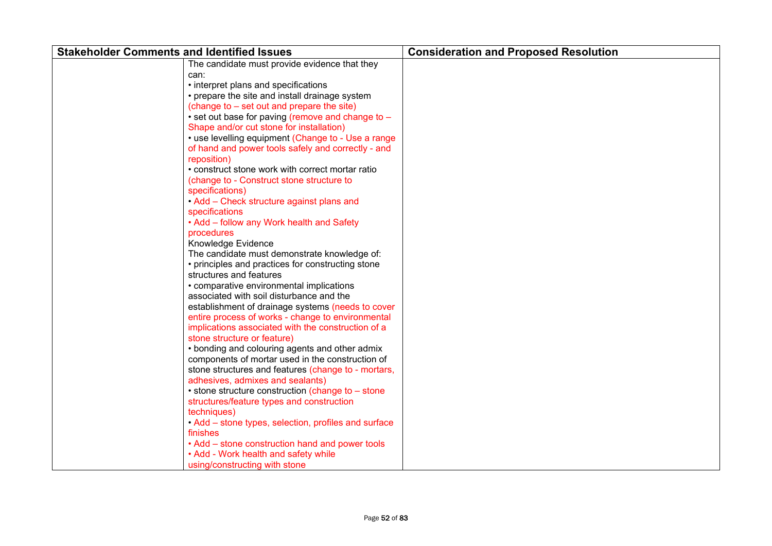| Stakeholder Comments and Identified Issues | | Consideration and Proposed Resolution |
|---|---|---|
| | The candidate must provide evidence that they can:<br>• interpret plans and specifications<br>• prepare the site and install drainage system (change to – set out and prepare the site)<br>• set out base for paving (remove and change to – Shape and/or cut stone for installation)<br>• use levelling equipment (Change to - Use a range of hand and power tools safely and correctly - and reposition)<br>• construct stone work with correct mortar ratio (change to - Construct stone structure to specifications)<br>• Add – Check structure against plans and specifications<br>• Add – follow any Work health and Safety procedures<br>Knowledge Evidence<br>The candidate must demonstrate knowledge of:<br>• principles and practices for constructing stone structures and features<br>• comparative environmental implications associated with soil disturbance and the establishment of drainage systems (needs to cover entire process of works - change to environmental implications associated with the construction of a stone structure or feature)<br>• bonding and colouring agents and other admix components of mortar used in the construction of stone structures and features (change to - mortars, adhesives, admixes and sealants)<br>• stone structure construction (change to – stone structures/feature types and construction techniques)<br>• Add – stone types, selection, profiles and surface finishes<br>• Add – stone construction hand and power tools<br>• Add - Work health and safety while using/constructing with stone | |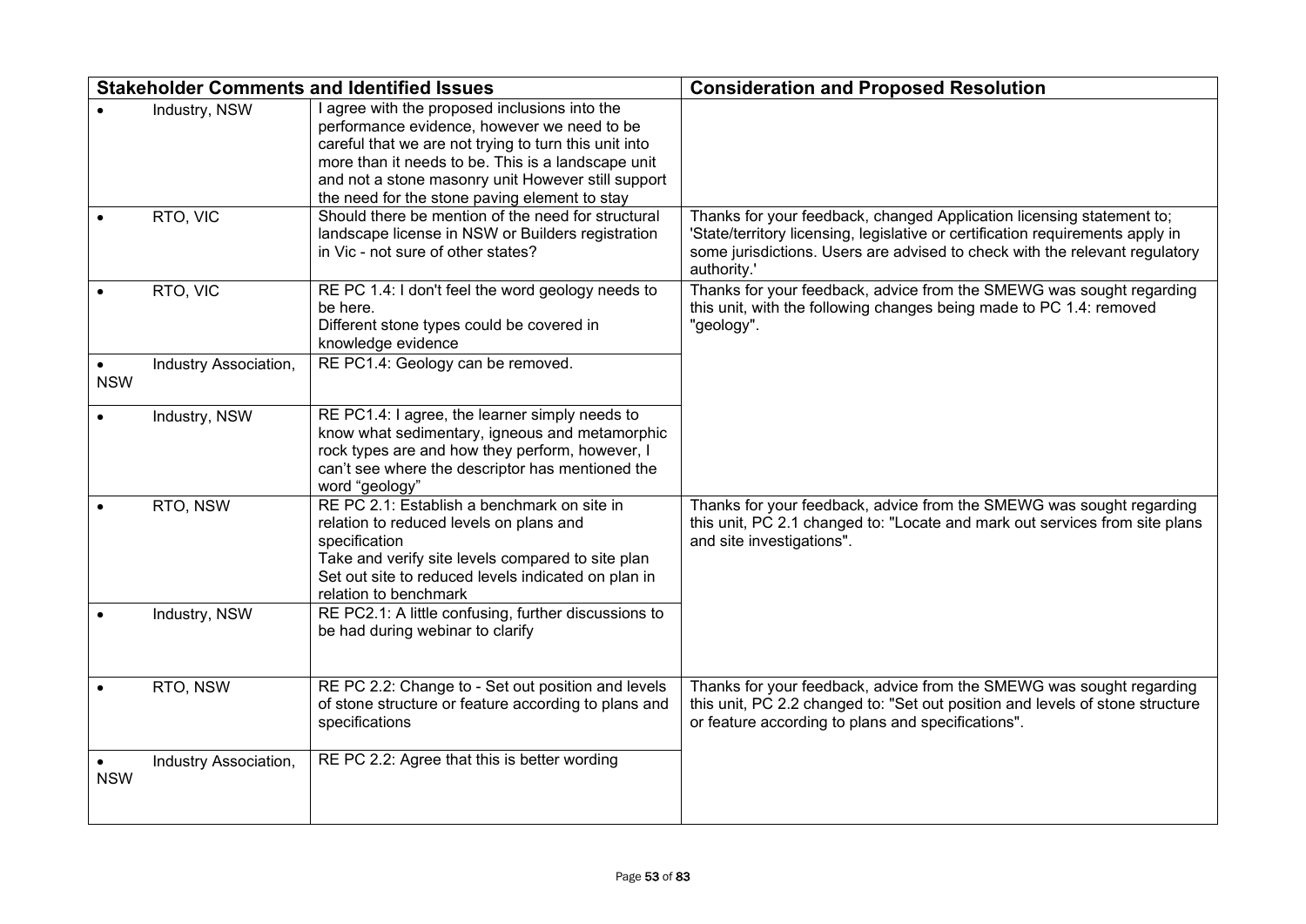| Stakeholder Comments and Identified Issues | | Consideration and Proposed Resolution |
|---|---|---|
| • Industry, NSW | I agree with the proposed inclusions into the performance evidence, however we need to be careful that we are not trying to turn this unit into more than it needs to be. This is a landscape unit and not a stone masonry unit However still support the need for the stone paving element to stay | |
| • RTO, VIC | Should there be mention of the need for structural landscape license in NSW or Builders registration in Vic - not sure of other states? | Thanks for your feedback, changed Application licensing statement to; 'State/territory licensing, legislative or certification requirements apply in some jurisdictions. Users are advised to check with the relevant regulatory authority.' |
| • RTO, VIC | RE PC 1.4: I don't feel the word geology needs to be here.<br>Different stone types could be covered in knowledge evidence | Thanks for your feedback, advice from the SMEWG was sought regarding this unit, with the following changes being made to PC 1.4: removed "geology". |
| • Industry Association, NSW | RE PC1.4: Geology can be removed. | |
| • Industry, NSW | RE PC1.4: I agree, the learner simply needs to know what sedimentary, igneous and metamorphic rock types are and how they perform, however, I can't see where the descriptor has mentioned the word "geology" | |
| • RTO, NSW | RE PC 2.1: Establish a benchmark on site in relation to reduced levels on plans and specification<br>Take and verify site levels compared to site plan<br>Set out site to reduced levels indicated on plan in relation to benchmark | Thanks for your feedback, advice from the SMEWG was sought regarding this unit, PC 2.1 changed to: "Locate and mark out services from site plans and site investigations". |
| • Industry, NSW | RE PC2.1: A little confusing, further discussions to be had during webinar to clarify | |
| • RTO, NSW | RE PC 2.2: Change to - Set out position and levels of stone structure or feature according to plans and specifications | Thanks for your feedback, advice from the SMEWG was sought regarding this unit, PC 2.2 changed to: "Set out position and levels of stone structure or feature according to plans and specifications". |
| • Industry Association, NSW | RE PC 2.2: Agree that this is better wording | |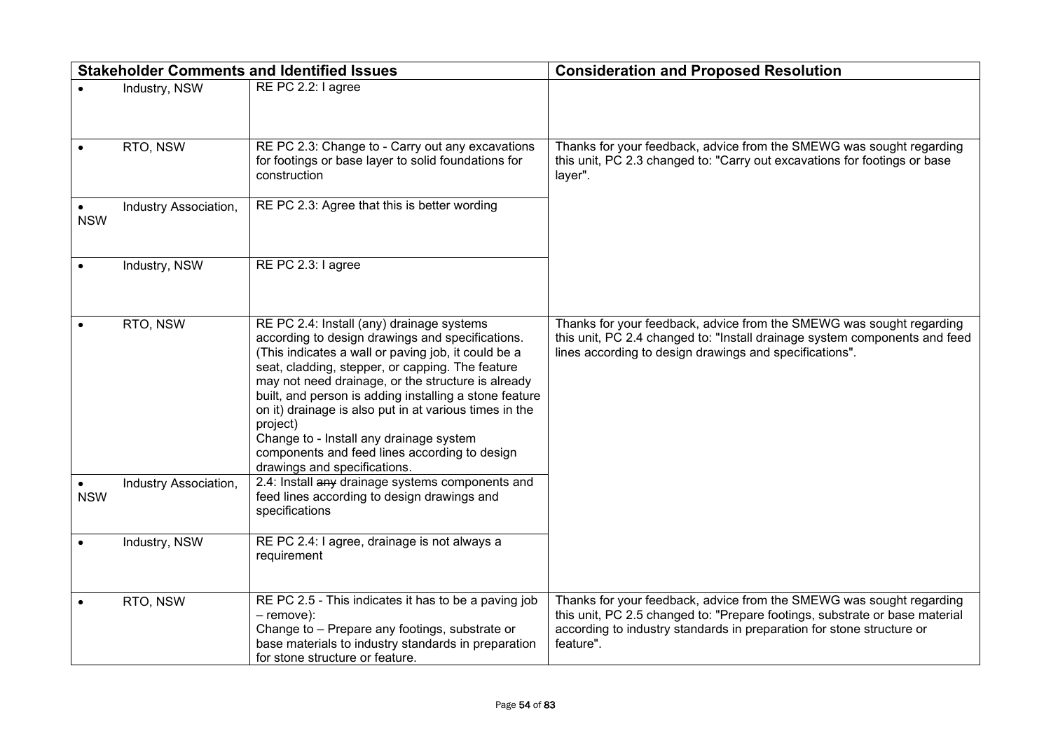| Stakeholder Comments and Identified Issues | | Consideration and Proposed Resolution |
|---|---|---|
| • Industry, NSW | RE PC 2.2: I agree | |
| • RTO, NSW | RE PC 2.3: Change to - Carry out any excavations for footings or base layer to solid foundations for construction | Thanks for your feedback, advice from the SMEWG was sought regarding this unit, PC 2.3 changed to: "Carry out excavations for footings or base layer". |
| • Industry Association, NSW | RE PC 2.3: Agree that this is better wording | |
| • Industry, NSW | RE PC 2.3: I agree | |
| • RTO, NSW | RE PC 2.4: Install (any) drainage systems according to design drawings and specifications. (This indicates a wall or paving job, it could be a seat, cladding, stepper, or capping. The feature may not need drainage, or the structure is already built, and person is adding installing a stone feature on it) drainage is also put in at various times in the project)<br>Change to - Install any drainage system components and feed lines according to design drawings and specifications. | Thanks for your feedback, advice from the SMEWG was sought regarding this unit, PC 2.4 changed to: "Install drainage system components and feed lines according to design drawings and specifications". |
| • Industry Association, NSW | 2.4: Install ~~any~~ drainage systems components and feed lines according to design drawings and specifications | |
| • Industry, NSW | RE PC 2.4: I agree, drainage is not always a requirement | |
| • RTO, NSW | RE PC 2.5 - This indicates it has to be a paving job – remove):<br>Change to – Prepare any footings, substrate or base materials to industry standards in preparation for stone structure or feature. | Thanks for your feedback, advice from the SMEWG was sought regarding this unit, PC 2.5 changed to: "Prepare footings, substrate or base material according to industry standards in preparation for stone structure or feature". |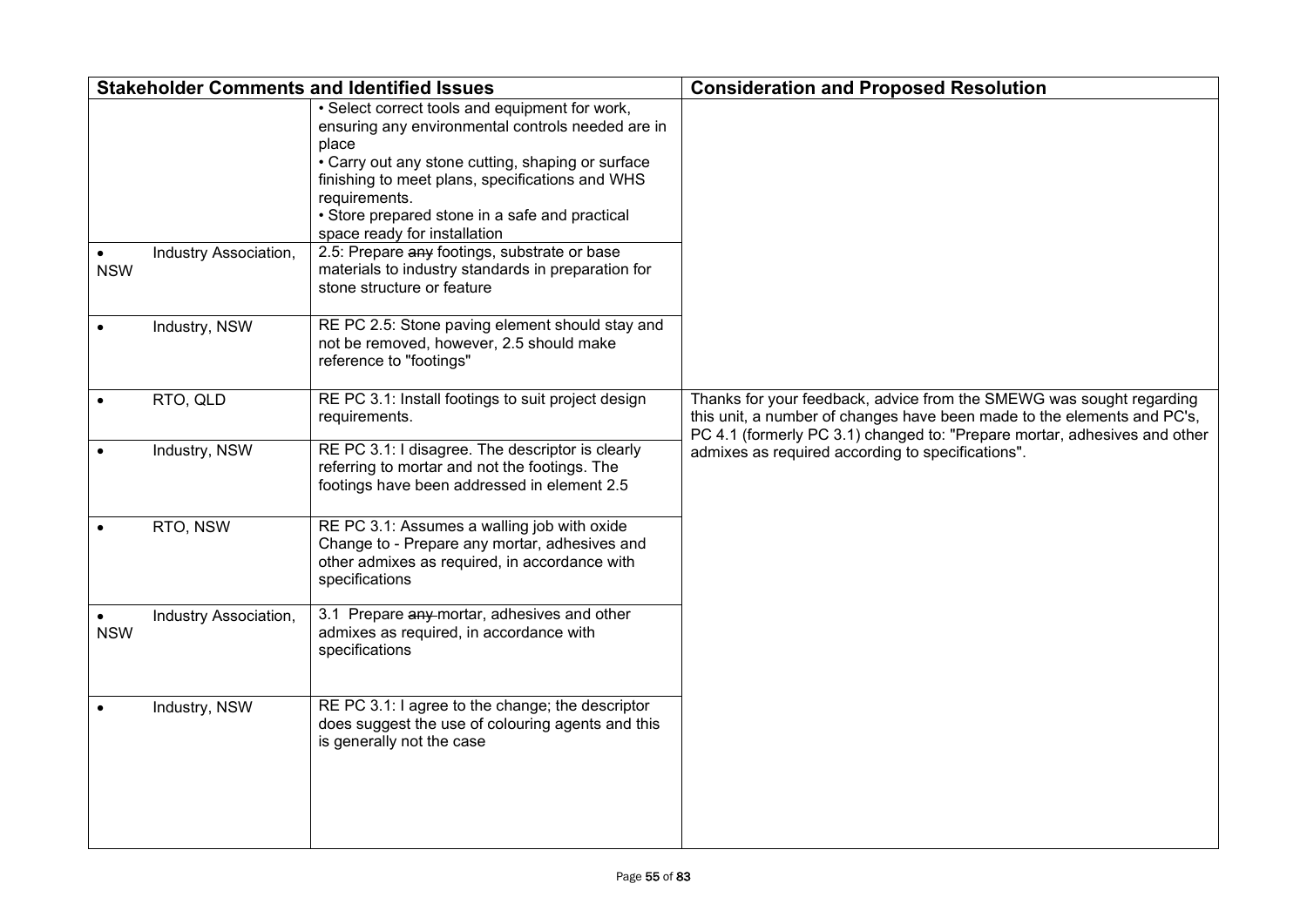| Stakeholder Comments and Identified Issues | | Consideration and Proposed Resolution |
|---|---|---|
| | • Select correct tools and equipment for work, ensuring any environmental controls needed are in place<br>• Carry out any stone cutting, shaping or surface finishing to meet plans, specifications and WHS requirements.<br>• Store prepared stone in a safe and practical space ready for installation | |
| • Industry Association, NSW | 2.5: Prepare ~~any~~ footings, substrate or base materials to industry standards in preparation for stone structure or feature | |
| • Industry, NSW | RE PC 2.5: Stone paving element should stay and not be removed, however, 2.5 should make reference to "footings" | |
| • RTO, QLD | RE PC 3.1: Install footings to suit project design requirements. | Thanks for your feedback, advice from the SMEWG was sought regarding this unit, a number of changes have been made to the elements and PC's, PC 4.1 (formerly PC 3.1) changed to: "Prepare mortar, adhesives and other admixes as required according to specifications". |
| • Industry, NSW | RE PC 3.1: I disagree. The descriptor is clearly referring to mortar and not the footings. The footings have been addressed in element 2.5 | |
| • RTO, NSW | RE PC 3.1: Assumes a walling job with oxide Change to - Prepare any mortar, adhesives and other admixes as required, in accordance with specifications | |
| • Industry Association, NSW | 3.1 Prepare ~~any~~ mortar, adhesives and other admixes as required, in accordance with specifications | |
| • Industry, NSW | RE PC 3.1: I agree to the change; the descriptor does suggest the use of colouring agents and this is generally not the case | |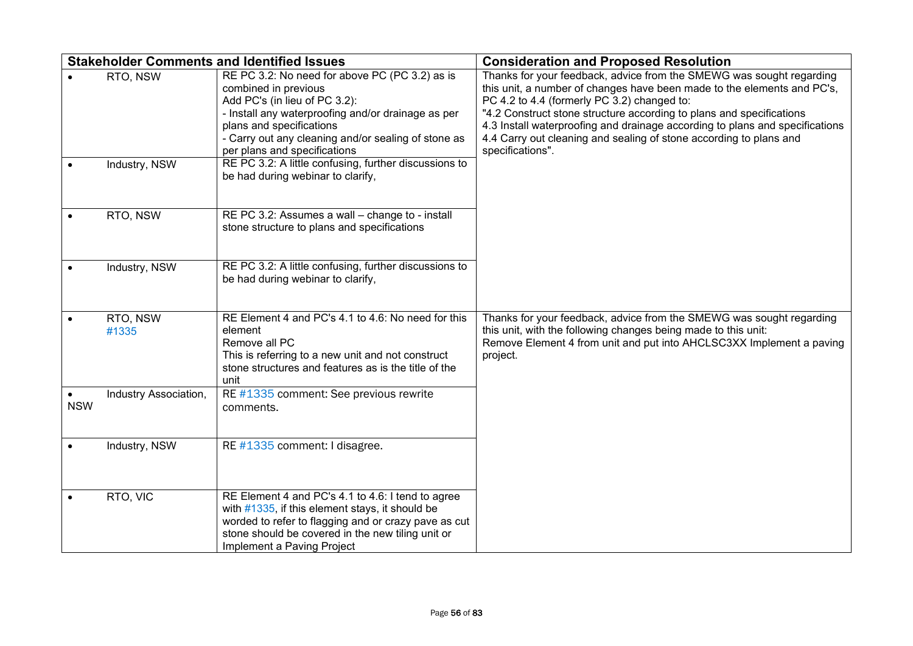| Stakeholder Comments and Identified Issues | | Consideration and Proposed Resolution |
|---|---|---|
| • RTO, NSW | RE PC 3.2: No need for above PC (PC 3.2) as is combined in previous<br>Add PC's (in lieu of PC 3.2):<br>- Install any waterproofing and/or drainage as per plans and specifications<br>- Carry out any cleaning and/or sealing of stone as per plans and specifications | Thanks for your feedback, advice from the SMEWG was sought regarding this unit, a number of changes have been made to the elements and PC's, PC 4.2 to 4.4 (formerly PC 3.2) changed to:<br>"4.2 Construct stone structure according to plans and specifications<br>4.3 Install waterproofing and drainage according to plans and specifications<br>4.4 Carry out cleaning and sealing of stone according to plans and specifications". |
| • Industry, NSW | RE PC 3.2: A little confusing, further discussions to be had during webinar to clarify, | |
| • RTO, NSW | RE PC 3.2: Assumes a wall – change to - install stone structure to plans and specifications | |
| • Industry, NSW | RE PC 3.2: A little confusing, further discussions to be had during webinar to clarify, | |
| • RTO, NSW #1335 | RE Element 4 and PC's 4.1 to 4.6: No need for this element<br>Remove all PC<br>This is referring to a new unit and not construct stone structures and features as is the title of the unit | Thanks for your feedback, advice from the SMEWG was sought regarding this unit, with the following changes being made to this unit:<br>Remove Element 4 from unit and put into AHCLSC3XX Implement a paving project. |
| • Industry Association, NSW | RE #1335 comment: See previous rewrite comments. | |
| • Industry, NSW | RE #1335 comment: I disagree. | |
| • RTO, VIC | RE Element 4 and PC's 4.1 to 4.6: I tend to agree with #1335, if this element stays, it should be worded to refer to flagging and or crazy pave as cut stone should be covered in the new tiling unit or Implement a Paving Project | |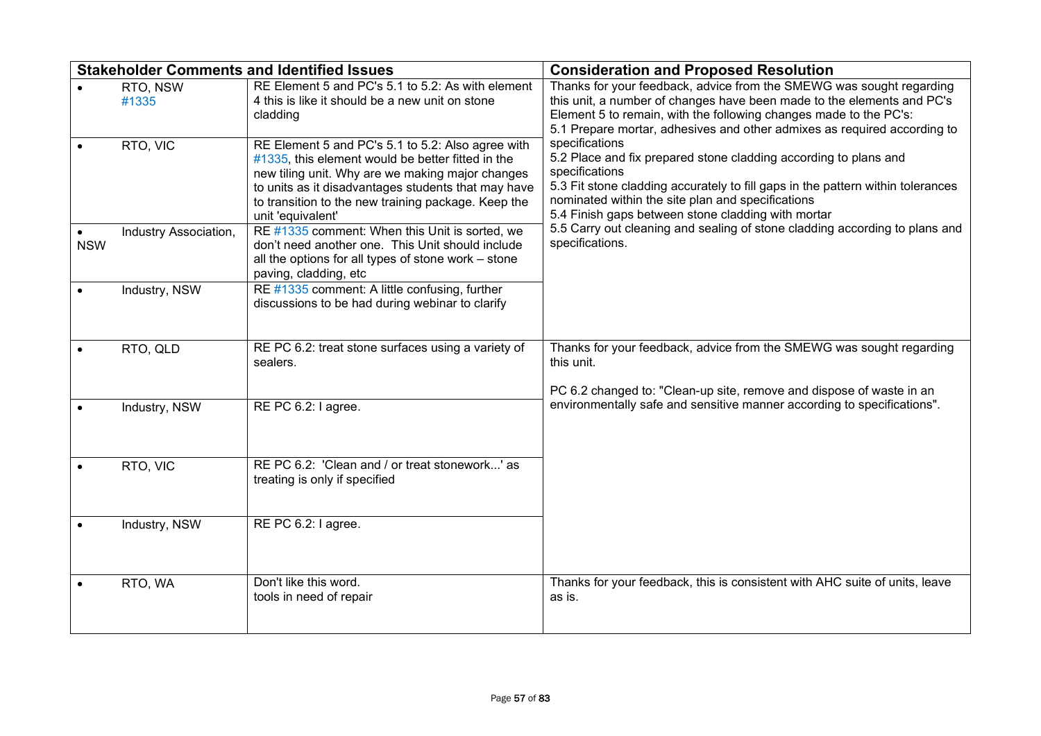| Stakeholder Comments and Identified Issues | | Consideration and Proposed Resolution |
|---|---|---|
| • RTO, NSW #1335 | RE Element 5 and PC's 5.1 to 5.2: As with element 4 this is like it should be a new unit on stone cladding | Thanks for your feedback, advice from the SMEWG was sought regarding this unit, a number of changes have been made to the elements and PC's Element 5 to remain, with the following changes made to the PC's:<br>5.1 Prepare mortar, adhesives and other admixes as required according to specifications<br>5.2 Place and fix prepared stone cladding according to plans and specifications<br>5.3 Fit stone cladding accurately to fill gaps in the pattern within tolerances nominated within the site plan and specifications<br>5.4 Finish gaps between stone cladding with mortar<br>5.5 Carry out cleaning and sealing of stone cladding according to plans and specifications. |
| • RTO, VIC | RE Element 5 and PC's 5.1 to 5.2: Also agree with #1335, this element would be better fitted in the new tiling unit. Why are we making major changes to units as it disadvantages students that may have to transition to the new training package. Keep the unit 'equivalent' | |
| • Industry Association, NSW | RE #1335 comment: When this Unit is sorted, we don't need another one. This Unit should include all the options for all types of stone work – stone paving, cladding, etc | |
| • Industry, NSW | RE #1335 comment: A little confusing, further discussions to be had during webinar to clarify | |
| • RTO, QLD | RE PC 6.2: treat stone surfaces using a variety of sealers. | Thanks for your feedback, advice from the SMEWG was sought regarding this unit.<br><br>PC 6.2 changed to: "Clean-up site, remove and dispose of waste in an environmentally safe and sensitive manner according to specifications". |
| • Industry, NSW | RE PC 6.2: I agree. | |
| • RTO, VIC | RE PC 6.2: 'Clean and / or treat stonework...' as treating is only if specified | |
| • Industry, NSW | RE PC 6.2: I agree. | |
| • RTO, WA | Don't like this word.<br>tools in need of repair | Thanks for your feedback, this is consistent with AHC suite of units, leave as is. |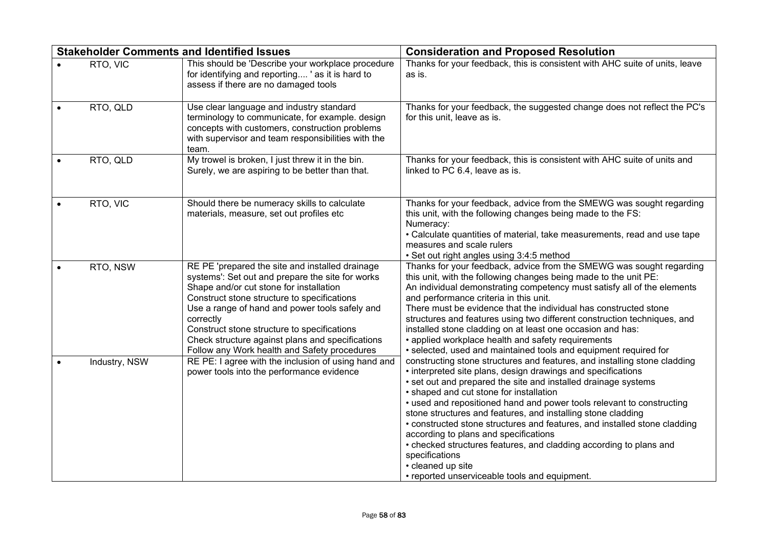| Stakeholder Comments and Identified Issues | | Consideration and Proposed Resolution |
|---|---|---|
| • RTO, VIC | This should be 'Describe your workplace procedure for identifying and reporting.... ' as it is hard to assess if there are no damaged tools | Thanks for your feedback, this is consistent with AHC suite of units, leave as is. |
| • RTO, QLD | Use clear language and industry standard terminology to communicate, for example. design concepts with customers, construction problems with supervisor and team responsibilities with the team. | Thanks for your feedback, the suggested change does not reflect the PC's for this unit, leave as is. |
| • RTO, QLD | My trowel is broken, I just threw it in the bin. Surely, we are aspiring to be better than that. | Thanks for your feedback, this is consistent with AHC suite of units and linked to PC 6.4, leave as is. |
| • RTO, VIC | Should there be numeracy skills to calculate materials, measure, set out profiles etc | Thanks for your feedback, advice from the SMEWG was sought regarding this unit, with the following changes being made to the FS:<br>Numeracy:<br>• Calculate quantities of material, take measurements, read and use tape measures and scale rulers<br>• Set out right angles using 3:4:5 method |
| • RTO, NSW | RE PE 'prepared the site and installed drainage systems': Set out and prepare the site for works<br>Shape and/or cut stone for installation<br>Construct stone structure to specifications<br>Use a range of hand and power tools safely and correctly<br>Construct stone structure to specifications<br>Check structure against plans and specifications<br>Follow any Work health and Safety procedures | Thanks for your feedback, advice from the SMEWG was sought regarding this unit, with the following changes being made to the unit PE:<br>An individual demonstrating competency must satisfy all of the elements and performance criteria in this unit.<br>There must be evidence that the individual has constructed stone structures and features using two different construction techniques, and installed stone cladding on at least one occasion and has:<br>• applied workplace health and safety requirements<br>• selected, used and maintained tools and equipment required for constructing stone structures and features, and installing stone cladding<br>• interpreted site plans, design drawings and specifications<br>• set out and prepared the site and installed drainage systems<br>• shaped and cut stone for installation<br>• used and repositioned hand and power tools relevant to constructing stone structures and features, and installing stone cladding<br>• constructed stone structures and features, and installed stone cladding according to plans and specifications<br>• checked structures features, and cladding according to plans and specifications<br>• cleaned up site<br>• reported unserviceable tools and equipment. |
| • Industry, NSW | RE PE: I agree with the inclusion of using hand and power tools into the performance evidence | |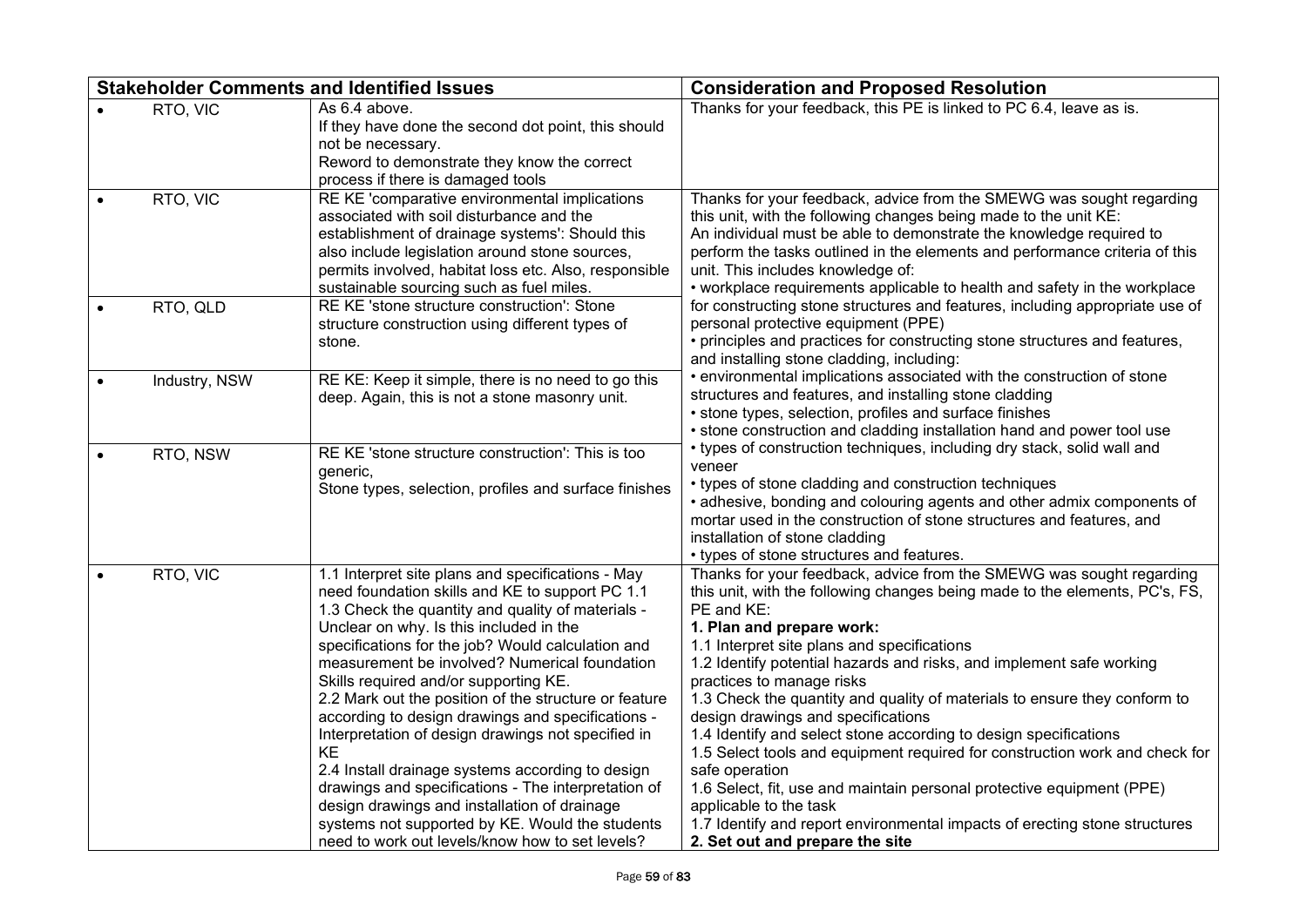| Stakeholder Comments and Identified Issues | | Consideration and Proposed Resolution |
|---|---|---|
| • RTO, VIC | As 6.4 above.<br>If they have done the second dot point, this should not be necessary.<br>Reword to demonstrate they know the correct process if there is damaged tools | Thanks for your feedback, this PE is linked to PC 6.4, leave as is. |
| • RTO, VIC | RE KE 'comparative environmental implications associated with soil disturbance and the establishment of drainage systems': Should this also include legislation around stone sources, permits involved, habitat loss etc. Also, responsible sustainable sourcing such as fuel miles. | Thanks for your feedback, advice from the SMEWG was sought regarding this unit, with the following changes being made to the unit KE:<br>An individual must be able to demonstrate the knowledge required to perform the tasks outlined in the elements and performance criteria of this unit. This includes knowledge of:<br>• workplace requirements applicable to health and safety in the workplace for constructing stone structures and features, including appropriate use of personal protective equipment (PPE)<br>• principles and practices for constructing stone structures and features, and installing stone cladding, including:<br>• environmental implications associated with the construction of stone structures and features, and installing stone cladding<br>• stone types, selection, profiles and surface finishes<br>• stone construction and cladding installation hand and power tool use<br>• types of construction techniques, including dry stack, solid wall and veneer<br>• types of stone cladding and construction techniques<br>• adhesive, bonding and colouring agents and other admix components of mortar used in the construction of stone structures and features, and installation of stone cladding<br>• types of stone structures and features. |
| • RTO, QLD | RE KE 'stone structure construction': Stone structure construction using different types of stone. | |
| • Industry, NSW | RE KE: Keep it simple, there is no need to go this deep. Again, this is not a stone masonry unit. | |
| • RTO, NSW | RE KE 'stone structure construction': This is too generic,<br>Stone types, selection, profiles and surface finishes | |
| • RTO, VIC | 1.1 Interpret site plans and specifications - May need foundation skills and KE to support PC 1.1<br>1.3 Check the quantity and quality of materials - Unclear on why. Is this included in the specifications for the job? Would calculation and measurement be involved? Numerical foundation Skills required and/or supporting KE.<br>2.2 Mark out the position of the structure or feature according to design drawings and specifications - Interpretation of design drawings not specified in KE<br>2.4 Install drainage systems according to design drawings and specifications - The interpretation of design drawings and installation of drainage systems not supported by KE. Would the students need to work out levels/know how to set levels? | Thanks for your feedback, advice from the SMEWG was sought regarding this unit, with the following changes being made to the elements, PC's, FS, PE and KE:<br>**1. Plan and prepare work:**<br>1.1 Interpret site plans and specifications<br>1.2 Identify potential hazards and risks, and implement safe working practices to manage risks<br>1.3 Check the quantity and quality of materials to ensure they conform to design drawings and specifications<br>1.4 Identify and select stone according to design specifications<br>1.5 Select tools and equipment required for construction work and check for safe operation<br>1.6 Select, fit, use and maintain personal protective equipment (PPE) applicable to the task<br>1.7 Identify and report environmental impacts of erecting stone structures<br>**2. Set out and prepare the site** |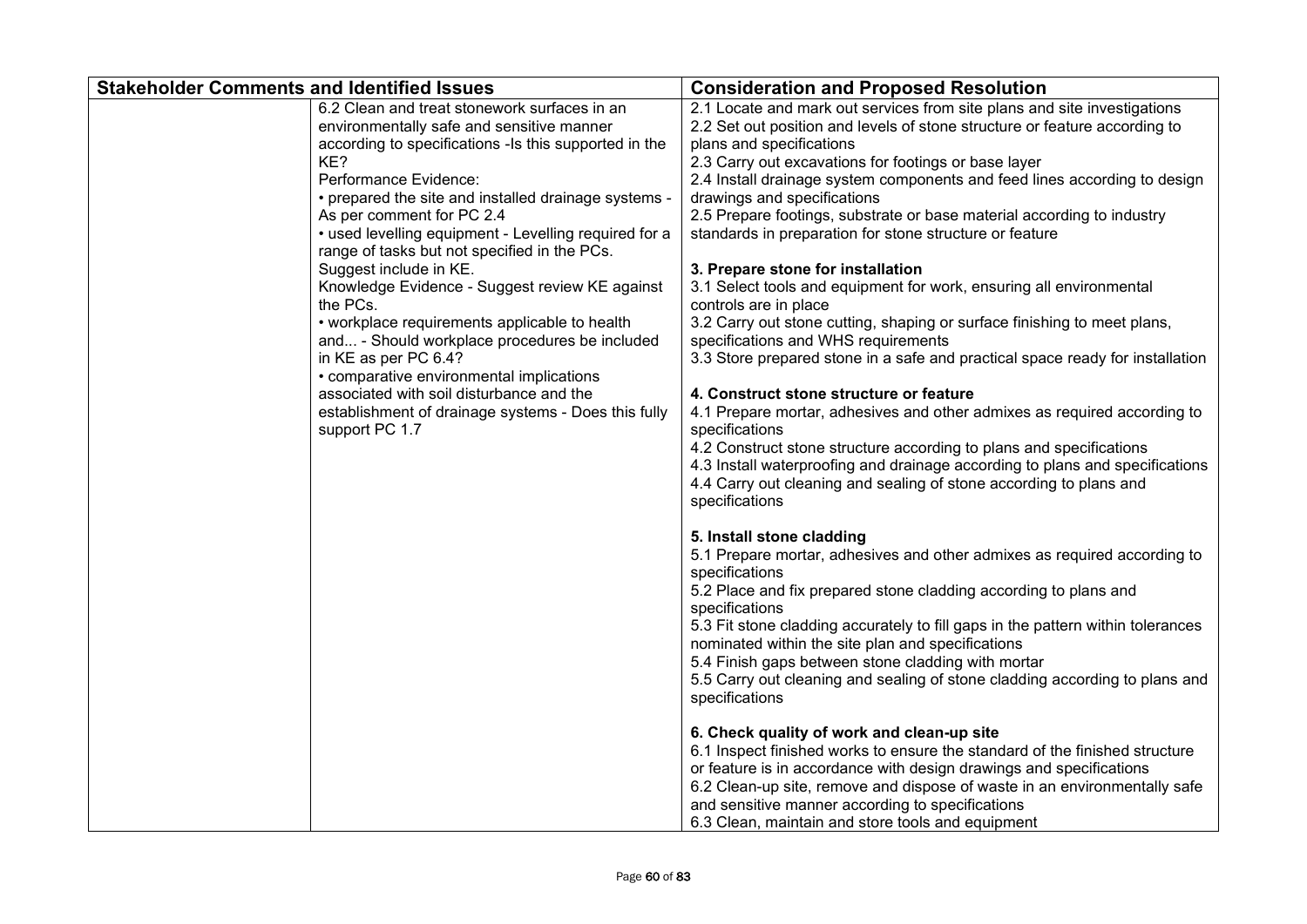| Stakeholder Comments and Identified Issues | | Consideration and Proposed Resolution |
|---|---|---|
| | 6.2 Clean and treat stonework surfaces in an environmentally safe and sensitive manner according to specifications -Is this supported in the KE?<br>Performance Evidence:<br>• prepared the site and installed drainage systems - As per comment for PC 2.4<br>• used levelling equipment - Levelling required for a range of tasks but not specified in the PCs. Suggest include in KE.<br>Knowledge Evidence - Suggest review KE against the PCs.<br>• workplace requirements applicable to health and... - Should workplace procedures be included in KE as per PC 6.4?<br>• comparative environmental implications associated with soil disturbance and the establishment of drainage systems - Does this fully support PC 1.7 | 2.1 Locate and mark out services from site plans and site investigations<br>2.2 Set out position and levels of stone structure or feature according to plans and specifications<br>2.3 Carry out excavations for footings or base layer<br>2.4 Install drainage system components and feed lines according to design drawings and specifications<br>2.5 Prepare footings, substrate or base material according to industry standards in preparation for stone structure or feature<br><br>**3. Prepare stone for installation**<br>3.1 Select tools and equipment for work, ensuring all environmental controls are in place<br>3.2 Carry out stone cutting, shaping or surface finishing to meet plans, specifications and WHS requirements<br>3.3 Store prepared stone in a safe and practical space ready for installation<br><br>**4. Construct stone structure or feature**<br>4.1 Prepare mortar, adhesives and other admixes as required according to specifications<br>4.2 Construct stone structure according to plans and specifications<br>4.3 Install waterproofing and drainage according to plans and specifications<br>4.4 Carry out cleaning and sealing of stone according to plans and specifications<br><br>**5. Install stone cladding**<br>5.1 Prepare mortar, adhesives and other admixes as required according to specifications<br>5.2 Place and fix prepared stone cladding according to plans and specifications<br>5.3 Fit stone cladding accurately to fill gaps in the pattern within tolerances nominated within the site plan and specifications<br>5.4 Finish gaps between stone cladding with mortar<br>5.5 Carry out cleaning and sealing of stone cladding according to plans and specifications<br><br>**6. Check quality of work and clean-up site**<br>6.1 Inspect finished works to ensure the standard of the finished structure or feature is in accordance with design drawings and specifications<br>6.2 Clean-up site, remove and dispose of waste in an environmentally safe and sensitive manner according to specifications<br>6.3 Clean, maintain and store tools and equipment |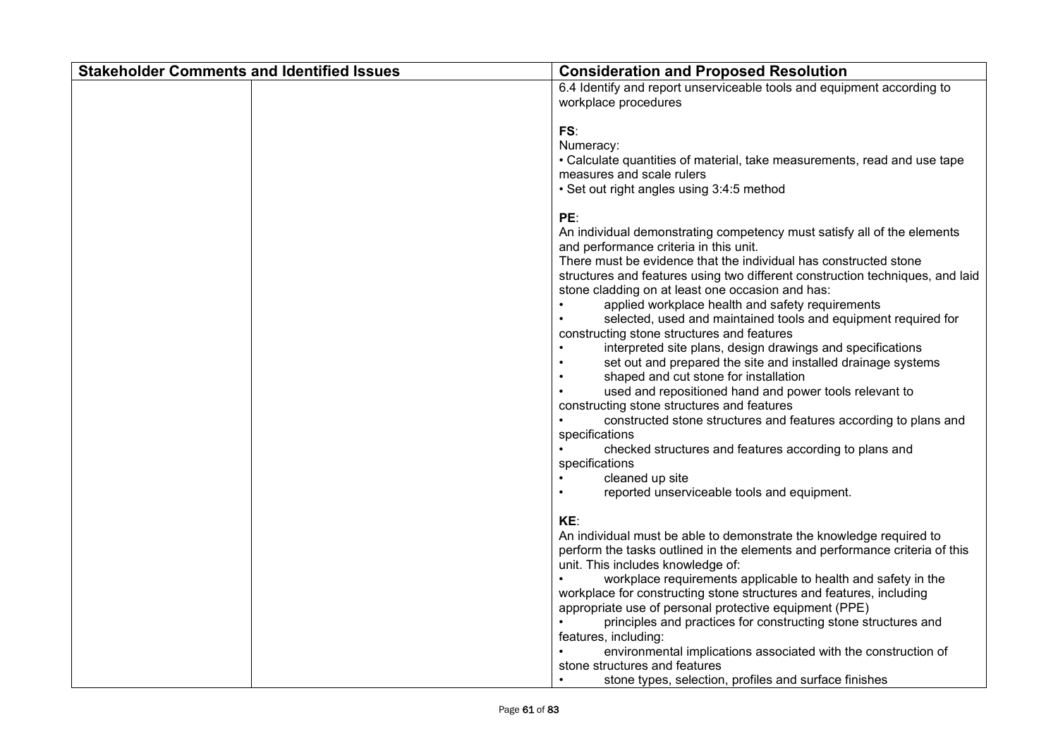| Stakeholder Comments and Identified Issues | | Consideration and Proposed Resolution |
| --- | --- | --- |
| | | 6.4 Identify and report unserviceable tools and equipment according to workplace procedures<br><br>**FS**:<br>Numeracy:<br>• Calculate quantities of material, take measurements, read and use tape measures and scale rulers<br>• Set out right angles using 3:4:5 method<br><br>**PE**:<br>An individual demonstrating competency must satisfy all of the elements and performance criteria in this unit.<br>There must be evidence that the individual has constructed stone structures and features using two different construction techniques, and laid stone cladding on at least one occasion and has:<br>• applied workplace health and safety requirements<br>• selected, used and maintained tools and equipment required for constructing stone structures and features<br>• interpreted site plans, design drawings and specifications<br>• set out and prepared the site and installed drainage systems<br>• shaped and cut stone for installation<br>• used and repositioned hand and power tools relevant to constructing stone structures and features<br>• constructed stone structures and features according to plans and specifications<br>• checked structures and features according to plans and specifications<br>• cleaned up site<br>• reported unserviceable tools and equipment.<br><br>**KE**:<br>An individual must be able to demonstrate the knowledge required to perform the tasks outlined in the elements and performance criteria of this unit. This includes knowledge of:<br>• workplace requirements applicable to health and safety in the workplace for constructing stone structures and features, including appropriate use of personal protective equipment (PPE)<br>• principles and practices for constructing stone structures and features, including:<br>• environmental implications associated with the construction of stone structures and features<br>• stone types, selection, profiles and surface finishes |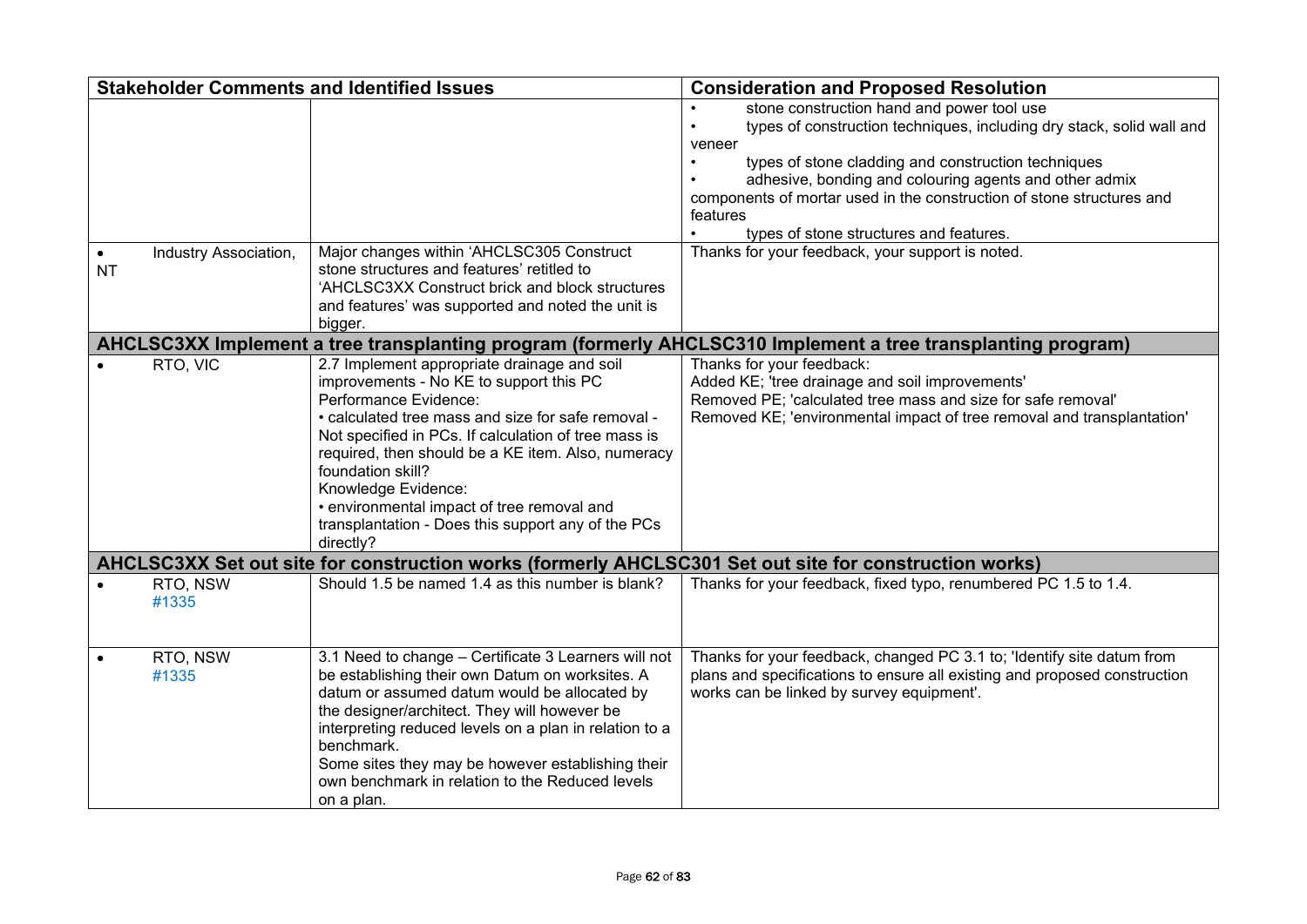| Stakeholder Comments and Identified Issues | | Consideration and Proposed Resolution |
|---|---|---|
| | | • stone construction hand and power tool use<br>• types of construction techniques, including dry stack, solid wall and veneer<br>• types of stone cladding and construction techniques<br>• adhesive, bonding and colouring agents and other admix components of mortar used in the construction of stone structures and features<br>• types of stone structures and features. |
| • Industry Association, NT | Major changes within 'AHCLSC305 Construct stone structures and features' retitled to 'AHCLSC3XX Construct brick and block structures and features' was supported and noted the unit is bigger. | Thanks for your feedback, your support is noted. |
| **AHCLSC3XX Implement a tree transplanting program (formerly AHCLSC310 Implement a tree transplanting program)** | | |
| • RTO, VIC | 2.7 Implement appropriate drainage and soil improvements - No KE to support this PC<br>Performance Evidence:<br>• calculated tree mass and size for safe removal - Not specified in PCs. If calculation of tree mass is required, then should be a KE item. Also, numeracy foundation skill?<br>Knowledge Evidence:<br>• environmental impact of tree removal and transplantation - Does this support any of the PCs directly? | Thanks for your feedback:<br>Added KE; 'tree drainage and soil improvements'<br>Removed PE; 'calculated tree mass and size for safe removal'<br>Removed KE; 'environmental impact of tree removal and transplantation' |
| **AHCLSC3XX Set out site for construction works (formerly AHCLSC301 Set out site for construction works)** | | |
| • RTO, NSW #1335 | Should 1.5 be named 1.4 as this number is blank? | Thanks for your feedback, fixed typo, renumbered PC 1.5 to 1.4. |
| • RTO, NSW #1335 | 3.1 Need to change – Certificate 3 Learners will not be establishing their own Datum on worksites. A datum or assumed datum would be allocated by the designer/architect. They will however be interpreting reduced levels on a plan in relation to a benchmark.<br>Some sites they may be however establishing their own benchmark in relation to the Reduced levels on a plan. | Thanks for your feedback, changed PC 3.1 to; 'Identify site datum from plans and specifications to ensure all existing and proposed construction works can be linked by survey equipment'. |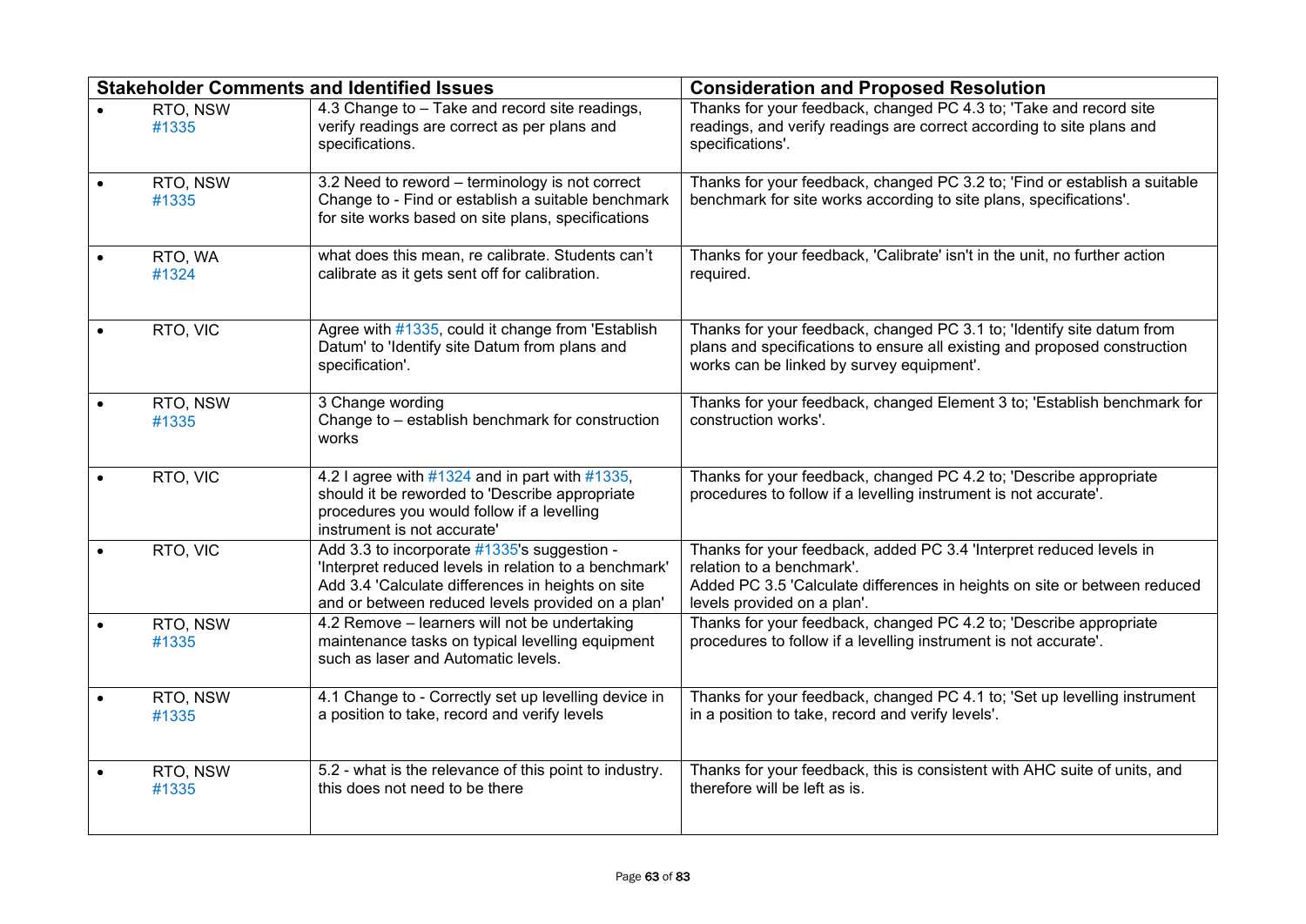| Stakeholder Comments and Identified Issues | | Consideration and Proposed Resolution |
|---|---|---|
| • RTO, NSW #1335 | 4.3 Change to – Take and record site readings, verify readings are correct as per plans and specifications. | Thanks for your feedback, changed PC 4.3 to; 'Take and record site readings, and verify readings are correct according to site plans and specifications'. |
| • RTO, NSW #1335 | 3.2 Need to reword – terminology is not correct Change to - Find or establish a suitable benchmark for site works based on site plans, specifications | Thanks for your feedback, changed PC 3.2 to; 'Find or establish a suitable benchmark for site works according to site plans, specifications'. |
| • RTO, WA #1324 | what does this mean, re calibrate. Students can't calibrate as it gets sent off for calibration. | Thanks for your feedback, 'Calibrate' isn't in the unit, no further action required. |
| • RTO, VIC | Agree with #1335, could it change from 'Establish Datum' to 'Identify site Datum from plans and specification'. | Thanks for your feedback, changed PC 3.1 to; 'Identify site datum from plans and specifications to ensure all existing and proposed construction works can be linked by survey equipment'. |
| • RTO, NSW #1335 | 3 Change wording Change to – establish benchmark for construction works | Thanks for your feedback, changed Element 3 to; 'Establish benchmark for construction works'. |
| • RTO, VIC | 4.2 I agree with #1324 and in part with #1335, should it be reworded to 'Describe appropriate procedures you would follow if a levelling instrument is not accurate' | Thanks for your feedback, changed PC 4.2 to; 'Describe appropriate procedures to follow if a levelling instrument is not accurate'. |
| • RTO, VIC | Add 3.3 to incorporate #1335's suggestion - 'Interpret reduced levels in relation to a benchmark' Add 3.4 'Calculate differences in heights on site and or between reduced levels provided on a plan' | Thanks for your feedback, added PC 3.4 'Interpret reduced levels in relation to a benchmark'. Added PC 3.5 'Calculate differences in heights on site or between reduced levels provided on a plan'. |
| • RTO, NSW #1335 | 4.2 Remove – learners will not be undertaking maintenance tasks on typical levelling equipment such as laser and Automatic levels. | Thanks for your feedback, changed PC 4.2 to; 'Describe appropriate procedures to follow if a levelling instrument is not accurate'. |
| • RTO, NSW #1335 | 4.1 Change to - Correctly set up levelling device in a position to take, record and verify levels | Thanks for your feedback, changed PC 4.1 to; 'Set up levelling instrument in a position to take, record and verify levels'. |
| • RTO, NSW #1335 | 5.2 - what is the relevance of this point to industry. this does not need to be there | Thanks for your feedback, this is consistent with AHC suite of units, and therefore will be left as is. |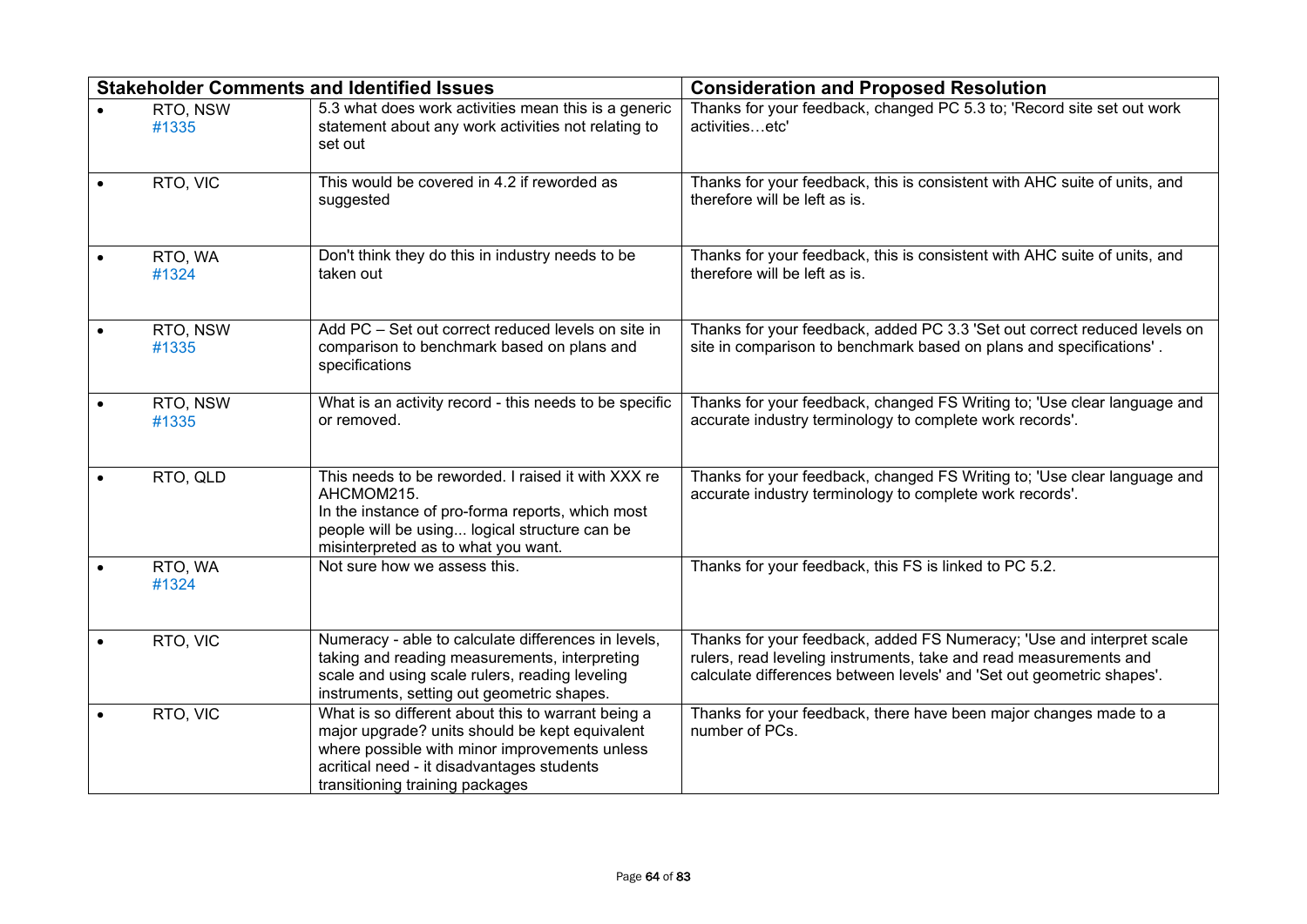| Stakeholder Comments and Identified Issues | | Consideration and Proposed Resolution |
|---|---|---|
| • RTO, NSW #1335 | 5.3 what does work activities mean this is a generic statement about any work activities not relating to set out | Thanks for your feedback, changed PC 5.3 to; 'Record site set out work activities…etc' |
| • RTO, VIC | This would be covered in 4.2 if reworded as suggested | Thanks for your feedback, this is consistent with AHC suite of units, and therefore will be left as is. |
| • RTO, WA #1324 | Don't think they do this in industry needs to be taken out | Thanks for your feedback, this is consistent with AHC suite of units, and therefore will be left as is. |
| • RTO, NSW #1335 | Add PC – Set out correct reduced levels on site in comparison to benchmark based on plans and specifications | Thanks for your feedback, added PC 3.3 'Set out correct reduced levels on site in comparison to benchmark based on plans and specifications' . |
| • RTO, NSW #1335 | What is an activity record - this needs to be specific or removed. | Thanks for your feedback, changed FS Writing to; 'Use clear language and accurate industry terminology to complete work records'. |
| • RTO, QLD | This needs to be reworded. I raised it with XXX re AHCMOM215. In the instance of pro-forma reports, which most people will be using... logical structure can be misinterpreted as to what you want. | Thanks for your feedback, changed FS Writing to; 'Use clear language and accurate industry terminology to complete work records'. |
| • RTO, WA #1324 | Not sure how we assess this. | Thanks for your feedback, this FS is linked to PC 5.2. |
| • RTO, VIC | Numeracy - able to calculate differences in levels, taking and reading measurements, interpreting scale and using scale rulers, reading leveling instruments, setting out geometric shapes. | Thanks for your feedback, added FS Numeracy; 'Use and interpret scale rulers, read leveling instruments, take and read measurements and calculate differences between levels' and 'Set out geometric shapes'. |
| • RTO, VIC | What is so different about this to warrant being a major upgrade? units should be kept equivalent where possible with minor improvements unless acritical need - it disadvantages students transitioning training packages | Thanks for your feedback, there have been major changes made to a number of PCs. |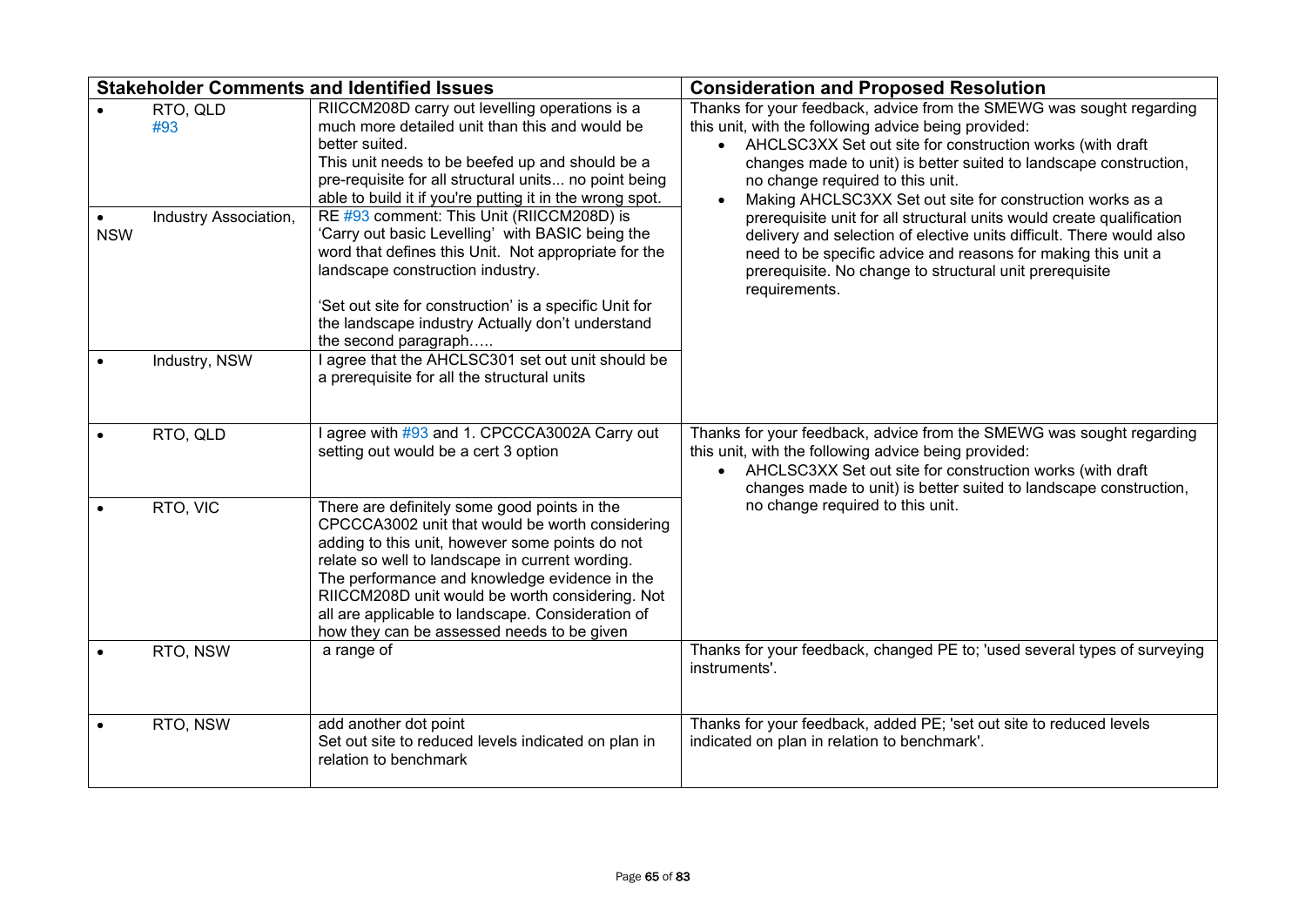| Stakeholder Comments and Identified Issues | | Consideration and Proposed Resolution |
|---|---|---|
| • RTO, QLD #93 | RIICCM208D carry out levelling operations is a much more detailed unit than this and would be better suited. This unit needs to be beefed up and should be a pre-requisite for all structural units... no point being able to build it if you're putting it in the wrong spot. | Thanks for your feedback, advice from the SMEWG was sought regarding this unit, with the following advice being provided: <br>• AHCLSC3XX Set out site for construction works (with draft changes made to unit) is better suited to landscape construction, no change required to this unit. <br>• Making AHCLSC3XX Set out site for construction works as a prerequisite unit for all structural units would create qualification delivery and selection of elective units difficult. There would also need to be specific advice and reasons for making this unit a prerequisite. No change to structural unit prerequisite requirements. |
| • Industry Association, NSW | RE #93 comment: This Unit (RIICCM208D) is 'Carry out basic Levelling' with BASIC being the word that defines this Unit. Not appropriate for the landscape construction industry. <br><br>'Set out site for construction' is a specific Unit for the landscape industry Actually don't understand the second paragraph….. | |
| • Industry, NSW | I agree that the AHCLSC301 set out unit should be a prerequisite for all the structural units | |
| • RTO, QLD | I agree with #93 and 1. CPCCCA3002A Carry out setting out would be a cert 3 option | Thanks for your feedback, advice from the SMEWG was sought regarding this unit, with the following advice being provided: <br>• AHCLSC3XX Set out site for construction works (with draft changes made to unit) is better suited to landscape construction, no change required to this unit. |
| • RTO, VIC | There are definitely some good points in the CPCCCA3002 unit that would be worth considering adding to this unit, however some points do not relate so well to landscape in current wording. The performance and knowledge evidence in the RIICCM208D unit would be worth considering. Not all are applicable to landscape. Consideration of how they can be assessed needs to be given | |
| • RTO, NSW | a range of | Thanks for your feedback, changed PE to; 'used several types of surveying instruments'. |
| • RTO, NSW | add another dot point <br>Set out site to reduced levels indicated on plan in relation to benchmark | Thanks for your feedback, added PE; 'set out site to reduced levels indicated on plan in relation to benchmark'. |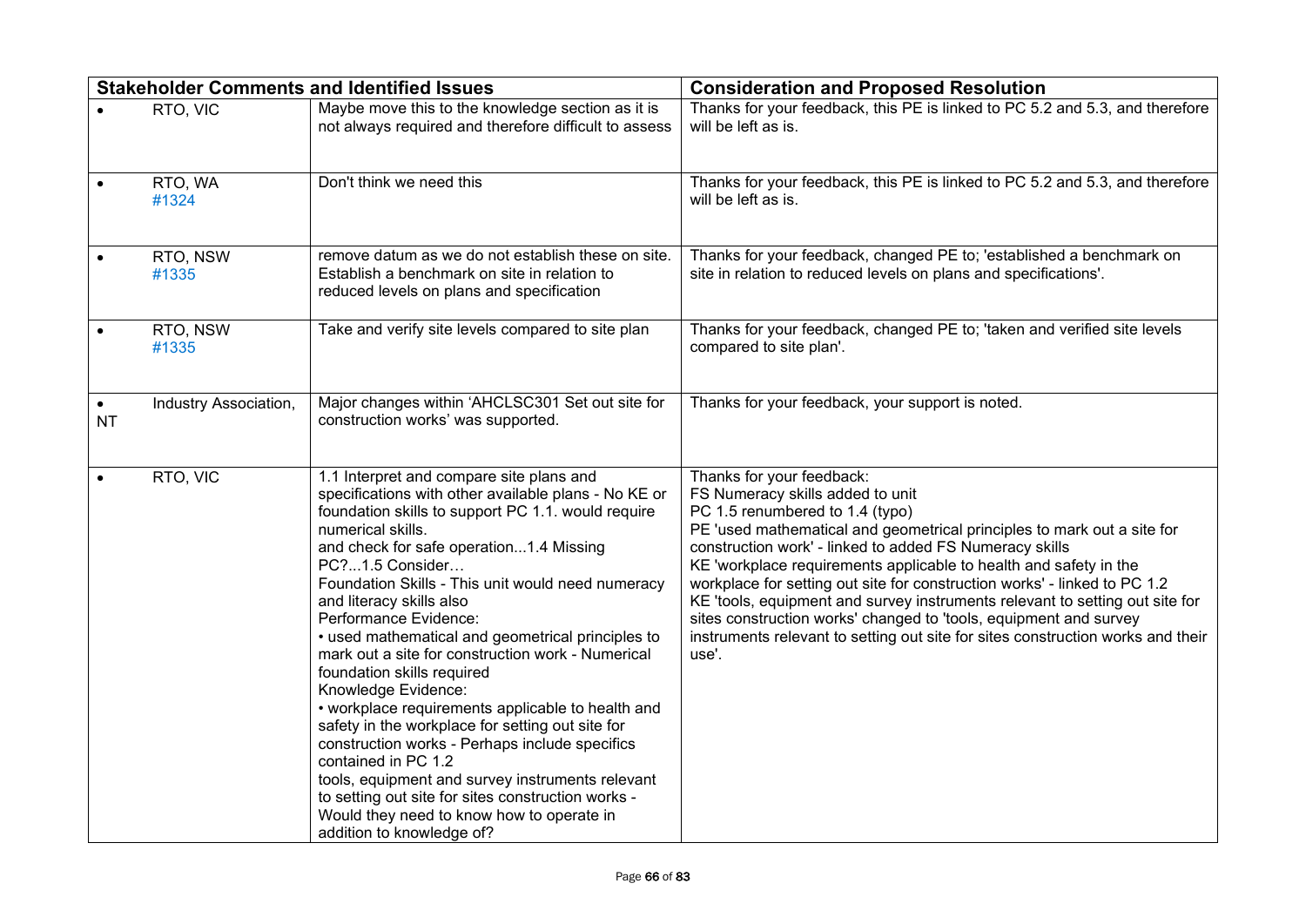| Stakeholder Comments and Identified Issues | | Consideration and Proposed Resolution |
|---|---|---|
| • RTO, VIC | Maybe move this to the knowledge section as it is not always required and therefore difficult to assess | Thanks for your feedback, this PE is linked to PC 5.2 and 5.3, and therefore will be left as is. |
| • RTO, WA #1324 | Don't think we need this | Thanks for your feedback, this PE is linked to PC 5.2 and 5.3, and therefore will be left as is. |
| • RTO, NSW #1335 | remove datum as we do not establish these on site. Establish a benchmark on site in relation to reduced levels on plans and specification | Thanks for your feedback, changed PE to; 'established a benchmark on site in relation to reduced levels on plans and specifications'. |
| • RTO, NSW #1335 | Take and verify site levels compared to site plan | Thanks for your feedback, changed PE to; 'taken and verified site levels compared to site plan'. |
| • Industry Association, NT | Major changes within 'AHCLSC301 Set out site for construction works' was supported. | Thanks for your feedback, your support is noted. |
| • RTO, VIC | 1.1 Interpret and compare site plans and specifications with other available plans - No KE or foundation skills to support PC 1.1. would require numerical skills.<br>and check for safe operation...1.4 Missing PC?...1.5 Consider…<br>Foundation Skills - This unit would need numeracy and literacy skills also<br>Performance Evidence:<br>• used mathematical and geometrical principles to mark out a site for construction work - Numerical foundation skills required<br>Knowledge Evidence:<br>• workplace requirements applicable to health and safety in the workplace for setting out site for construction works - Perhaps include specifics contained in PC 1.2<br>tools, equipment and survey instruments relevant to setting out site for sites construction works - Would they need to know how to operate in addition to knowledge of? | Thanks for your feedback:<br>FS Numeracy skills added to unit<br>PC 1.5 renumbered to 1.4 (typo)<br>PE 'used mathematical and geometrical principles to mark out a site for construction work' - linked to added FS Numeracy skills<br>KE 'workplace requirements applicable to health and safety in the workplace for setting out site for construction works' - linked to PC 1.2<br>KE 'tools, equipment and survey instruments relevant to setting out site for sites construction works' changed to 'tools, equipment and survey instruments relevant to setting out site for sites construction works and their use'. |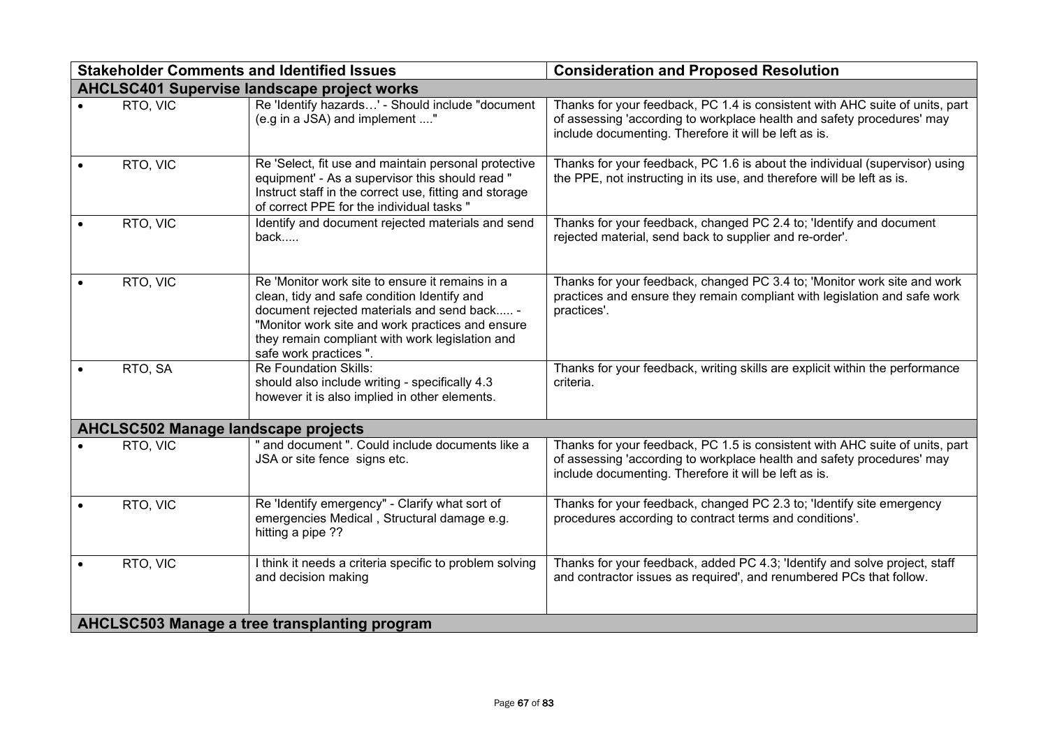| Stakeholder Comments and Identified Issues | | Consideration and Proposed Resolution |
|---|---|---|
| **AHCLSC401 Supervise landscape project works** | | |
| • RTO, VIC | Re 'Identify hazards…' - Should include "document (e.g in a JSA) and implement ...." | Thanks for your feedback, PC 1.4 is consistent with AHC suite of units, part of assessing 'according to workplace health and safety procedures' may include documenting. Therefore it will be left as is. |
| • RTO, VIC | Re 'Select, fit use and maintain personal protective equipment' - As a supervisor this should read " Instruct staff in the correct use, fitting and storage of correct PPE for the individual tasks " | Thanks for your feedback, PC 1.6 is about the individual (supervisor) using the PPE, not instructing in its use, and therefore will be left as is. |
| • RTO, VIC | Identify and document rejected materials and send back..... | Thanks for your feedback, changed PC 2.4 to; 'Identify and document rejected material, send back to supplier and re-order'. |
| • RTO, VIC | Re 'Monitor work site to ensure it remains in a clean, tidy and safe condition Identify and document rejected materials and send back..... - "Monitor work site and work practices and ensure they remain compliant with work legislation and safe work practices ". | Thanks for your feedback, changed PC 3.4 to; 'Monitor work site and work practices and ensure they remain compliant with legislation and safe work practices'. |
| • RTO, SA | Re Foundation Skills: should also include writing - specifically 4.3 however it is also implied in other elements. | Thanks for your feedback, writing skills are explicit within the performance criteria. |
| **AHCLSC502 Manage landscape projects** | | |
| • RTO, VIC | " and document ". Could include documents like a JSA or site fence signs etc. | Thanks for your feedback, PC 1.5 is consistent with AHC suite of units, part of assessing 'according to workplace health and safety procedures' may include documenting. Therefore it will be left as is. |
| • RTO, VIC | Re 'Identify emergency" - Clarify what sort of emergencies Medical , Structural damage e.g. hitting a pipe ?? | Thanks for your feedback, changed PC 2.3 to; 'Identify site emergency procedures according to contract terms and conditions'. |
| • RTO, VIC | I think it needs a criteria specific to problem solving and decision making | Thanks for your feedback, added PC 4.3; 'Identify and solve project, staff and contractor issues as required', and renumbered PCs that follow. |
| **AHCLSC503 Manage a tree transplanting program** | | |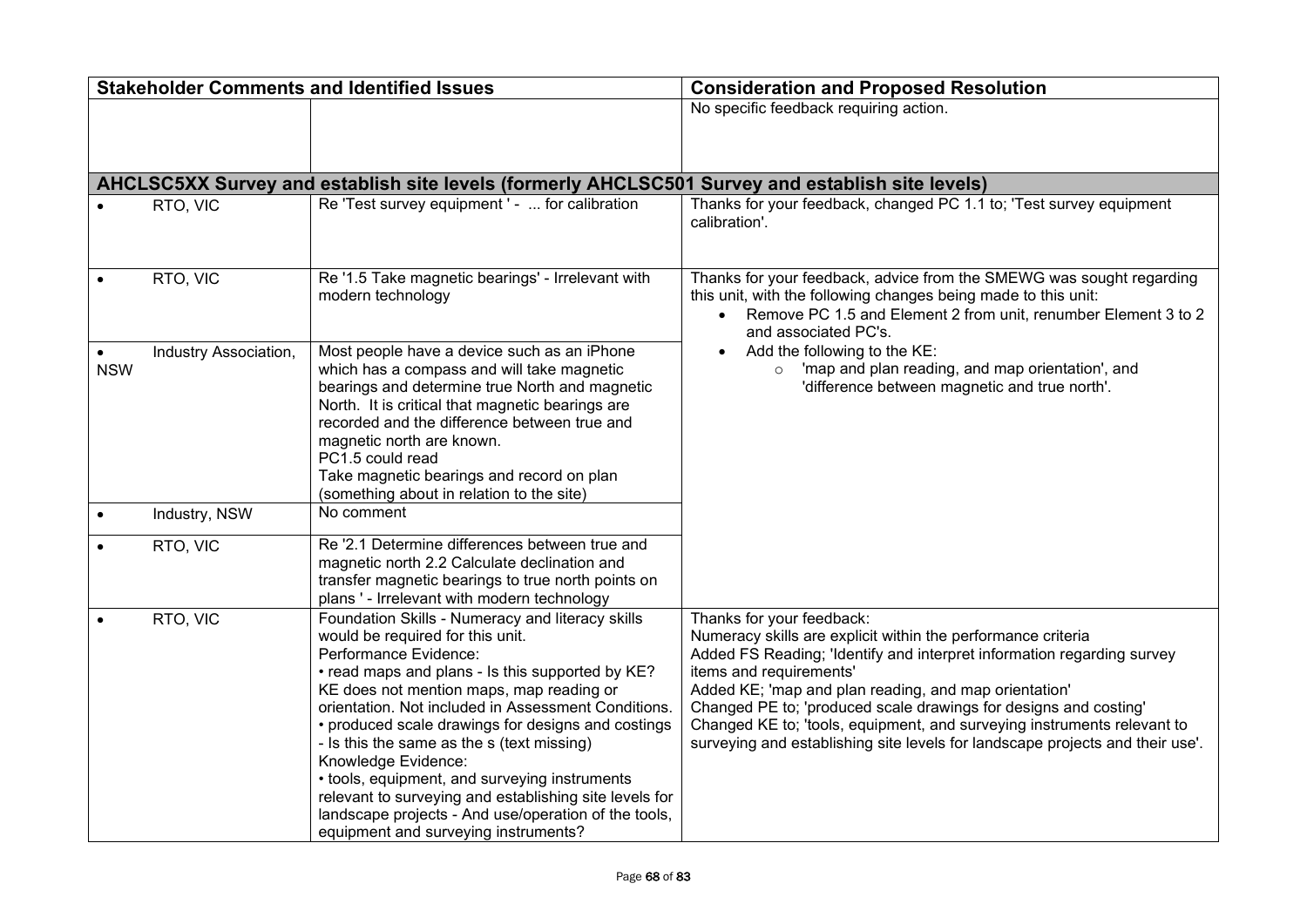| Stakeholder Comments and Identified Issues | | Consideration and Proposed Resolution |
|---|---|---|
| | | No specific feedback requiring action. |
| **AHCLSC5XX Survey and establish site levels (formerly AHCLSC501 Survey and establish site levels)** | | |
| • RTO, VIC | Re 'Test survey equipment ' - ... for calibration | Thanks for your feedback, changed PC 1.1 to; 'Test survey equipment calibration'. |
| • RTO, VIC | Re '1.5 Take magnetic bearings' - Irrelevant with modern technology | Thanks for your feedback, advice from the SMEWG was sought regarding this unit, with the following changes being made to this unit:<br>• Remove PC 1.5 and Element 2 from unit, renumber Element 3 to 2 and associated PC's.<br>• Add the following to the KE:<br>  ◦ 'map and plan reading, and map orientation', and 'difference between magnetic and true north'. |
| • Industry Association, NSW | Most people have a device such as an iPhone which has a compass and will take magnetic bearings and determine true North and magnetic North. It is critical that magnetic bearings are recorded and the difference between true and magnetic north are known.<br>PC1.5 could read<br>Take magnetic bearings and record on plan (something about in relation to the site) | |
| • Industry, NSW | No comment | |
| • RTO, VIC | Re '2.1 Determine differences between true and magnetic north 2.2 Calculate declination and transfer magnetic bearings to true north points on plans ' - Irrelevant with modern technology | |
| • RTO, VIC | Foundation Skills - Numeracy and literacy skills would be required for this unit.<br>Performance Evidence:<br>• read maps and plans - Is this supported by KE? KE does not mention maps, map reading or orientation. Not included in Assessment Conditions.<br>• produced scale drawings for designs and costings - Is this the same as the s (text missing)<br>Knowledge Evidence:<br>• tools, equipment, and surveying instruments relevant to surveying and establishing site levels for landscape projects - And use/operation of the tools, equipment and surveying instruments? | Thanks for your feedback:<br>Numeracy skills are explicit within the performance criteria<br>Added FS Reading; 'Identify and interpret information regarding survey items and requirements'<br>Added KE; 'map and plan reading, and map orientation'<br>Changed PE to; 'produced scale drawings for designs and costing'<br>Changed KE to; 'tools, equipment, and surveying instruments relevant to surveying and establishing site levels for landscape projects and their use'. |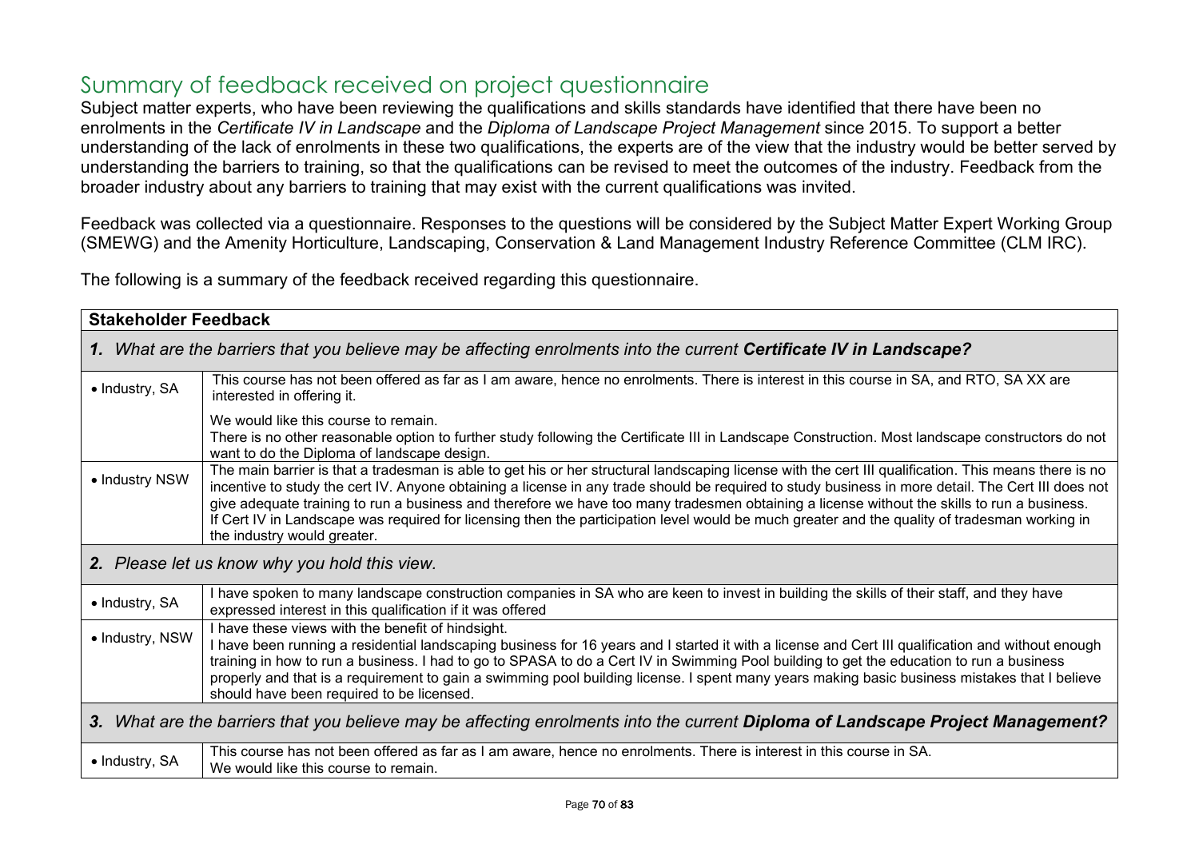## Summary of feedback received on project questionnaire

Subject matter experts, who have been reviewing the qualifications and skills standards have identified that there have been no enrolments in the *Certificate IV in Landscape* and the *Diploma of Landscape Project Management* since 2015. To support a better understanding of the lack of enrolments in these two qualifications, the experts are of the view that the industry would be better served by understanding the barriers to training, so that the qualifications can be revised to meet the outcomes of the industry. Feedback from the broader industry about any barriers to training that may exist with the current qualifications was invited.

Feedback was collected via a questionnaire. Responses to the questions will be considered by the Subject Matter Expert Working Group (SMEWG) and the Amenity Horticulture, Landscaping, Conservation & Land Management Industry Reference Committee (CLM IRC).

The following is a summary of the feedback received regarding this questionnaire.

| **Stakeholder Feedback** | |
|---|---|
| ***1. What are the barriers that you believe may be affecting enrolments into the current Certificate IV in Landscape?*** | |
| • Industry, SA | This course has not been offered as far as I am aware, hence no enrolments. There is interest in this course in SA, and RTO, SA XX are interested in offering it.<br><br>We would like this course to remain.<br>There is no other reasonable option to further study following the Certificate III in Landscape Construction. Most landscape constructors do not want to do the Diploma of landscape design. |
| • Industry NSW | The main barrier is that a tradesman is able to get his or her structural landscaping license with the cert III qualification. This means there is no incentive to study the cert IV. Anyone obtaining a license in any trade should be required to study business in more detail. The Cert III does not give adequate training to run a business and therefore we have too many tradesmen obtaining a license without the skills to run a business.<br>If Cert IV in Landscape was required for licensing then the participation level would be much greater and the quality of tradesman working in the industry would greater. |
| ***2. Please let us know why you hold this view.*** | |
| • Industry, SA | I have spoken to many landscape construction companies in SA who are keen to invest in building the skills of their staff, and they have expressed interest in this qualification if it was offered |
| • Industry, NSW | I have these views with the benefit of hindsight.<br>I have been running a residential landscaping business for 16 years and I started it with a license and Cert III qualification and without enough training in how to run a business. I had to go to SPASA to do a Cert IV in Swimming Pool building to get the education to run a business properly and that is a requirement to gain a swimming pool building license. I spent many years making basic business mistakes that I believe should have been required to be licensed. |
| ***3. What are the barriers that you believe may be affecting enrolments into the current Diploma of Landscape Project Management?*** | |
| • Industry, SA | This course has not been offered as far as I am aware, hence no enrolments. There is interest in this course in SA.<br>We would like this course to remain. |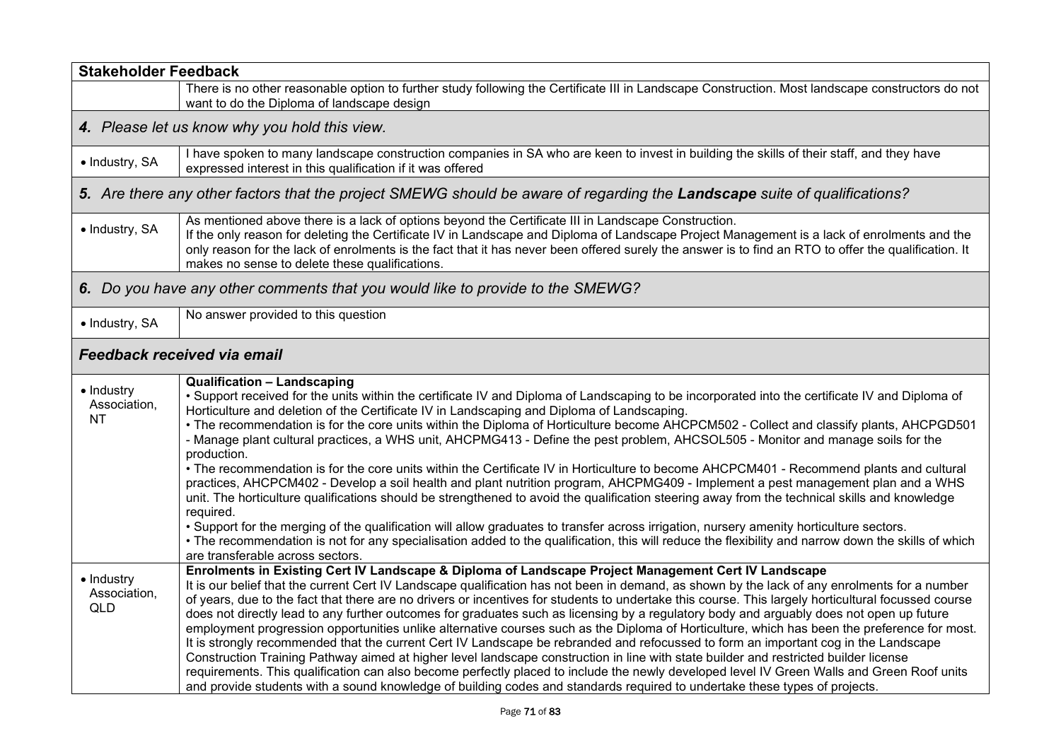| Stakeholder Feedback | |
|---|---|
| | There is no other reasonable option to further study following the Certificate III in Landscape Construction. Most landscape constructors do not want to do the Diploma of landscape design |
| ***4.** Please let us know why you hold this view.* | |
| • Industry, SA | I have spoken to many landscape construction companies in SA who are keen to invest in building the skills of their staff, and they have expressed interest in this qualification if it was offered |
| ***5.** Are there any other factors that the project SMEWG should be aware of regarding the **Landscape** suite of qualifications?* | |
| • Industry, SA | As mentioned above there is a lack of options beyond the Certificate III in Landscape Construction.<br>If the only reason for deleting the Certificate IV in Landscape and Diploma of Landscape Project Management is a lack of enrolments and the only reason for the lack of enrolments is the fact that it has never been offered surely the answer is to find an RTO to offer the qualification. It makes no sense to delete these qualifications. |
| ***6.** Do you have any other comments that you would like to provide to the SMEWG?* | |
| • Industry, SA | No answer provided to this question |
| ***Feedback received via email*** | |
| • Industry Association, NT | **Qualification – Landscaping**<br>• Support received for the units within the certificate IV and Diploma of Landscaping to be incorporated into the certificate IV and Diploma of Horticulture and deletion of the Certificate IV in Landscaping and Diploma of Landscaping.<br>• The recommendation is for the core units within the Diploma of Horticulture become AHCPCM502 - Collect and classify plants, AHCPGD501 - Manage plant cultural practices, a WHS unit, AHCPMG413 - Define the pest problem, AHCSOL505 - Monitor and manage soils for the production.<br>• The recommendation is for the core units within the Certificate IV in Horticulture to become AHCPCM401 - Recommend plants and cultural practices, AHCPCM402 - Develop a soil health and plant nutrition program, AHCPMG409 - Implement a pest management plan and a WHS unit. The horticulture qualifications should be strengthened to avoid the qualification steering away from the technical skills and knowledge required.<br>• Support for the merging of the qualification will allow graduates to transfer across irrigation, nursery amenity horticulture sectors.<br>• The recommendation is not for any specialisation added to the qualification, this will reduce the flexibility and narrow down the skills of which are transferable across sectors. |
| • Industry Association, QLD | **Enrolments in Existing Cert IV Landscape & Diploma of Landscape Project Management Cert IV Landscape**<br>It is our belief that the current Cert IV Landscape qualification has not been in demand, as shown by the lack of any enrolments for a number of years, due to the fact that there are no drivers or incentives for students to undertake this course. This largely horticultural focussed course does not directly lead to any further outcomes for graduates such as licensing by a regulatory body and arguably does not open up future employment progression opportunities unlike alternative courses such as the Diploma of Horticulture, which has been the preference for most. It is strongly recommended that the current Cert IV Landscape be rebranded and refocussed to form an important cog in the Landscape Construction Training Pathway aimed at higher level landscape construction in line with state builder and restricted builder license requirements. This qualification can also become perfectly placed to include the newly developed level IV Green Walls and Green Roof units and provide students with a sound knowledge of building codes and standards required to undertake these types of projects. |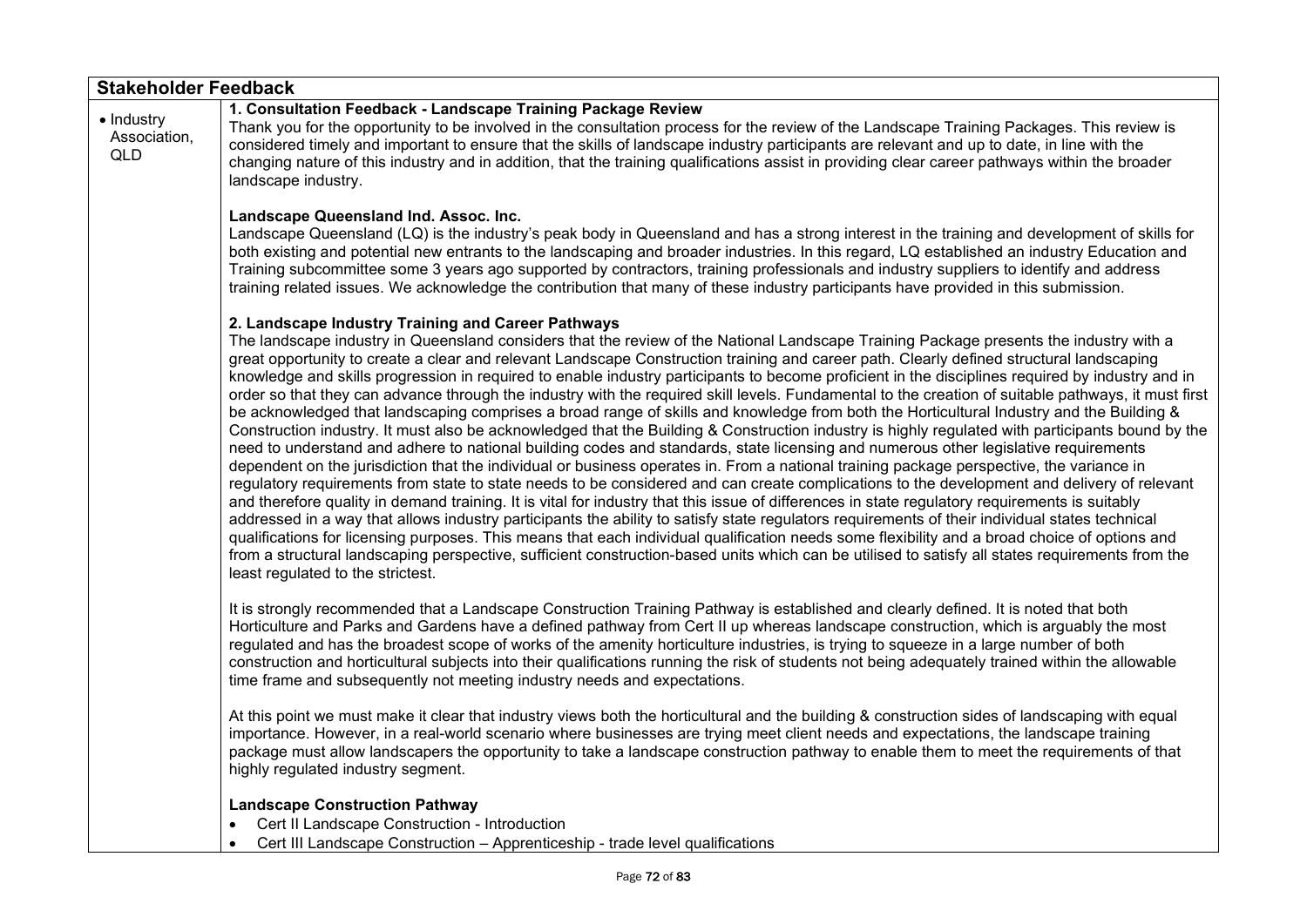| Stakeholder Feedback | |
|---|---|
| • Industry Association, QLD | **1. Consultation Feedback - Landscape Training Package Review**<br>Thank you for the opportunity to be involved in the consultation process for the review of the Landscape Training Packages. This review is considered timely and important to ensure that the skills of landscape industry participants are relevant and up to date, in line with the changing nature of this industry and in addition, that the training qualifications assist in providing clear career pathways within the broader landscape industry.<br><br>**Landscape Queensland Ind. Assoc. Inc.**<br>Landscape Queensland (LQ) is the industry's peak body in Queensland and has a strong interest in the training and development of skills for both existing and potential new entrants to the landscaping and broader industries. In this regard, LQ established an industry Education and Training subcommittee some 3 years ago supported by contractors, training professionals and industry suppliers to identify and address training related issues. We acknowledge the contribution that many of these industry participants have provided in this submission.<br><br>**2. Landscape Industry Training and Career Pathways**<br>The landscape industry in Queensland considers that the review of the National Landscape Training Package presents the industry with a great opportunity to create a clear and relevant Landscape Construction training and career path. Clearly defined structural landscaping knowledge and skills progression in required to enable industry participants to become proficient in the disciplines required by industry and in order so that they can advance through the industry with the required skill levels. Fundamental to the creation of suitable pathways, it must first be acknowledged that landscaping comprises a broad range of skills and knowledge from both the Horticultural Industry and the Building & Construction industry. It must also be acknowledged that the Building & Construction industry is highly regulated with participants bound by the need to understand and adhere to national building codes and standards, state licensing and numerous other legislative requirements dependent on the jurisdiction that the individual or business operates in. From a national training package perspective, the variance in regulatory requirements from state to state needs to be considered and can create complications to the development and delivery of relevant and therefore quality in demand training. It is vital for industry that this issue of differences in state regulatory requirements is suitably addressed in a way that allows industry participants the ability to satisfy state regulators requirements of their individual states technical qualifications for licensing purposes. This means that each individual qualification needs some flexibility and a broad choice of options and from a structural landscaping perspective, sufficient construction-based units which can be utilised to satisfy all states requirements from the least regulated to the strictest.<br><br>It is strongly recommended that a Landscape Construction Training Pathway is established and clearly defined. It is noted that both Horticulture and Parks and Gardens have a defined pathway from Cert II up whereas landscape construction, which is arguably the most regulated and has the broadest scope of works of the amenity horticulture industries, is trying to squeeze in a large number of both construction and horticultural subjects into their qualifications running the risk of students not being adequately trained within the allowable time frame and subsequently not meeting industry needs and expectations.<br><br>At this point we must make it clear that industry views both the horticultural and the building & construction sides of landscaping with equal importance. However, in a real-world scenario where businesses are trying meet client needs and expectations, the landscape training package must allow landscapers the opportunity to take a landscape construction pathway to enable them to meet the requirements of that highly regulated industry segment.<br><br>**Landscape Construction Pathway**<br>• Cert II Landscape Construction - Introduction<br>• Cert III Landscape Construction – Apprenticeship - trade level qualifications |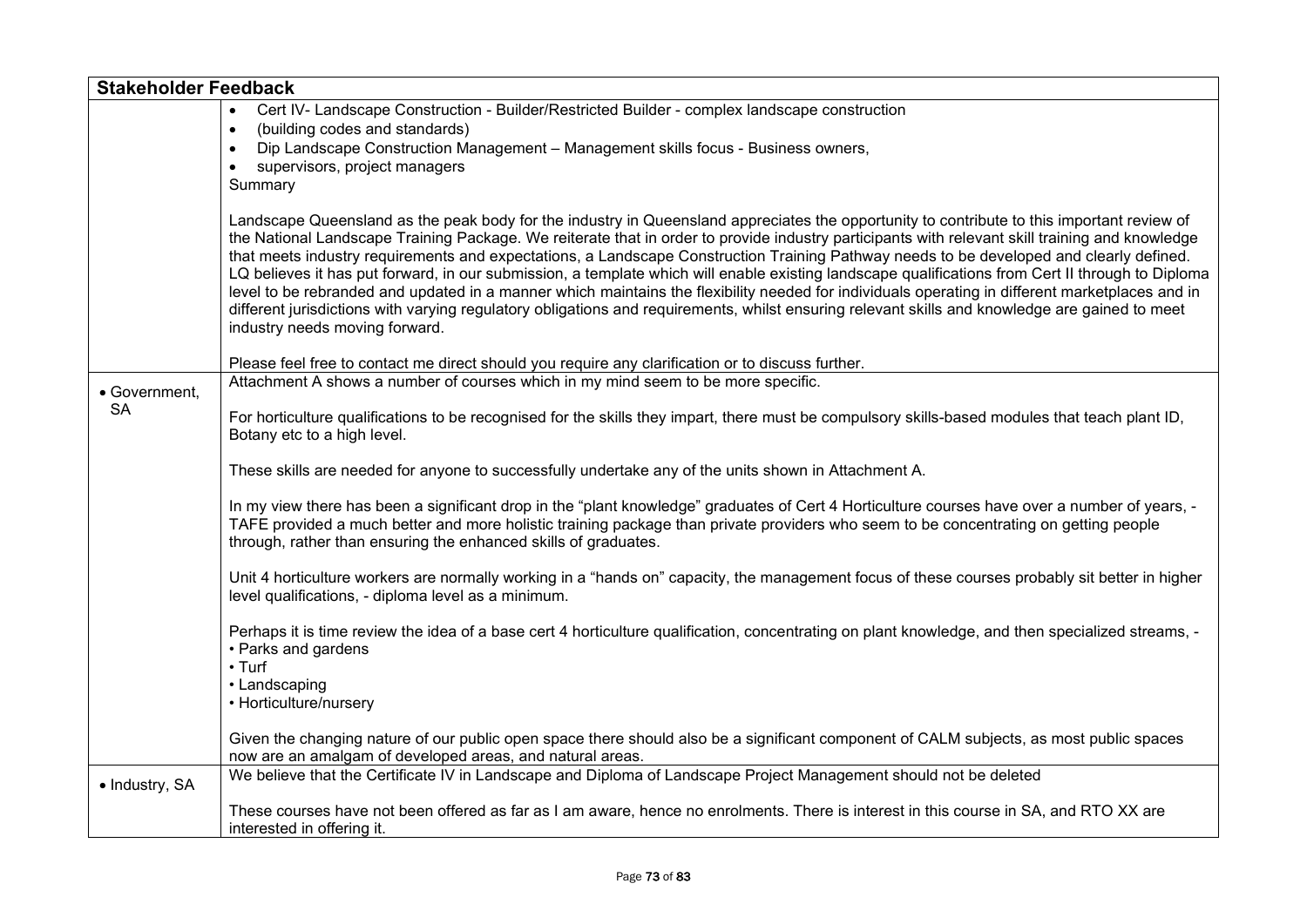| Stakeholder Feedback | |
|---|---|
| | • Cert IV- Landscape Construction - Builder/Restricted Builder - complex landscape construction<br>• (building codes and standards)<br>• Dip Landscape Construction Management – Management skills focus - Business owners,<br>• supervisors, project managers<br>Summary<br><br>Landscape Queensland as the peak body for the industry in Queensland appreciates the opportunity to contribute to this important review of the National Landscape Training Package. We reiterate that in order to provide industry participants with relevant skill training and knowledge that meets industry requirements and expectations, a Landscape Construction Training Pathway needs to be developed and clearly defined. LQ believes it has put forward, in our submission, a template which will enable existing landscape qualifications from Cert II through to Diploma level to be rebranded and updated in a manner which maintains the flexibility needed for individuals operating in different marketplaces and in different jurisdictions with varying regulatory obligations and requirements, whilst ensuring relevant skills and knowledge are gained to meet industry needs moving forward.<br><br>Please feel free to contact me direct should you require any clarification or to discuss further. |
| • Government, SA | Attachment A shows a number of courses which in my mind seem to be more specific.<br><br>For horticulture qualifications to be recognised for the skills they impart, there must be compulsory skills-based modules that teach plant ID, Botany etc to a high level.<br><br>These skills are needed for anyone to successfully undertake any of the units shown in Attachment A.<br><br>In my view there has been a significant drop in the "plant knowledge" graduates of Cert 4 Horticulture courses have over a number of years, - TAFE provided a much better and more holistic training package than private providers who seem to be concentrating on getting people through, rather than ensuring the enhanced skills of graduates.<br><br>Unit 4 horticulture workers are normally working in a "hands on" capacity, the management focus of these courses probably sit better in higher level qualifications, - diploma level as a minimum.<br><br>Perhaps it is time review the idea of a base cert 4 horticulture qualification, concentrating on plant knowledge, and then specialized streams, -<br>• Parks and gardens<br>• Turf<br>• Landscaping<br>• Horticulture/nursery<br><br>Given the changing nature of our public open space there should also be a significant component of CALM subjects, as most public spaces now are an amalgam of developed areas, and natural areas. |
| • Industry, SA | We believe that the Certificate IV in Landscape and Diploma of Landscape Project Management should not be deleted<br><br>These courses have not been offered as far as I am aware, hence no enrolments. There is interest in this course in SA, and RTO XX are interested in offering it. |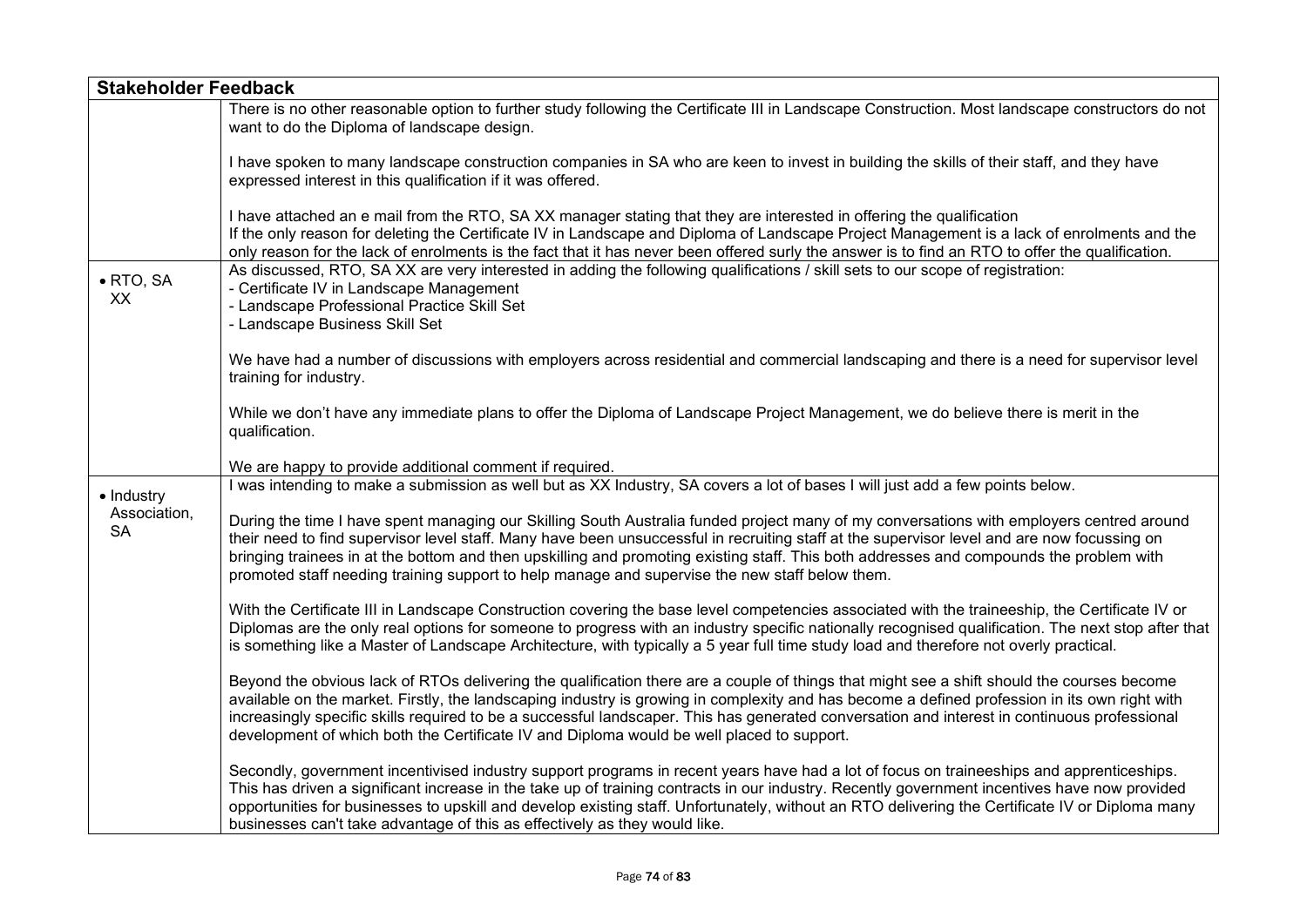| Stakeholder Feedback | |
|---|---|
| | There is no other reasonable option to further study following the Certificate III in Landscape Construction. Most landscape constructors do not want to do the Diploma of landscape design.<br><br>I have spoken to many landscape construction companies in SA who are keen to invest in building the skills of their staff, and they have expressed interest in this qualification if it was offered.<br><br>I have attached an e mail from the RTO, SA XX manager stating that they are interested in offering the qualification<br>If the only reason for deleting the Certificate IV in Landscape and Diploma of Landscape Project Management is a lack of enrolments and the only reason for the lack of enrolments is the fact that it has never been offered surly the answer is to find an RTO to offer the qualification. |
| • RTO, SA XX | As discussed, RTO, SA XX are very interested in adding the following qualifications / skill sets to our scope of registration:<br>- Certificate IV in Landscape Management<br>- Landscape Professional Practice Skill Set<br>- Landscape Business Skill Set<br><br>We have had a number of discussions with employers across residential and commercial landscaping and there is a need for supervisor level training for industry.<br><br>While we don't have any immediate plans to offer the Diploma of Landscape Project Management, we do believe there is merit in the qualification.<br><br>We are happy to provide additional comment if required. |
| • Industry Association, SA | I was intending to make a submission as well but as XX Industry, SA covers a lot of bases I will just add a few points below.<br><br>During the time I have spent managing our Skilling South Australia funded project many of my conversations with employers centred around their need to find supervisor level staff. Many have been unsuccessful in recruiting staff at the supervisor level and are now focussing on bringing trainees in at the bottom and then upskilling and promoting existing staff. This both addresses and compounds the problem with promoted staff needing training support to help manage and supervise the new staff below them.<br><br>With the Certificate III in Landscape Construction covering the base level competencies associated with the traineeship, the Certificate IV or Diplomas are the only real options for someone to progress with an industry specific nationally recognised qualification. The next stop after that is something like a Master of Landscape Architecture, with typically a 5 year full time study load and therefore not overly practical.<br><br>Beyond the obvious lack of RTOs delivering the qualification there are a couple of things that might see a shift should the courses become available on the market. Firstly, the landscaping industry is growing in complexity and has become a defined profession in its own right with increasingly specific skills required to be a successful landscaper. This has generated conversation and interest in continuous professional development of which both the Certificate IV and Diploma would be well placed to support.<br><br>Secondly, government incentivised industry support programs in recent years have had a lot of focus on traineeships and apprenticeships. This has driven a significant increase in the take up of training contracts in our industry. Recently government incentives have now provided opportunities for businesses to upskill and develop existing staff. Unfortunately, without an RTO delivering the Certificate IV or Diploma many businesses can't take advantage of this as effectively as they would like. |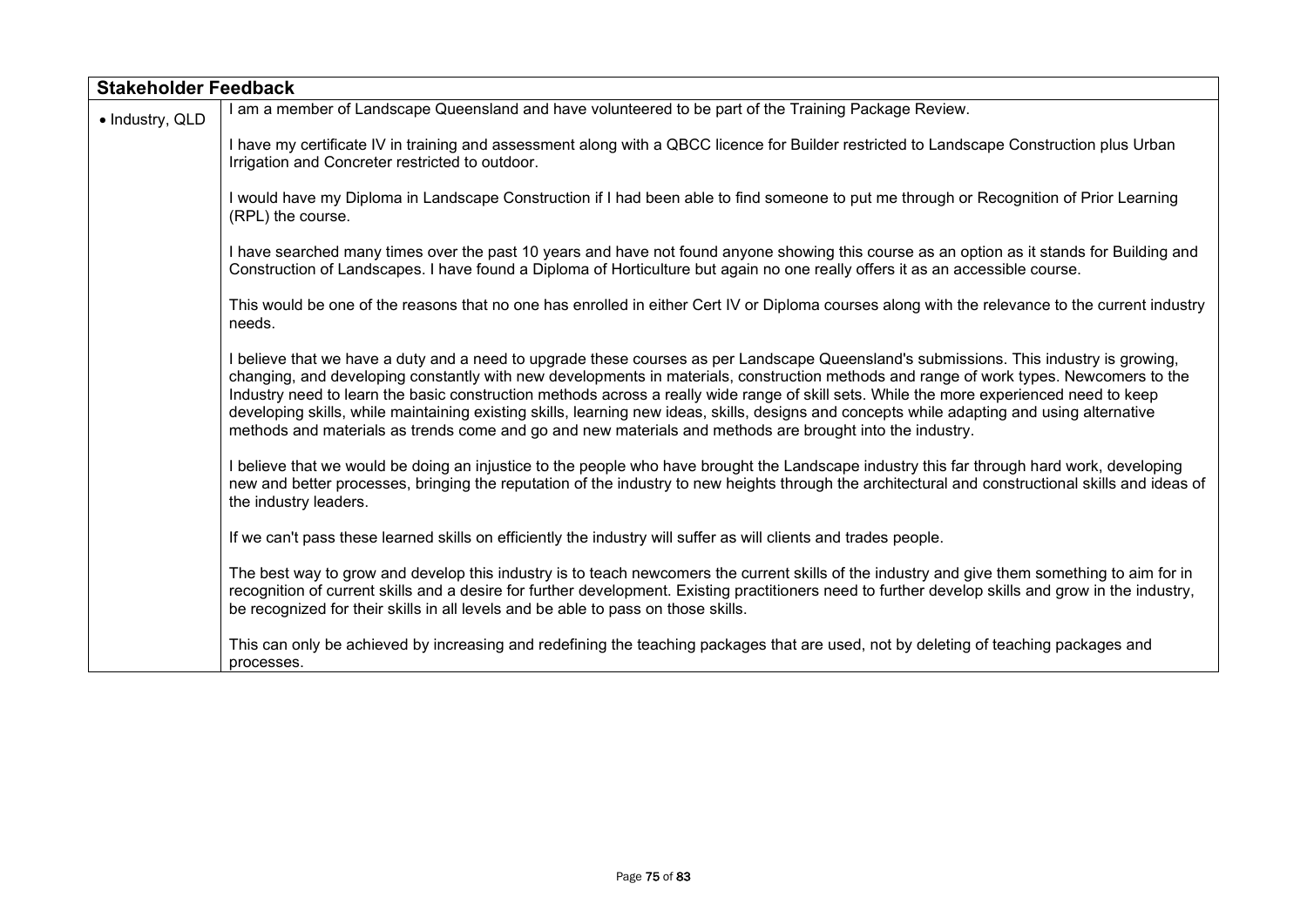| Stakeholder Feedback | |
|---|---|
| • Industry, QLD | I am a member of Landscape Queensland and have volunteered to be part of the Training Package Review.<br><br>I have my certificate IV in training and assessment along with a QBCC licence for Builder restricted to Landscape Construction plus Urban Irrigation and Concreter restricted to outdoor.<br><br>I would have my Diploma in Landscape Construction if I had been able to find someone to put me through or Recognition of Prior Learning (RPL) the course.<br><br>I have searched many times over the past 10 years and have not found anyone showing this course as an option as it stands for Building and Construction of Landscapes. I have found a Diploma of Horticulture but again no one really offers it as an accessible course.<br><br>This would be one of the reasons that no one has enrolled in either Cert IV or Diploma courses along with the relevance to the current industry needs.<br><br>I believe that we have a duty and a need to upgrade these courses as per Landscape Queensland's submissions. This industry is growing, changing, and developing constantly with new developments in materials, construction methods and range of work types. Newcomers to the Industry need to learn the basic construction methods across a really wide range of skill sets. While the more experienced need to keep developing skills, while maintaining existing skills, learning new ideas, skills, designs and concepts while adapting and using alternative methods and materials as trends come and go and new materials and methods are brought into the industry.<br><br>I believe that we would be doing an injustice to the people who have brought the Landscape industry this far through hard work, developing new and better processes, bringing the reputation of the industry to new heights through the architectural and constructional skills and ideas of the industry leaders.<br><br>If we can't pass these learned skills on efficiently the industry will suffer as will clients and trades people.<br><br>The best way to grow and develop this industry is to teach newcomers the current skills of the industry and give them something to aim for in recognition of current skills and a desire for further development. Existing practitioners need to further develop skills and grow in the industry, be recognized for their skills in all levels and be able to pass on those skills.<br><br>This can only be achieved by increasing and redefining the teaching packages that are used, not by deleting of teaching packages and processes. |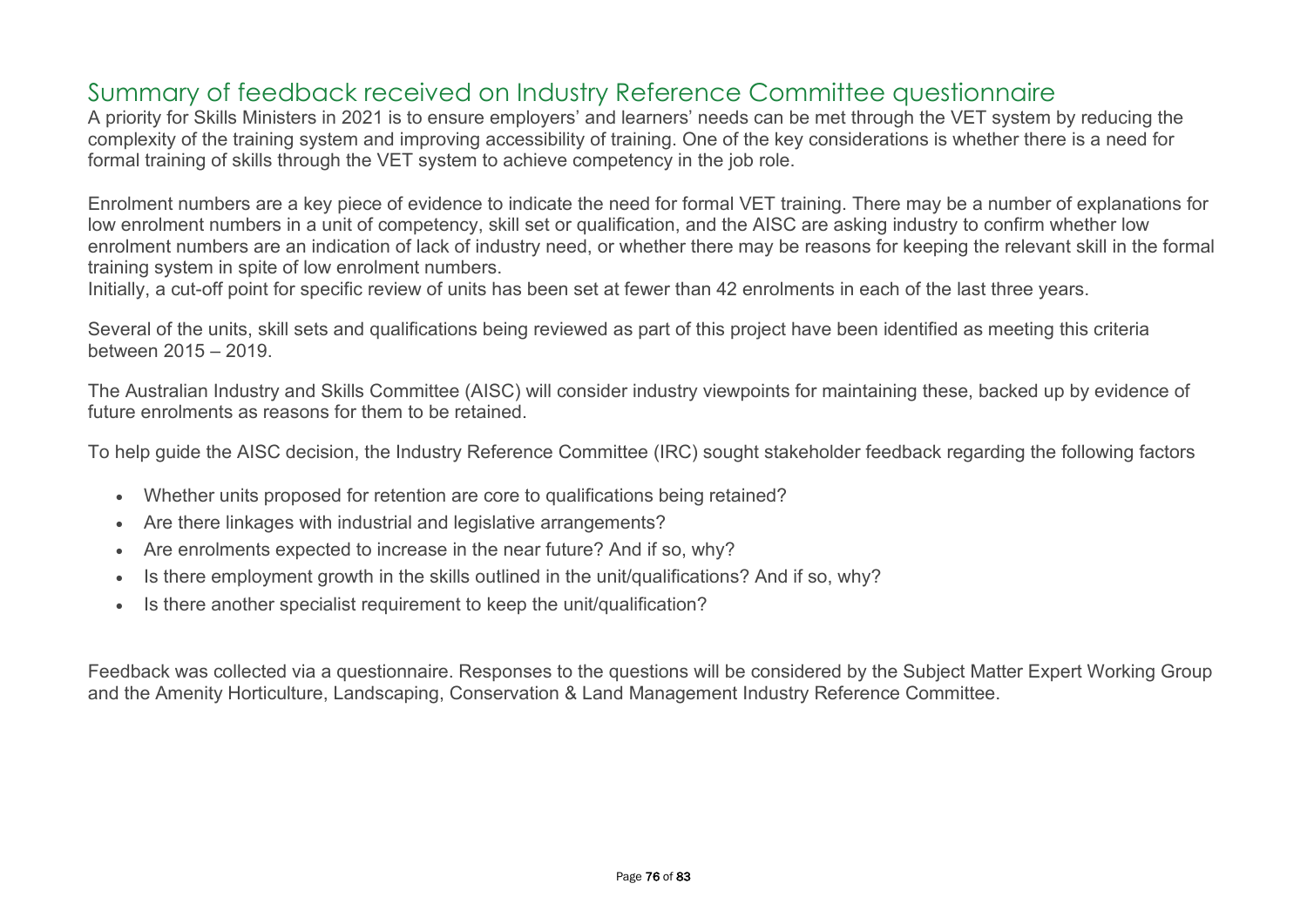# Summary of feedback received on Industry Reference Committee questionnaire

A priority for Skills Ministers in 2021 is to ensure employers' and learners' needs can be met through the VET system by reducing the complexity of the training system and improving accessibility of training. One of the key considerations is whether there is a need for formal training of skills through the VET system to achieve competency in the job role.

Enrolment numbers are a key piece of evidence to indicate the need for formal VET training. There may be a number of explanations for low enrolment numbers in a unit of competency, skill set or qualification, and the AISC are asking industry to confirm whether low enrolment numbers are an indication of lack of industry need, or whether there may be reasons for keeping the relevant skill in the formal training system in spite of low enrolment numbers.
Initially, a cut-off point for specific review of units has been set at fewer than 42 enrolments in each of the last three years.

Several of the units, skill sets and qualifications being reviewed as part of this project have been identified as meeting this criteria between 2015 – 2019.

The Australian Industry and Skills Committee (AISC) will consider industry viewpoints for maintaining these, backed up by evidence of future enrolments as reasons for them to be retained.

To help guide the AISC decision, the Industry Reference Committee (IRC) sought stakeholder feedback regarding the following factors

- Whether units proposed for retention are core to qualifications being retained?
- Are there linkages with industrial and legislative arrangements?
- Are enrolments expected to increase in the near future? And if so, why?
- Is there employment growth in the skills outlined in the unit/qualifications? And if so, why?
- Is there another specialist requirement to keep the unit/qualification?

Feedback was collected via a questionnaire. Responses to the questions will be considered by the Subject Matter Expert Working Group and the Amenity Horticulture, Landscaping, Conservation & Land Management Industry Reference Committee.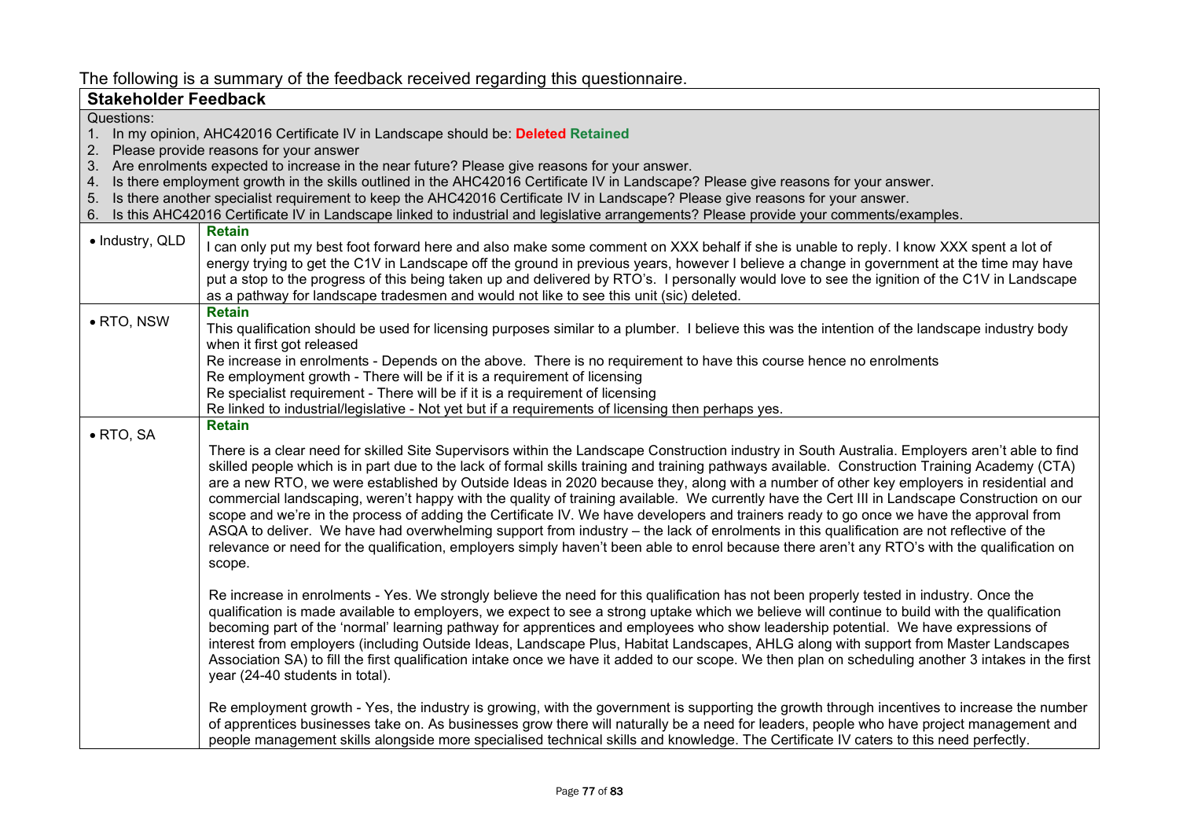The following is a summary of the feedback received regarding this questionnaire.

| Stakeholder Feedback | |
|---|---|
| Questions:<br>1. In my opinion, AHC42016 Certificate IV in Landscape should be: **Deleted** **Retained**<br>2. Please provide reasons for your answer<br>3. Are enrolments expected to increase in the near future? Please give reasons for your answer.<br>4. Is there employment growth in the skills outlined in the AHC42016 Certificate IV in Landscape? Please give reasons for your answer.<br>5. Is there another specialist requirement to keep the AHC42016 Certificate IV in Landscape? Please give reasons for your answer.<br>6. Is this AHC42016 Certificate IV in Landscape linked to industrial and legislative arrangements? Please provide your comments/examples. | |
| • Industry, QLD | **Retain**<br>I can only put my best foot forward here and also make some comment on XXX behalf if she is unable to reply. I know XXX spent a lot of energy trying to get the C1V in Landscape off the ground in previous years, however I believe a change in government at the time may have put a stop to the progress of this being taken up and delivered by RTO's. I personally would love to see the ignition of the C1V in Landscape as a pathway for landscape tradesmen and would not like to see this unit (sic) deleted. |
| • RTO, NSW | **Retain**<br>This qualification should be used for licensing purposes similar to a plumber. I believe this was the intention of the landscape industry body when it first got released<br>Re increase in enrolments - Depends on the above. There is no requirement to have this course hence no enrolments<br>Re employment growth - There will be if it is a requirement of licensing<br>Re specialist requirement - There will be if it is a requirement of licensing<br>Re linked to industrial/legislative - Not yet but if a requirements of licensing then perhaps yes. |
| • RTO, SA | **Retain**<br>There is a clear need for skilled Site Supervisors within the Landscape Construction industry in South Australia. Employers aren't able to find skilled people which is in part due to the lack of formal skills training and training pathways available. Construction Training Academy (CTA) are a new RTO, we were established by Outside Ideas in 2020 because they, along with a number of other key employers in residential and commercial landscaping, weren't happy with the quality of training available. We currently have the Cert III in Landscape Construction on our scope and we're in the process of adding the Certificate IV. We have developers and trainers ready to go once we have the approval from ASQA to deliver. We have had overwhelming support from industry – the lack of enrolments in this qualification are not reflective of the relevance or need for the qualification, employers simply haven't been able to enrol because there aren't any RTO's with the qualification on scope.<br><br>Re increase in enrolments - Yes. We strongly believe the need for this qualification has not been properly tested in industry. Once the qualification is made available to employers, we expect to see a strong uptake which we believe will continue to build with the qualification becoming part of the 'normal' learning pathway for apprentices and employees who show leadership potential. We have expressions of interest from employers (including Outside Ideas, Landscape Plus, Habitat Landscapes, AHLG along with support from Master Landscapes Association SA) to fill the first qualification intake once we have it added to our scope. We then plan on scheduling another 3 intakes in the first year (24-40 students in total).<br><br>Re employment growth - Yes, the industry is growing, with the government is supporting the growth through incentives to increase the number of apprentices businesses take on. As businesses grow there will naturally be a need for leaders, people who have project management and people management skills alongside more specialised technical skills and knowledge. The Certificate IV caters to this need perfectly. |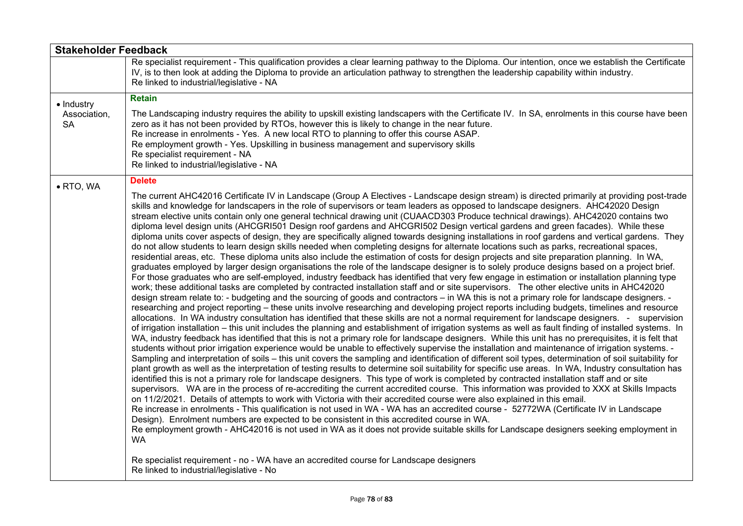| Stakeholder Feedback | |
|---|---|
| | Re specialist requirement - This qualification provides a clear learning pathway to the Diploma. Our intention, once we establish the Certificate IV, is to then look at adding the Diploma to provide an articulation pathway to strengthen the leadership capability within industry.<br>Re linked to industrial/legislative - NA |
| • Industry Association, SA | **Retain**<br><br>The Landscaping industry requires the ability to upskill existing landscapers with the Certificate IV. In SA, enrolments in this course have been zero as it has not been provided by RTOs, however this is likely to change in the near future.<br>Re increase in enrolments - Yes. A new local RTO to planning to offer this course ASAP.<br>Re employment growth - Yes. Upskilling in business management and supervisory skills<br>Re specialist requirement - NA<br>Re linked to industrial/legislative - NA |
| • RTO, WA | **Delete**<br><br>The current AHC42016 Certificate IV in Landscape (Group A Electives - Landscape design stream) is directed primarily at providing post-trade skills and knowledge for landscapers in the role of supervisors or team leaders as opposed to landscape designers. AHC42020 Design stream elective units contain only one general technical drawing unit (CUAACD303 Produce technical drawings). AHC42020 contains two diploma level design units (AHCGRI501 Design roof gardens and AHCGRI502 Design vertical gardens and green facades). While these diploma units cover aspects of design, they are specifically aligned towards designing installations in roof gardens and vertical gardens. They do not allow students to learn design skills needed when completing designs for alternate locations such as parks, recreational spaces, residential areas, etc. These diploma units also include the estimation of costs for design projects and site preparation planning. In WA, graduates employed by larger design organisations the role of the landscape designer is to solely produce designs based on a project brief. For those graduates who are self-employed, industry feedback has identified that very few engage in estimation or installation planning type work; these additional tasks are completed by contracted installation staff and or site supervisors. The other elective units in AHC42020 design stream relate to: - budgeting and the sourcing of goods and contractors – in WA this is not a primary role for landscape designers. - researching and project reporting – these units involve researching and developing project reports including budgets, timelines and resource allocations. In WA industry consultation has identified that these skills are not a normal requirement for landscape designers. - supervision of irrigation installation – this unit includes the planning and establishment of irrigation systems as well as fault finding of installed systems. In WA, industry feedback has identified that this is not a primary role for landscape designers. While this unit has no prerequisites, it is felt that students without prior irrigation experience would be unable to effectively supervise the installation and maintenance of irrigation systems. - Sampling and interpretation of soils – this unit covers the sampling and identification of different soil types, determination of soil suitability for plant growth as well as the interpretation of testing results to determine soil suitability for specific use areas. In WA, Industry consultation has identified this is not a primary role for landscape designers. This type of work is completed by contracted installation staff and or site supervisors. WA are in the process of re-accrediting the current accredited course. This information was provided to XXX at Skills Impacts on 11/2/2021. Details of attempts to work with Victoria with their accredited course were also explained in this email.<br>Re increase in enrolments - This qualification is not used in WA - WA has an accredited course - 52772WA (Certificate IV in Landscape Design). Enrolment numbers are expected to be consistent in this accredited course in WA.<br>Re employment growth - AHC42016 is not used in WA as it does not provide suitable skills for Landscape designers seeking employment in WA<br><br>Re specialist requirement - no - WA have an accredited course for Landscape designers<br>Re linked to industrial/legislative - No |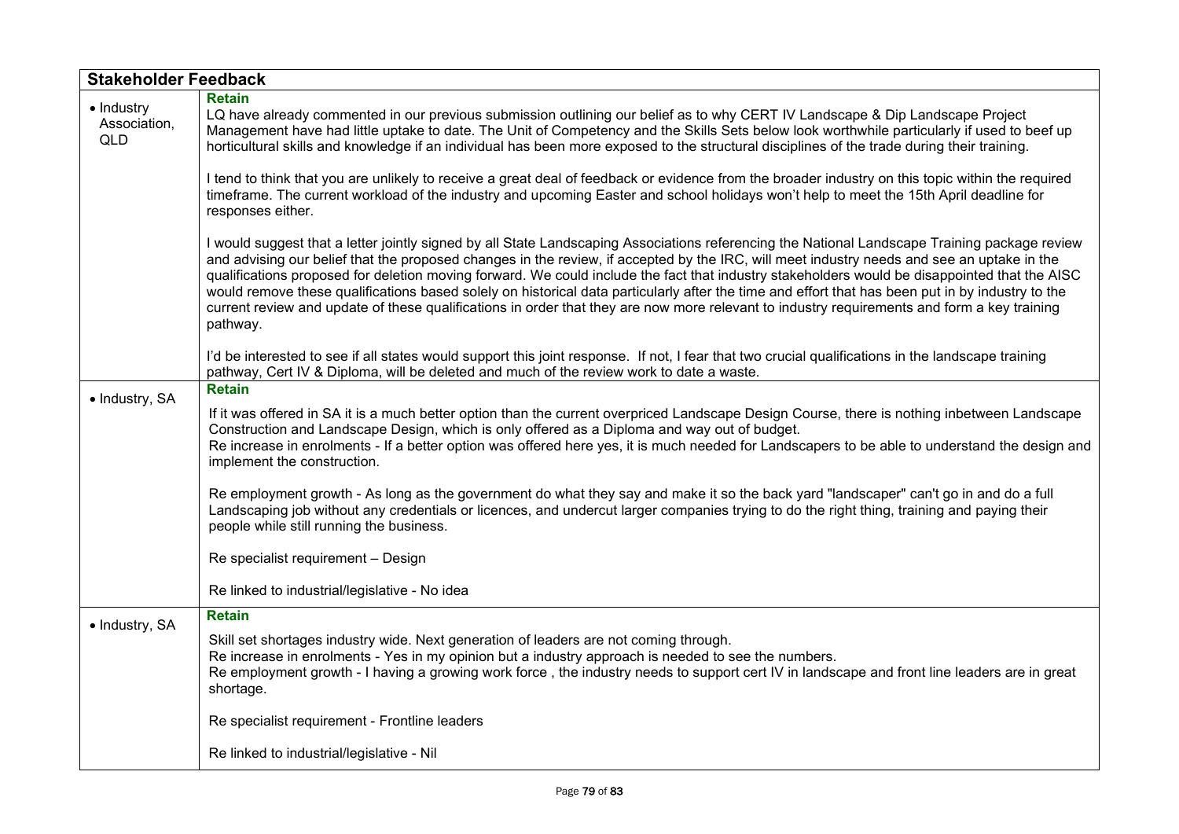| Stakeholder Feedback | |
|---|---|
| • Industry Association, QLD | **Retain**<br>LQ have already commented in our previous submission outlining our belief as to why CERT IV Landscape & Dip Landscape Project Management have had little uptake to date. The Unit of Competency and the Skills Sets below look worthwhile particularly if used to beef up horticultural skills and knowledge if an individual has been more exposed to the structural disciplines of the trade during their training.<br><br>I tend to think that you are unlikely to receive a great deal of feedback or evidence from the broader industry on this topic within the required timeframe. The current workload of the industry and upcoming Easter and school holidays won't help to meet the 15th April deadline for responses either.<br><br>I would suggest that a letter jointly signed by all State Landscaping Associations referencing the National Landscape Training package review and advising our belief that the proposed changes in the review, if accepted by the IRC, will meet industry needs and see an uptake in the qualifications proposed for deletion moving forward. We could include the fact that industry stakeholders would be disappointed that the AISC would remove these qualifications based solely on historical data particularly after the time and effort that has been put in by industry to the current review and update of these qualifications in order that they are now more relevant to industry requirements and form a key training pathway.<br><br>I'd be interested to see if all states would support this joint response. If not, I fear that two crucial qualifications in the landscape training pathway, Cert IV & Diploma, will be deleted and much of the review work to date a waste. |
| • Industry, SA | **Retain**<br>If it was offered in SA it is a much better option than the current overpriced Landscape Design Course, there is nothing inbetween Landscape Construction and Landscape Design, which is only offered as a Diploma and way out of budget.<br>Re increase in enrolments - If a better option was offered here yes, it is much needed for Landscapers to be able to understand the design and implement the construction.<br><br>Re employment growth - As long as the government do what they say and make it so the back yard "landscaper" can't go in and do a full Landscaping job without any credentials or licences, and undercut larger companies trying to do the right thing, training and paying their people while still running the business.<br><br>Re specialist requirement – Design<br><br>Re linked to industrial/legislative - No idea |
| • Industry, SA | **Retain**<br>Skill set shortages industry wide. Next generation of leaders are not coming through.<br>Re increase in enrolments - Yes in my opinion but a industry approach is needed to see the numbers.<br>Re employment growth - I having a growing work force , the industry needs to support cert IV in landscape and front line leaders are in great shortage.<br><br>Re specialist requirement - Frontline leaders<br><br>Re linked to industrial/legislative - Nil |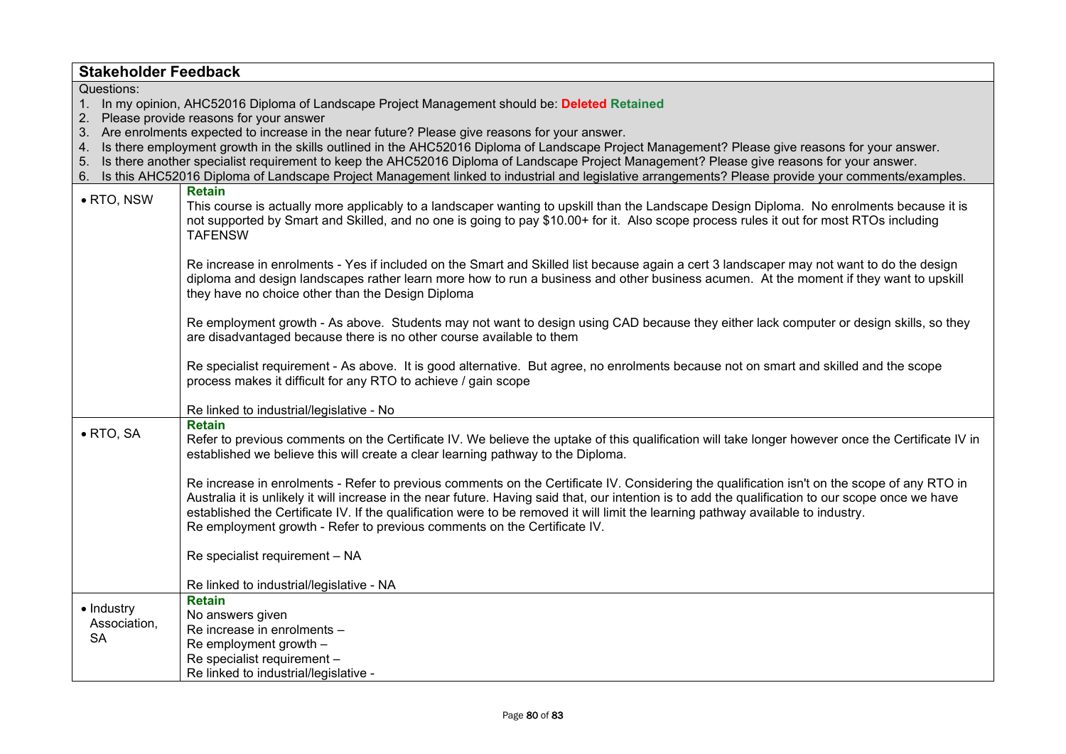| **Stakeholder Feedback** | |
|---|---|
| Questions:<br>1. In my opinion, AHC52016 Diploma of Landscape Project Management should be: **Deleted** **Retained**<br>2. Please provide reasons for your answer<br>3. Are enrolments expected to increase in the near future? Please give reasons for your answer.<br>4. Is there employment growth in the skills outlined in the AHC52016 Diploma of Landscape Project Management? Please give reasons for your answer.<br>5. Is there another specialist requirement to keep the AHC52016 Diploma of Landscape Project Management? Please give reasons for your answer.<br>6. Is this AHC52016 Diploma of Landscape Project Management linked to industrial and legislative arrangements? Please provide your comments/examples. | |
| • RTO, NSW | **Retain**<br>This course is actually more applicably to a landscaper wanting to upskill than the Landscape Design Diploma. No enrolments because it is not supported by Smart and Skilled, and no one is going to pay $10.00+ for it. Also scope process rules it out for most RTOs including TAFENSW<br><br>Re increase in enrolments - Yes if included on the Smart and Skilled list because again a cert 3 landscaper may not want to do the design diploma and design landscapes rather learn more how to run a business and other business acumen. At the moment if they want to upskill they have no choice other than the Design Diploma<br><br>Re employment growth - As above. Students may not want to design using CAD because they either lack computer or design skills, so they are disadvantaged because there is no other course available to them<br><br>Re specialist requirement - As above. It is good alternative. But agree, no enrolments because not on smart and skilled and the scope process makes it difficult for any RTO to achieve / gain scope<br><br>Re linked to industrial/legislative - No |
| • RTO, SA | **Retain**<br>Refer to previous comments on the Certificate IV. We believe the uptake of this qualification will take longer however once the Certificate IV in established we believe this will create a clear learning pathway to the Diploma.<br><br>Re increase in enrolments - Refer to previous comments on the Certificate IV. Considering the qualification isn't on the scope of any RTO in Australia it is unlikely it will increase in the near future. Having said that, our intention is to add the qualification to our scope once we have established the Certificate IV. If the qualification were to be removed it will limit the learning pathway available to industry.<br>Re employment growth - Refer to previous comments on the Certificate IV.<br><br>Re specialist requirement – NA<br><br>Re linked to industrial/legislative - NA |
| • Industry Association, SA | **Retain**<br>No answers given<br>Re increase in enrolments –<br>Re employment growth –<br>Re specialist requirement –<br>Re linked to industrial/legislative - |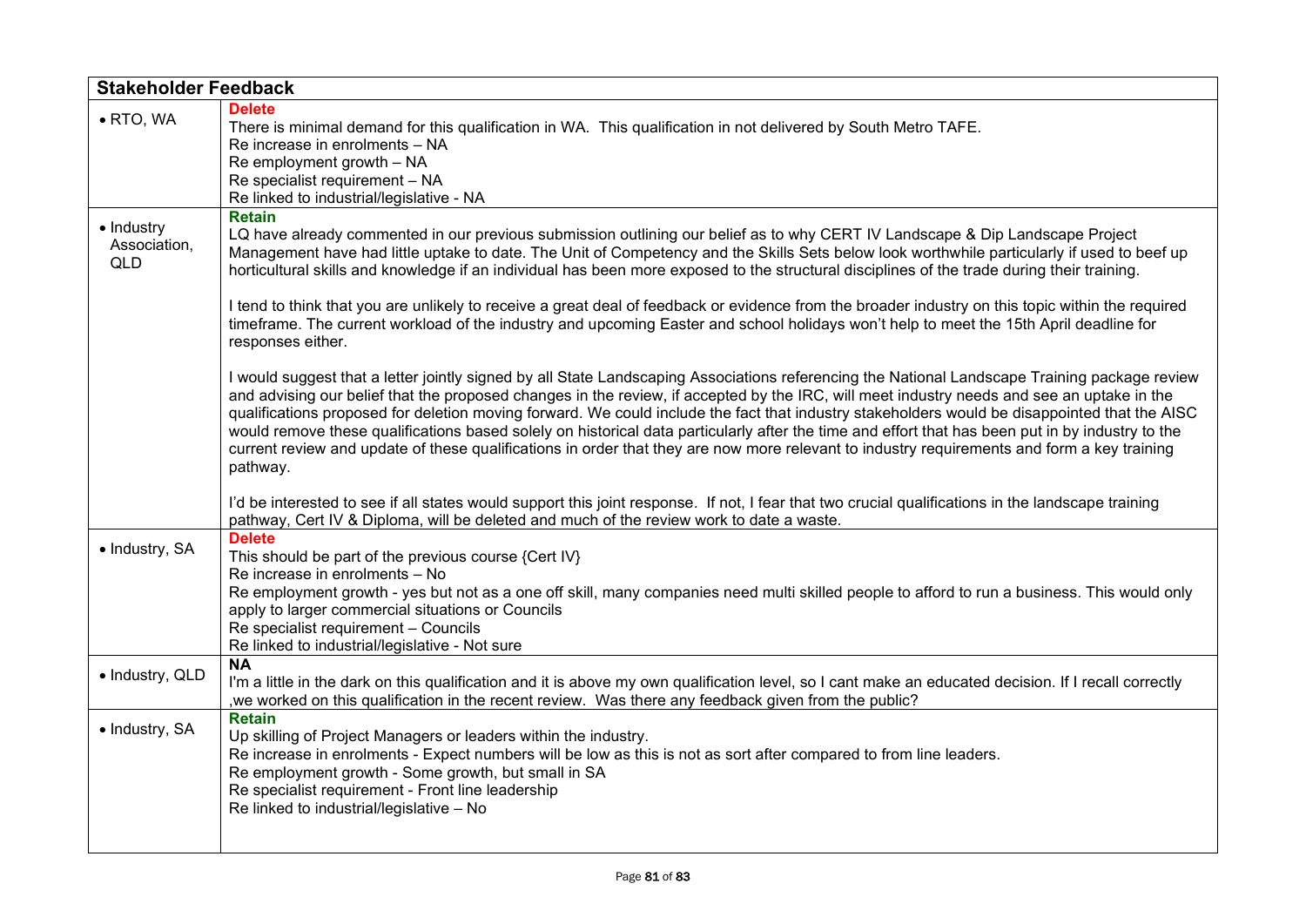| Stakeholder Feedback | |
|---|---|
| • RTO, WA | **Delete**<br>There is minimal demand for this qualification in WA.  This qualification in not delivered by South Metro TAFE.<br>Re increase in enrolments – NA<br>Re employment growth – NA<br>Re specialist requirement – NA<br>Re linked to industrial/legislative - NA |
| • Industry Association, QLD | **Retain**<br>LQ have already commented in our previous submission outlining our belief as to why CERT IV Landscape & Dip Landscape Project Management have had little uptake to date. The Unit of Competency and the Skills Sets below look worthwhile particularly if used to beef up horticultural skills and knowledge if an individual has been more exposed to the structural disciplines of the trade during their training.<br><br>I tend to think that you are unlikely to receive a great deal of feedback or evidence from the broader industry on this topic within the required timeframe. The current workload of the industry and upcoming Easter and school holidays won't help to meet the 15th April deadline for responses either.<br><br>I would suggest that a letter jointly signed by all State Landscaping Associations referencing the National Landscape Training package review and advising our belief that the proposed changes in the review, if accepted by the IRC, will meet industry needs and see an uptake in the qualifications proposed for deletion moving forward. We could include the fact that industry stakeholders would be disappointed that the AISC would remove these qualifications based solely on historical data particularly after the time and effort that has been put in by industry to the current review and update of these qualifications in order that they are now more relevant to industry requirements and form a key training pathway.<br><br>I'd be interested to see if all states would support this joint response.  If not, I fear that two crucial qualifications in the landscape training pathway, Cert IV & Diploma, will be deleted and much of the review work to date a waste. |
| • Industry, SA | **Delete**<br>This should be part of the previous course {Cert IV}<br>Re increase in enrolments – No<br>Re employment growth - yes but not as a one off skill, many companies need multi skilled people to afford to run a business. This would only apply to larger commercial situations or Councils<br>Re specialist requirement – Councils<br>Re linked to industrial/legislative - Not sure |
| • Industry, QLD | **NA**<br>I'm a little in the dark on this qualification and it is above my own qualification level, so I cant make an educated decision. If I recall correctly ,we worked on this qualification in the recent review.  Was there any feedback given from the public? |
| • Industry, SA | **Retain**<br>Up skilling of Project Managers or leaders within the industry.<br>Re increase in enrolments - Expect numbers will be low as this is not as sort after compared to from line leaders.<br>Re employment growth - Some growth, but small in SA<br>Re specialist requirement - Front line leadership<br>Re linked to industrial/legislative – No |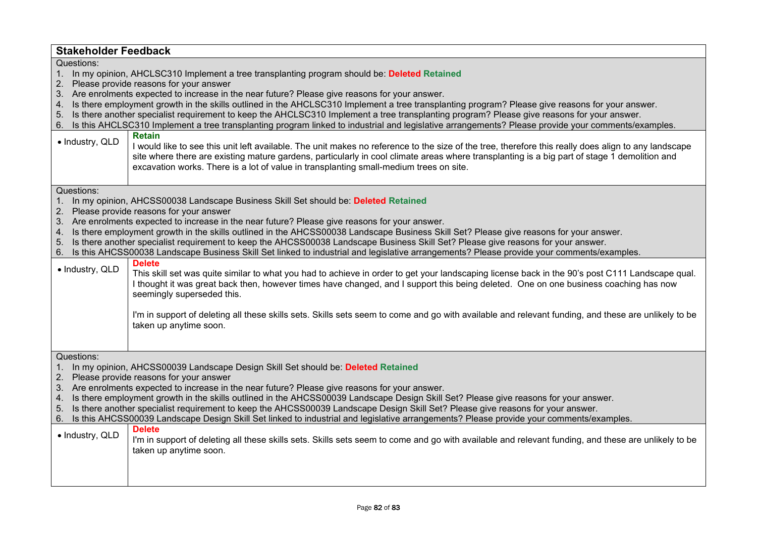| Stakeholder Feedback | |
|---|---|
| Questions:<br>1. In my opinion, AHCLSC310 Implement a tree transplanting program should be: **Deleted** **Retained**<br>2. Please provide reasons for your answer<br>3. Are enrolments expected to increase in the near future? Please give reasons for your answer.<br>4. Is there employment growth in the skills outlined in the AHCLSC310 Implement a tree transplanting program? Please give reasons for your answer.<br>5. Is there another specialist requirement to keep the AHCLSC310 Implement a tree transplanting program? Please give reasons for your answer.<br>6. Is this AHCLSC310 Implement a tree transplanting program linked to industrial and legislative arrangements? Please provide your comments/examples. | |
| • Industry, QLD | **Retain**<br>I would like to see this unit left available. The unit makes no reference to the size of the tree, therefore this really does align to any landscape site where there are existing mature gardens, particularly in cool climate areas where transplanting is a big part of stage 1 demolition and excavation works. There is a lot of value in transplanting small-medium trees on site. |
| Questions:<br>1. In my opinion, AHCSS00038 Landscape Business Skill Set should be: **Deleted** **Retained**<br>2. Please provide reasons for your answer<br>3. Are enrolments expected to increase in the near future? Please give reasons for your answer.<br>4. Is there employment growth in the skills outlined in the AHCSS00038 Landscape Business Skill Set? Please give reasons for your answer.<br>5. Is there another specialist requirement to keep the AHCSS00038 Landscape Business Skill Set? Please give reasons for your answer.<br>6. Is this AHCSS00038 Landscape Business Skill Set linked to industrial and legislative arrangements? Please provide your comments/examples. | |
| • Industry, QLD | **Delete**<br>This skill set was quite similar to what you had to achieve in order to get your landscaping license back in the 90's post C111 Landscape qual. I thought it was great back then, however times have changed, and I support this being deleted. One on one business coaching has now seemingly superseded this.<br><br>I'm in support of deleting all these skills sets. Skills sets seem to come and go with available and relevant funding, and these are unlikely to be taken up anytime soon. |
| Questions:<br>1. In my opinion, AHCSS00039 Landscape Design Skill Set should be: **Deleted** **Retained**<br>2. Please provide reasons for your answer<br>3. Are enrolments expected to increase in the near future? Please give reasons for your answer.<br>4. Is there employment growth in the skills outlined in the AHCSS00039 Landscape Design Skill Set? Please give reasons for your answer.<br>5. Is there another specialist requirement to keep the AHCSS00039 Landscape Design Skill Set? Please give reasons for your answer.<br>6. Is this AHCSS00039 Landscape Design Skill Set linked to industrial and legislative arrangements? Please provide your comments/examples. | |
| • Industry, QLD | **Delete**<br>I'm in support of deleting all these skills sets. Skills sets seem to come and go with available and relevant funding, and these are unlikely to be taken up anytime soon. |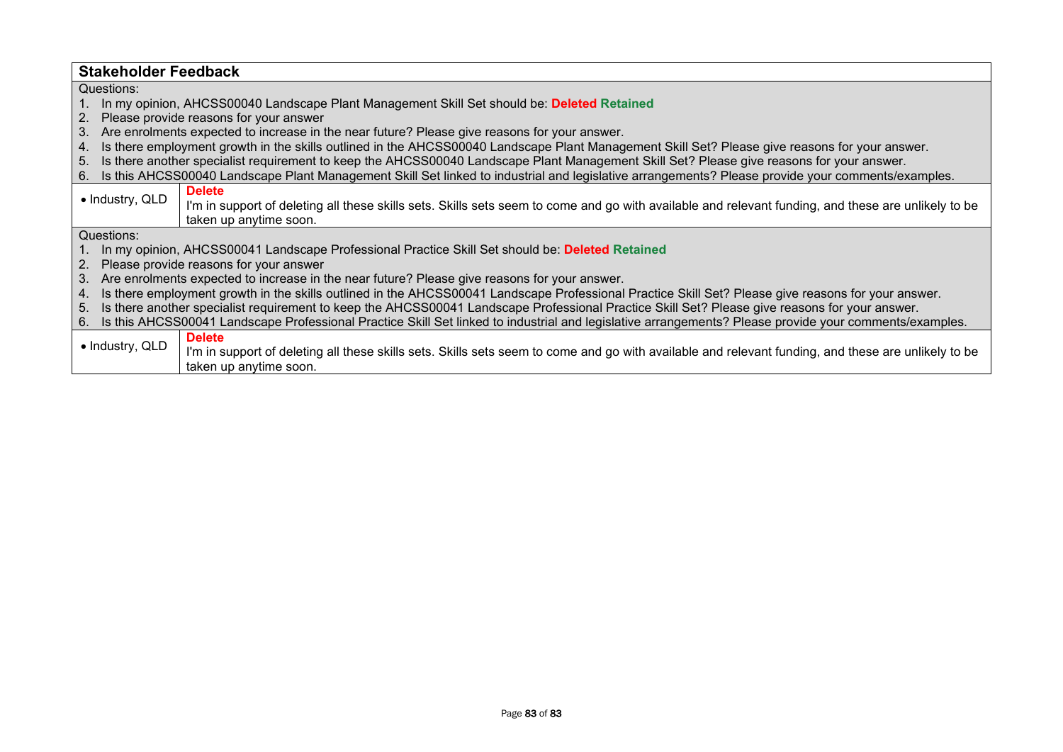| Stakeholder Feedback | |
|---|---|
| Questions:<br>1. In my opinion, AHCSS00040 Landscape Plant Management Skill Set should be: **Deleted** **Retained**<br>2. Please provide reasons for your answer<br>3. Are enrolments expected to increase in the near future? Please give reasons for your answer.<br>4. Is there employment growth in the skills outlined in the AHCSS00040 Landscape Plant Management Skill Set? Please give reasons for your answer.<br>5. Is there another specialist requirement to keep the AHCSS00040 Landscape Plant Management Skill Set? Please give reasons for your answer.<br>6. Is this AHCSS00040 Landscape Plant Management Skill Set linked to industrial and legislative arrangements? Please provide your comments/examples. | |
| • Industry, QLD | **Delete**<br>I'm in support of deleting all these skills sets. Skills sets seem to come and go with available and relevant funding, and these are unlikely to be taken up anytime soon. |
| Questions:<br>1. In my opinion, AHCSS00041 Landscape Professional Practice Skill Set should be: **Deleted** **Retained**<br>2. Please provide reasons for your answer<br>3. Are enrolments expected to increase in the near future? Please give reasons for your answer.<br>4. Is there employment growth in the skills outlined in the AHCSS00041 Landscape Professional Practice Skill Set? Please give reasons for your answer.<br>5. Is there another specialist requirement to keep the AHCSS00041 Landscape Professional Practice Skill Set? Please give reasons for your answer.<br>6. Is this AHCSS00041 Landscape Professional Practice Skill Set linked to industrial and legislative arrangements? Please provide your comments/examples. | |
| • Industry, QLD | **Delete**<br>I'm in support of deleting all these skills sets. Skills sets seem to come and go with available and relevant funding, and these are unlikely to be taken up anytime soon. |